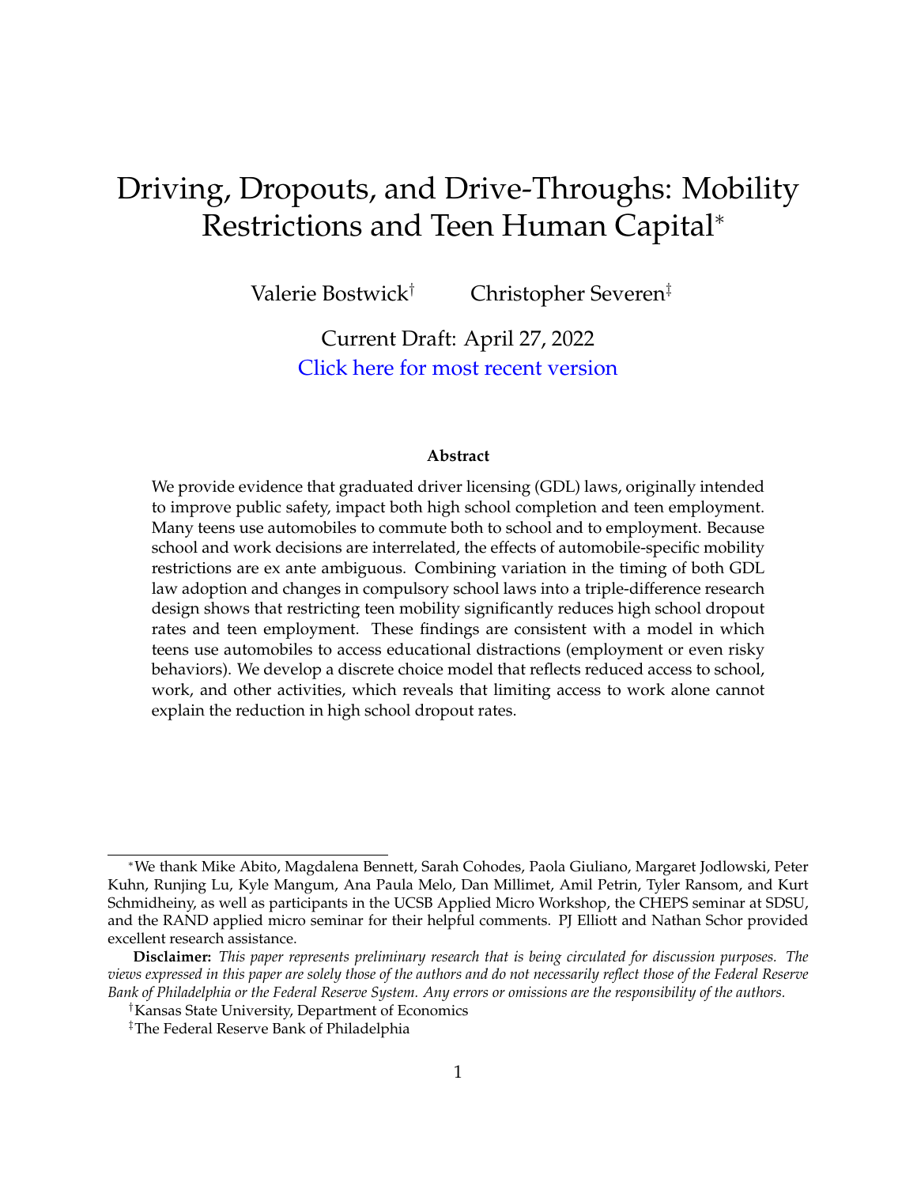# Driving, Dropouts, and Drive-Throughs: Mobility Restrictions and Teen Human Capital*

Valerie Bostwick[†] Christopher Severen[‡]

Current Draft: April 27, 2022

Click here for most recent version

### Abstract

We provide evidence that graduated driver licensing (GDL) laws, originally intended to improve public safety, impact both high school completion and teen employment. Many teens use automobiles to commute both to school and to employment. Because school and work decisions are interrelated, the effects of automobile-specific mobility restrictions are ex ante ambiguous. Combining variation in the timing of both GDL law adoption and changes in compulsory school laws into a triple-difference research design shows that restricting teen mobility significantly reduces high school dropout rates and teen employment. These findings are consistent with a model in which teens use automobiles to access educational distractions (employment or even risky behaviors). We develop a discrete choice model that reflects reduced access to school, work, and other activities, which reveals that limiting access to work alone cannot explain the reduction in high school dropout rates.

---

*We thank Mike Abito, Magdalena Bennett, Sarah Cohodes, Paola Giuliano, Margaret Jodlowski, Peter Kuhn, Runjing Lu, Kyle Mangum, Ana Paula Melo, Dan Millimet, Amil Petrin, Tyler Ransom, and Kurt Schmidheiny, as well as participants in the UCSB Applied Micro Workshop, the CHEPS seminar at SDSU, and the RAND applied micro seminar for their helpful comments. PJ Elliott and Nathan Schor provided excellent research assistance.

**Disclaimer:** *This paper represents preliminary research that is being circulated for discussion purposes. The views expressed in this paper are solely those of the authors and do not necessarily reflect those of the Federal Reserve Bank of Philadelphia or the Federal Reserve System. Any errors or omissions are the responsibility of the authors.*

[†]Kansas State University, Department of Economics

[‡]The Federal Reserve Bank of Philadelphia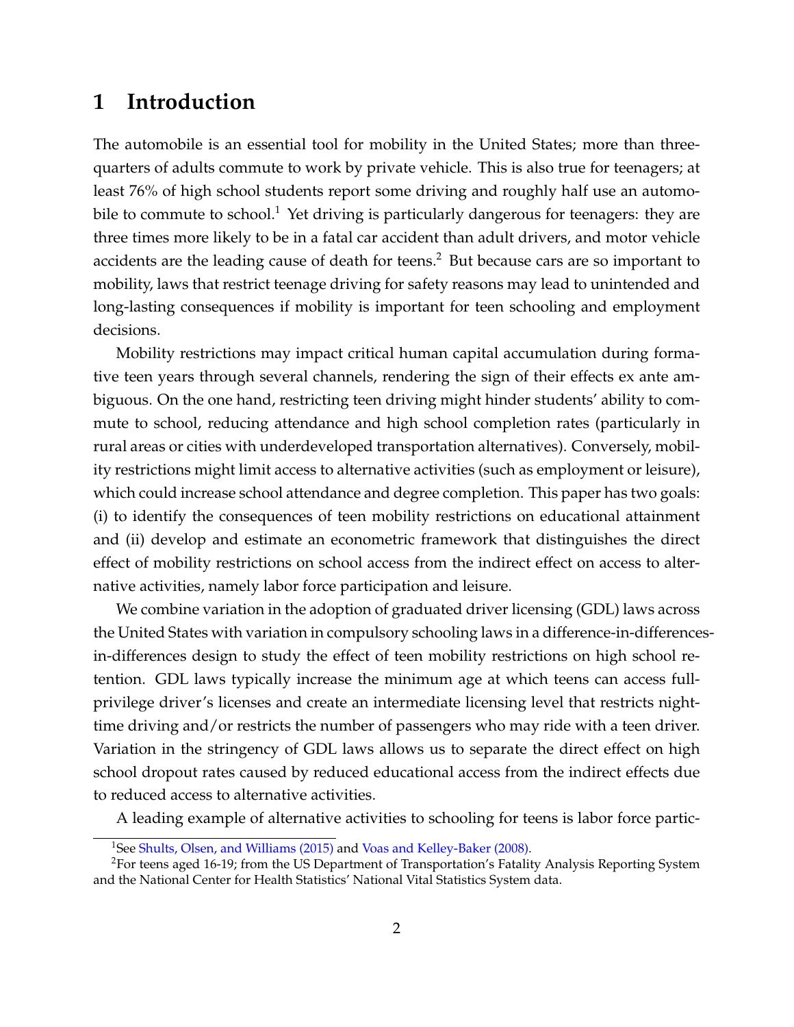# 1 Introduction

The automobile is an essential tool for mobility in the United States; more than three-quarters of adults commute to work by private vehicle. This is also true for teenagers; at least 76% of high school students report some driving and roughly half use an automobile to commute to school.[1] Yet driving is particularly dangerous for teenagers: they are three times more likely to be in a fatal car accident than adult drivers, and motor vehicle accidents are the leading cause of death for teens.[2] But because cars are so important to mobility, laws that restrict teenage driving for safety reasons may lead to unintended and long-lasting consequences if mobility is important for teen schooling and employment decisions.

Mobility restrictions may impact critical human capital accumulation during formative teen years through several channels, rendering the sign of their effects ex ante ambiguous. On the one hand, restricting teen driving might hinder students' ability to commute to school, reducing attendance and high school completion rates (particularly in rural areas or cities with underdeveloped transportation alternatives). Conversely, mobility restrictions might limit access to alternative activities (such as employment or leisure), which could increase school attendance and degree completion. This paper has two goals: (i) to identify the consequences of teen mobility restrictions on educational attainment and (ii) develop and estimate an econometric framework that distinguishes the direct effect of mobility restrictions on school access from the indirect effect on access to alternative activities, namely labor force participation and leisure.

We combine variation in the adoption of graduated driver licensing (GDL) laws across the United States with variation in compulsory schooling laws in a difference-in-differences-in-differences design to study the effect of teen mobility restrictions on high school retention. GDL laws typically increase the minimum age at which teens can access full-privilege driver's licenses and create an intermediate licensing level that restricts nighttime driving and/or restricts the number of passengers who may ride with a teen driver. Variation in the stringency of GDL laws allows us to separate the direct effect on high school dropout rates caused by reduced educational access from the indirect effects due to reduced access to alternative activities.

A leading example of alternative activities to schooling for teens is labor force partic-

[1] See Shults, Olsen, and Williams (2015) and Voas and Kelley-Baker (2008).

[2] For teens aged 16-19; from the US Department of Transportation's Fatality Analysis Reporting System and the National Center for Health Statistics' National Vital Statistics System data.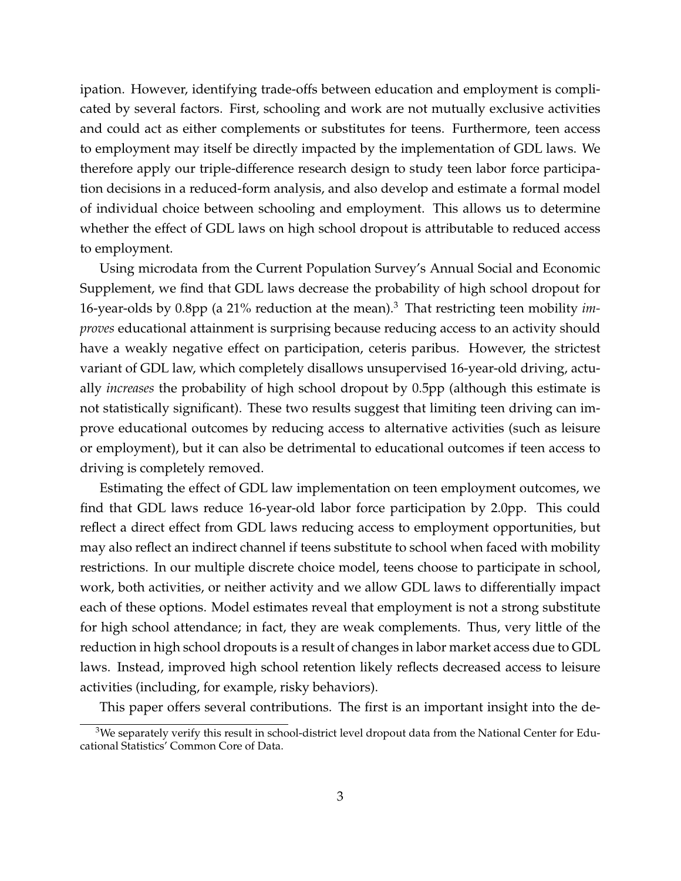ipation. However, identifying trade-offs between education and employment is complicated by several factors. First, schooling and work are not mutually exclusive activities and could act as either complements or substitutes for teens. Furthermore, teen access to employment may itself be directly impacted by the implementation of GDL laws. We therefore apply our triple-difference research design to study teen labor force participation decisions in a reduced-form analysis, and also develop and estimate a formal model of individual choice between schooling and employment. This allows us to determine whether the effect of GDL laws on high school dropout is attributable to reduced access to employment.

Using microdata from the Current Population Survey's Annual Social and Economic Supplement, we find that GDL laws decrease the probability of high school dropout for 16-year-olds by 0.8pp (a 21% reduction at the mean).[3] That restricting teen mobility *improves* educational attainment is surprising because reducing access to an activity should have a weakly negative effect on participation, ceteris paribus. However, the strictest variant of GDL law, which completely disallows unsupervised 16-year-old driving, actually *increases* the probability of high school dropout by 0.5pp (although this estimate is not statistically significant). These two results suggest that limiting teen driving can improve educational outcomes by reducing access to alternative activities (such as leisure or employment), but it can also be detrimental to educational outcomes if teen access to driving is completely removed.

Estimating the effect of GDL law implementation on teen employment outcomes, we find that GDL laws reduce 16-year-old labor force participation by 2.0pp. This could reflect a direct effect from GDL laws reducing access to employment opportunities, but may also reflect an indirect channel if teens substitute to school when faced with mobility restrictions. In our multiple discrete choice model, teens choose to participate in school, work, both activities, or neither activity and we allow GDL laws to differentially impact each of these options. Model estimates reveal that employment is not a strong substitute for high school attendance; in fact, they are weak complements. Thus, very little of the reduction in high school dropouts is a result of changes in labor market access due to GDL laws. Instead, improved high school retention likely reflects decreased access to leisure activities (including, for example, risky behaviors).

This paper offers several contributions. The first is an important insight into the de-

[3] We separately verify this result in school-district level dropout data from the National Center for Educational Statistics' Common Core of Data.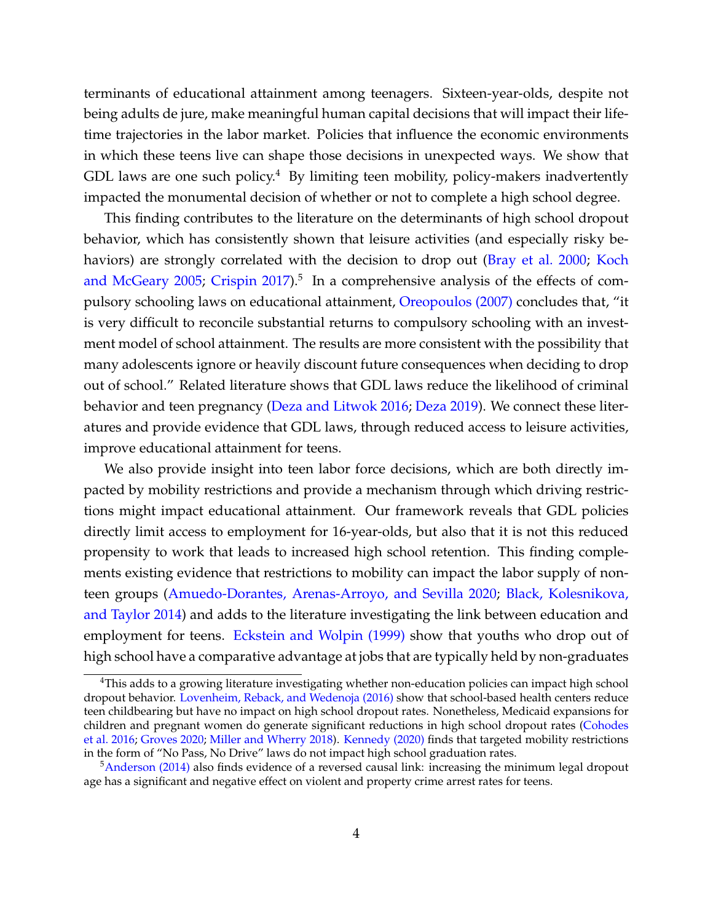terminants of educational attainment among teenagers. Sixteen-year-olds, despite not being adults de jure, make meaningful human capital decisions that will impact their lifetime trajectories in the labor market. Policies that influence the economic environments in which these teens live can shape those decisions in unexpected ways. We show that GDL laws are one such policy.[4] By limiting teen mobility, policy-makers inadvertently impacted the monumental decision of whether or not to complete a high school degree.

This finding contributes to the literature on the determinants of high school dropout behavior, which has consistently shown that leisure activities (and especially risky behaviors) are strongly correlated with the decision to drop out (Bray et al. 2000; Koch and McGeary 2005; Crispin 2017).[5] In a comprehensive analysis of the effects of compulsory schooling laws on educational attainment, Oreopoulos (2007) concludes that, "it is very difficult to reconcile substantial returns to compulsory schooling with an investment model of school attainment. The results are more consistent with the possibility that many adolescents ignore or heavily discount future consequences when deciding to drop out of school." Related literature shows that GDL laws reduce the likelihood of criminal behavior and teen pregnancy (Deza and Litwok 2016; Deza 2019). We connect these literatures and provide evidence that GDL laws, through reduced access to leisure activities, improve educational attainment for teens.

We also provide insight into teen labor force decisions, which are both directly impacted by mobility restrictions and provide a mechanism through which driving restrictions might impact educational attainment. Our framework reveals that GDL policies directly limit access to employment for 16-year-olds, but also that it is not this reduced propensity to work that leads to increased high school retention. This finding complements existing evidence that restrictions to mobility can impact the labor supply of non-teen groups (Amuedo-Dorantes, Arenas-Arroyo, and Sevilla 2020; Black, Kolesnikova, and Taylor 2014) and adds to the literature investigating the link between education and employment for teens. Eckstein and Wolpin (1999) show that youths who drop out of high school have a comparative advantage at jobs that are typically held by non-graduates

[4] This adds to a growing literature investigating whether non-education policies can impact high school dropout behavior. Lovenheim, Reback, and Wedenoja (2016) show that school-based health centers reduce teen childbearing but have no impact on high school dropout rates. Nonetheless, Medicaid expansions for children and pregnant women do generate significant reductions in high school dropout rates (Cohodes et al. 2016; Groves 2020; Miller and Wherry 2018). Kennedy (2020) finds that targeted mobility restrictions in the form of "No Pass, No Drive" laws do not impact high school graduation rates.

[5] Anderson (2014) also finds evidence of a reversed causal link: increasing the minimum legal dropout age has a significant and negative effect on violent and property crime arrest rates for teens.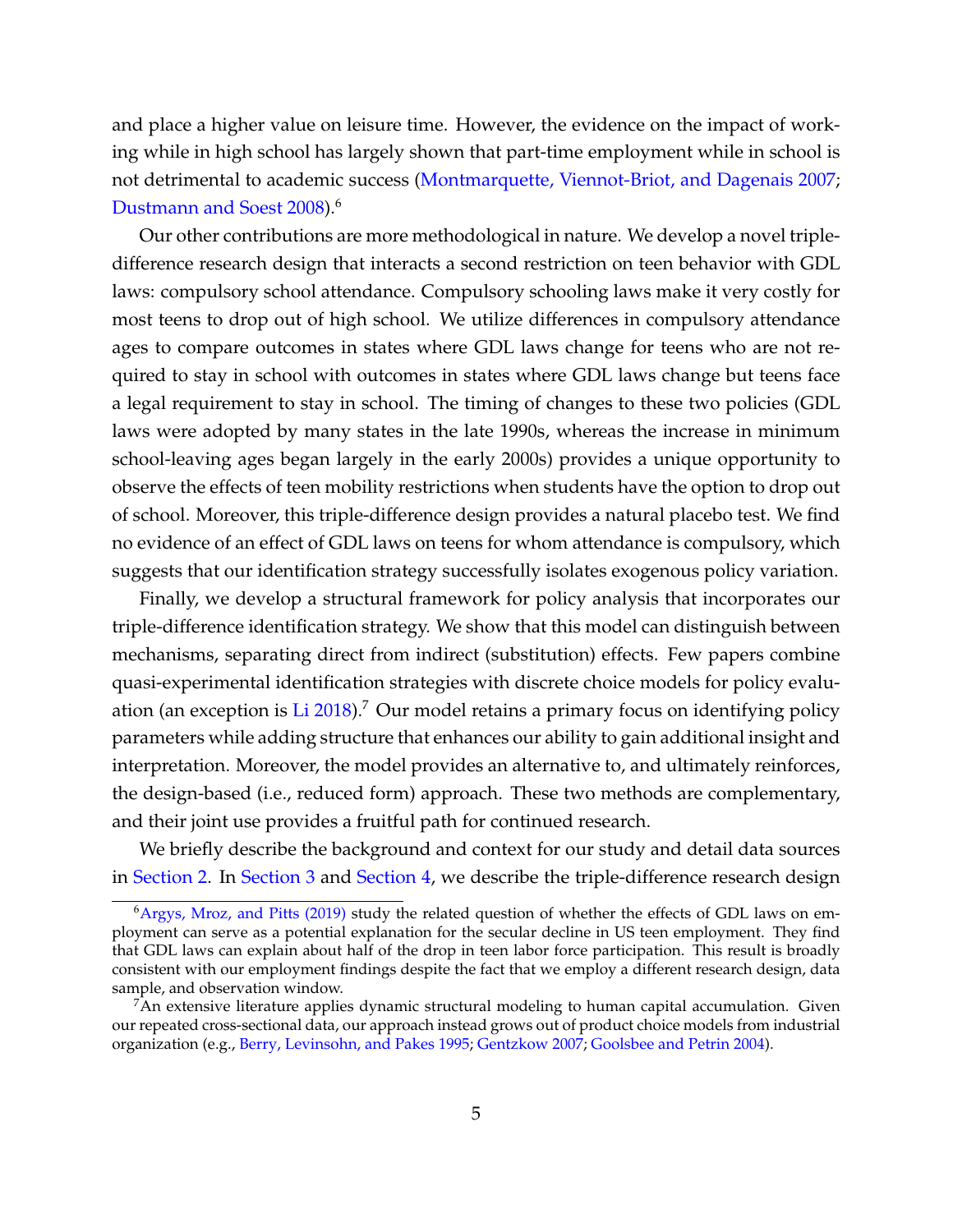and place a higher value on leisure time. However, the evidence on the impact of working while in high school has largely shown that part-time employment while in school is not detrimental to academic success (Montmarquette, Viennot-Briot, and Dagenais 2007; Dustmann and Soest 2008).[6]

Our other contributions are more methodological in nature. We develop a novel triple-difference research design that interacts a second restriction on teen behavior with GDL laws: compulsory school attendance. Compulsory schooling laws make it very costly for most teens to drop out of high school. We utilize differences in compulsory attendance ages to compare outcomes in states where GDL laws change for teens who are not required to stay in school with outcomes in states where GDL laws change but teens face a legal requirement to stay in school. The timing of changes to these two policies (GDL laws were adopted by many states in the late 1990s, whereas the increase in minimum school-leaving ages began largely in the early 2000s) provides a unique opportunity to observe the effects of teen mobility restrictions when students have the option to drop out of school. Moreover, this triple-difference design provides a natural placebo test. We find no evidence of an effect of GDL laws on teens for whom attendance is compulsory, which suggests that our identification strategy successfully isolates exogenous policy variation.

Finally, we develop a structural framework for policy analysis that incorporates our triple-difference identification strategy. We show that this model can distinguish between mechanisms, separating direct from indirect (substitution) effects. Few papers combine quasi-experimental identification strategies with discrete choice models for policy evaluation (an exception is Li 2018).[7] Our model retains a primary focus on identifying policy parameters while adding structure that enhances our ability to gain additional insight and interpretation. Moreover, the model provides an alternative to, and ultimately reinforces, the design-based (i.e., reduced form) approach. These two methods are complementary, and their joint use provides a fruitful path for continued research.

We briefly describe the background and context for our study and detail data sources in Section 2. In Section 3 and Section 4, we describe the triple-difference research design

[6] Argys, Mroz, and Pitts (2019) study the related question of whether the effects of GDL laws on employment can serve as a potential explanation for the secular decline in US teen employment. They find that GDL laws can explain about half of the drop in teen labor force participation. This result is broadly consistent with our employment findings despite the fact that we employ a different research design, data sample, and observation window.

[7] An extensive literature applies dynamic structural modeling to human capital accumulation. Given our repeated cross-sectional data, our approach instead grows out of product choice models from industrial organization (e.g., Berry, Levinsohn, and Pakes 1995; Gentzkow 2007; Goolsbee and Petrin 2004).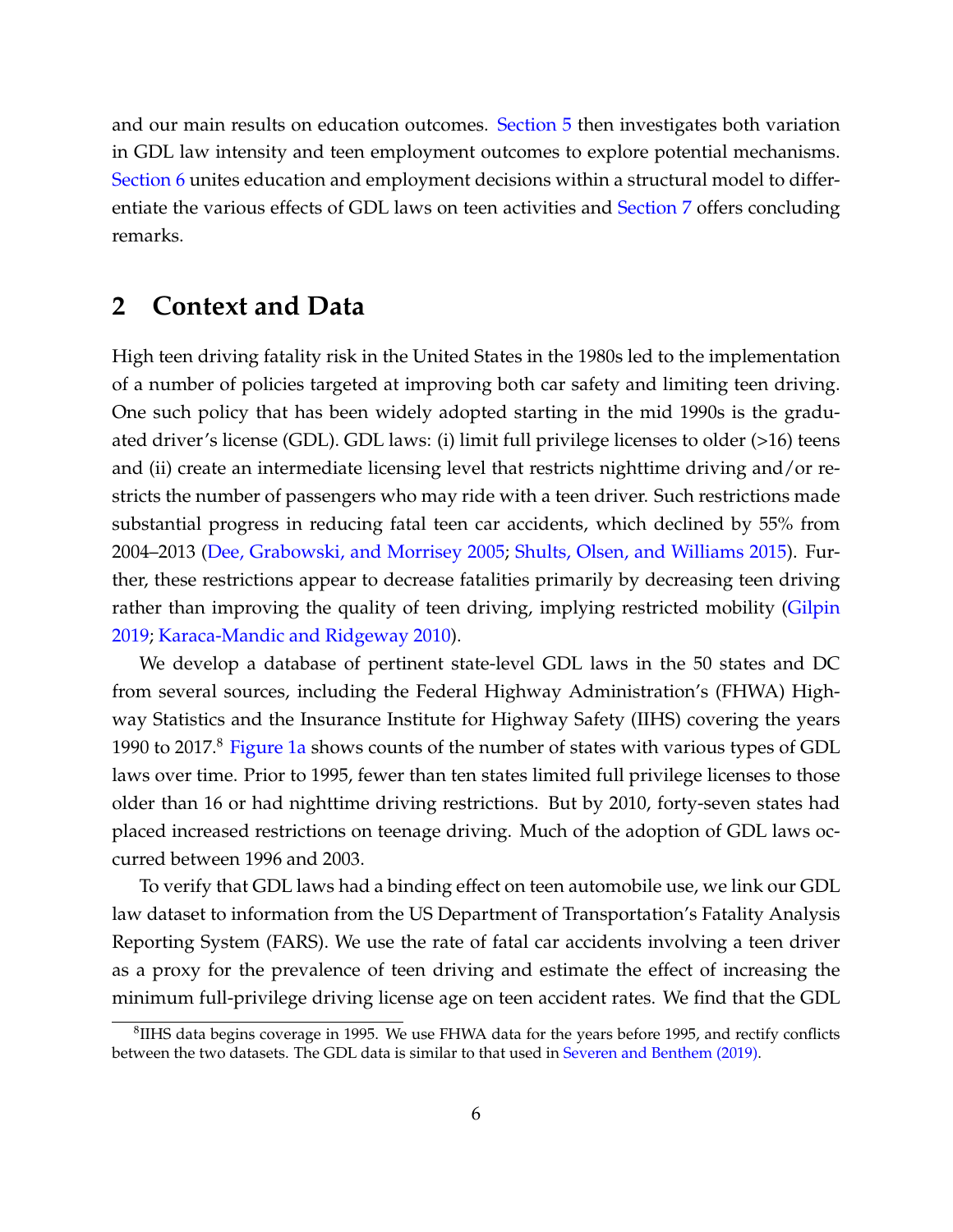and our main results on education outcomes. Section 5 then investigates both variation in GDL law intensity and teen employment outcomes to explore potential mechanisms. Section 6 unites education and employment decisions within a structural model to differentiate the various effects of GDL laws on teen activities and Section 7 offers concluding remarks.

## 2 Context and Data

High teen driving fatality risk in the United States in the 1980s led to the implementation of a number of policies targeted at improving both car safety and limiting teen driving. One such policy that has been widely adopted starting in the mid 1990s is the graduated driver's license (GDL). GDL laws: (i) limit full privilege licenses to older (>16) teens and (ii) create an intermediate licensing level that restricts nighttime driving and/or restricts the number of passengers who may ride with a teen driver. Such restrictions made substantial progress in reducing fatal teen car accidents, which declined by 55% from 2004–2013 (Dee, Grabowski, and Morrisey 2005; Shults, Olsen, and Williams 2015). Further, these restrictions appear to decrease fatalities primarily by decreasing teen driving rather than improving the quality of teen driving, implying restricted mobility (Gilpin 2019; Karaca-Mandic and Ridgeway 2010).

We develop a database of pertinent state-level GDL laws in the 50 states and DC from several sources, including the Federal Highway Administration's (FHWA) Highway Statistics and the Insurance Institute for Highway Safety (IIHS) covering the years 1990 to 2017.[8] Figure 1a shows counts of the number of states with various types of GDL laws over time. Prior to 1995, fewer than ten states limited full privilege licenses to those older than 16 or had nighttime driving restrictions. But by 2010, forty-seven states had placed increased restrictions on teenage driving. Much of the adoption of GDL laws occurred between 1996 and 2003.

To verify that GDL laws had a binding effect on teen automobile use, we link our GDL law dataset to information from the US Department of Transportation's Fatality Analysis Reporting System (FARS). We use the rate of fatal car accidents involving a teen driver as a proxy for the prevalence of teen driving and estimate the effect of increasing the minimum full-privilege driving license age on teen accident rates. We find that the GDL

[8] IIHS data begins coverage in 1995. We use FHWA data for the years before 1995, and rectify conflicts between the two datasets. The GDL data is similar to that used in Severen and Benthem (2019).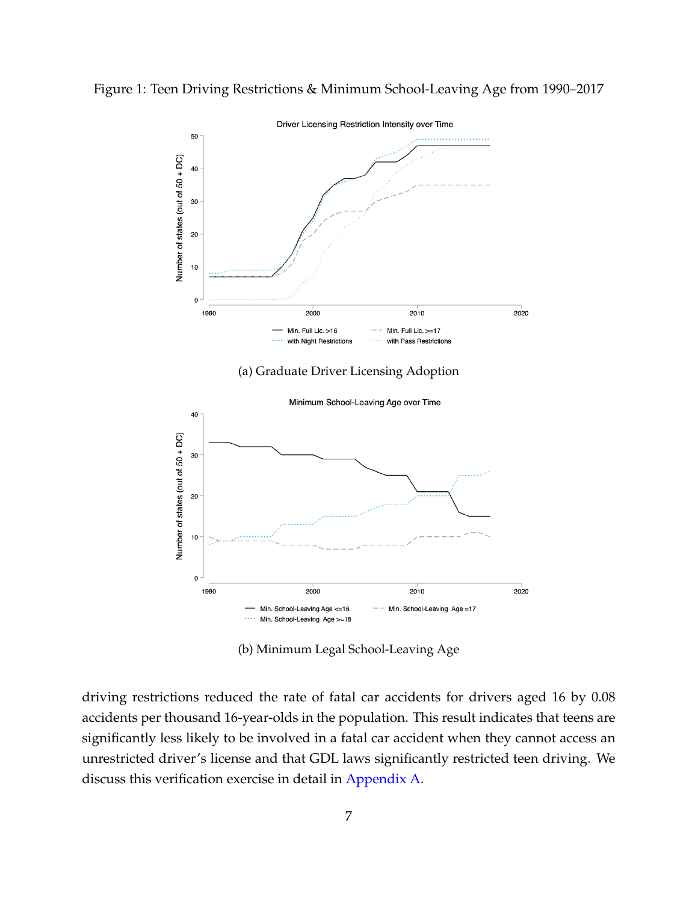Figure 1: Teen Driving Restrictions & Minimum School-Leaving Age from 1990–2017

(a) Graduate Driver Licensing Adoption

(b) Minimum Legal School-Leaving Age

driving restrictions reduced the rate of fatal car accidents for drivers aged 16 by 0.08 accidents per thousand 16-year-olds in the population. This result indicates that teens are significantly less likely to be involved in a fatal car accident when they cannot access an unrestricted driver's license and that GDL laws significantly restricted teen driving. We discuss this verification exercise in detail in Appendix A.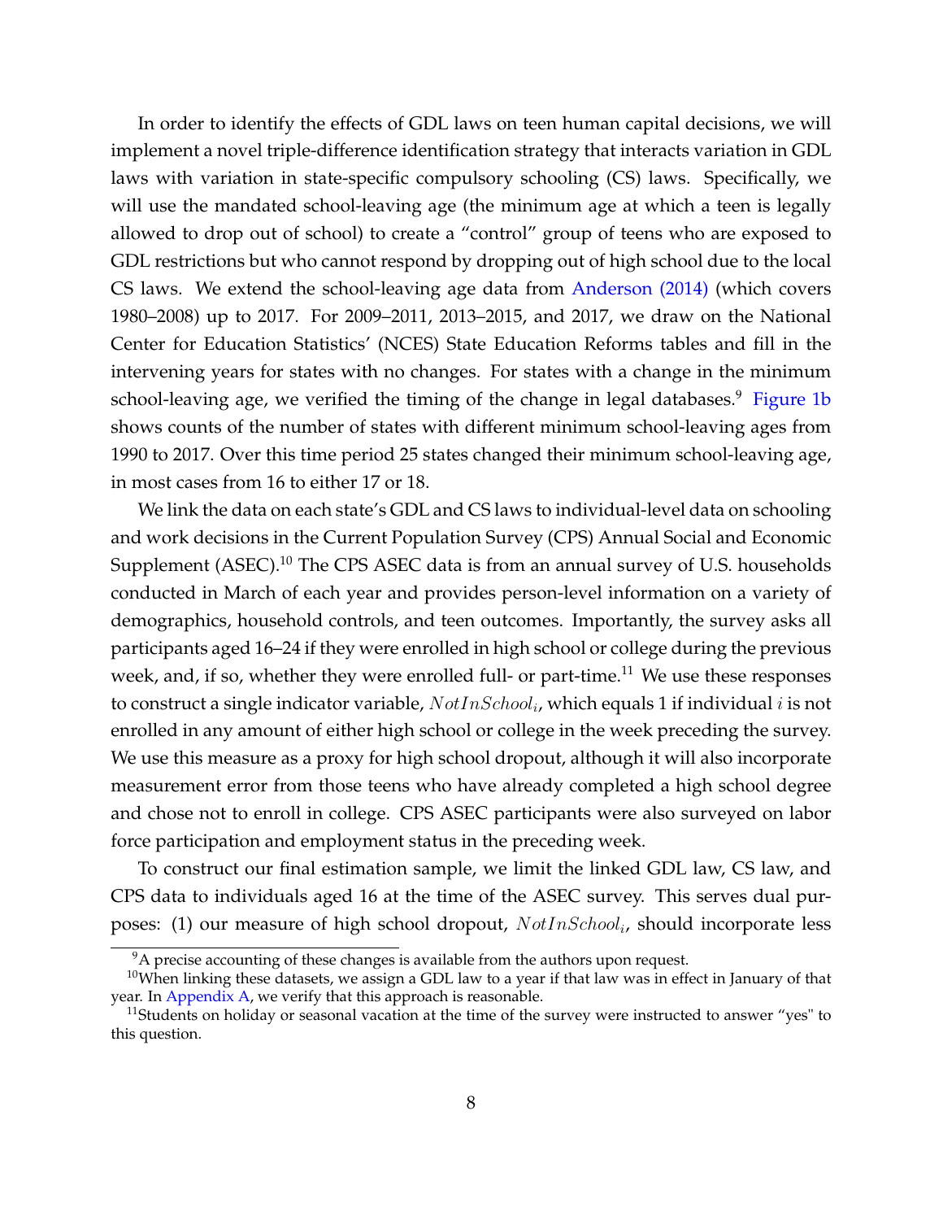In order to identify the effects of GDL laws on teen human capital decisions, we will implement a novel triple-difference identification strategy that interacts variation in GDL laws with variation in state-specific compulsory schooling (CS) laws. Specifically, we will use the mandated school-leaving age (the minimum age at which a teen is legally allowed to drop out of school) to create a "control" group of teens who are exposed to GDL restrictions but who cannot respond by dropping out of high school due to the local CS laws. We extend the school-leaving age data from Anderson (2014) (which covers 1980–2008) up to 2017. For 2009–2011, 2013–2015, and 2017, we draw on the National Center for Education Statistics' (NCES) State Education Reforms tables and fill in the intervening years for states with no changes. For states with a change in the minimum school-leaving age, we verified the timing of the change in legal databases.[9] Figure 1b shows counts of the number of states with different minimum school-leaving ages from 1990 to 2017. Over this time period 25 states changed their minimum school-leaving age, in most cases from 16 to either 17 or 18.

We link the data on each state's GDL and CS laws to individual-level data on schooling and work decisions in the Current Population Survey (CPS) Annual Social and Economic Supplement (ASEC).[10] The CPS ASEC data is from an annual survey of U.S. households conducted in March of each year and provides person-level information on a variety of demographics, household controls, and teen outcomes. Importantly, the survey asks all participants aged 16–24 if they were enrolled in high school or college during the previous week, and, if so, whether they were enrolled full- or part-time.[11] We use these responses to construct a single indicator variable, $NotInSchool_i$, which equals 1 if individual $i$ is not enrolled in any amount of either high school or college in the week preceding the survey. We use this measure as a proxy for high school dropout, although it will also incorporate measurement error from those teens who have already completed a high school degree and chose not to enroll in college. CPS ASEC participants were also surveyed on labor force participation and employment status in the preceding week.

To construct our final estimation sample, we limit the linked GDL law, CS law, and CPS data to individuals aged 16 at the time of the ASEC survey. This serves dual purposes: (1) our measure of high school dropout, $NotInSchool_i$, should incorporate less

[9] A precise accounting of these changes is available from the authors upon request.

[10] When linking these datasets, we assign a GDL law to a year if that law was in effect in January of that year. In Appendix A, we verify that this approach is reasonable.

[11] Students on holiday or seasonal vacation at the time of the survey were instructed to answer "yes" to this question.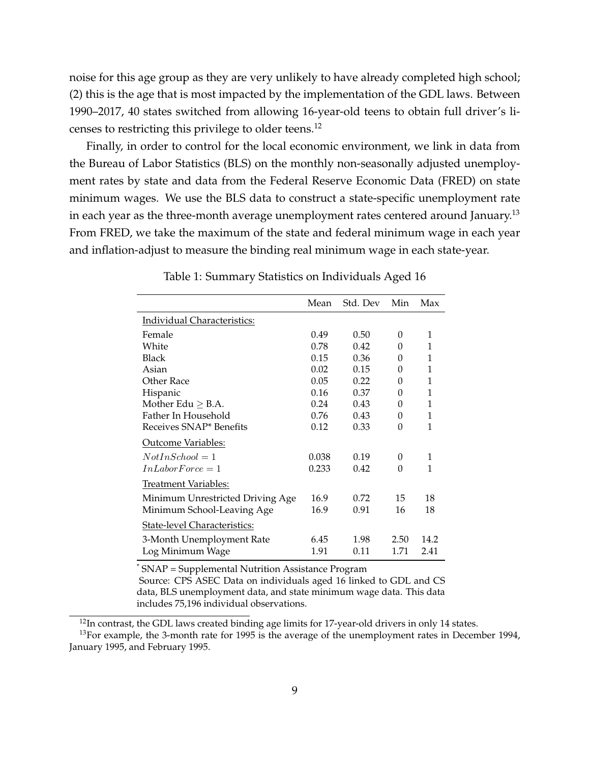noise for this age group as they are very unlikely to have already completed high school; (2) this is the age that is most impacted by the implementation of the GDL laws. Between 1990–2017, 40 states switched from allowing 16-year-old teens to obtain full driver's licenses to restricting this privilege to older teens.[12]

Finally, in order to control for the local economic environment, we link in data from the Bureau of Labor Statistics (BLS) on the monthly non-seasonally adjusted unemployment rates by state and data from the Federal Reserve Economic Data (FRED) on state minimum wages. We use the BLS data to construct a state-specific unemployment rate in each year as the three-month average unemployment rates centered around January.[13] From FRED, we take the maximum of the state and federal minimum wage in each year and inflation-adjust to measure the binding real minimum wage in each state-year.

Table 1: Summary Statistics on Individuals Aged 16

| | Mean | Std. Dev | Min | Max |
|---|---|---|---|---|
| Individual Characteristics: | | | | |
| Female | 0.49 | 0.50 | 0 | 1 |
| White | 0.78 | 0.42 | 0 | 1 |
| Black | 0.15 | 0.36 | 0 | 1 |
| Asian | 0.02 | 0.15 | 0 | 1 |
| Other Race | 0.05 | 0.22 | 0 | 1 |
| Hispanic | 0.16 | 0.37 | 0 | 1 |
| Mother Edu $\geq$ B.A. | 0.24 | 0.43 | 0 | 1 |
| Father In Household | 0.76 | 0.43 | 0 | 1 |
| Receives SNAP* Benefits | 0.12 | 0.33 | 0 | 1 |
| Outcome Variables: | | | | |
| $NotInSchool = 1$ | 0.038 | 0.19 | 0 | 1 |
| $InLaborForce = 1$ | 0.233 | 0.42 | 0 | 1 |
| Treatment Variables: | | | | |
| Minimum Unrestricted Driving Age | 16.9 | 0.72 | 15 | 18 |
| Minimum School-Leaving Age | 16.9 | 0.91 | 16 | 18 |
| State-level Characteristics: | | | | |
| 3-Month Unemployment Rate | 6.45 | 1.98 | 2.50 | 14.2 |
| Log Minimum Wage | 1.91 | 0.11 | 1.71 | 2.41 |

* SNAP = Supplemental Nutrition Assistance Program

Source: CPS ASEC Data on individuals aged 16 linked to GDL and CS data, BLS unemployment data, and state minimum wage data. This data includes 75,196 individual observations.

[12] In contrast, the GDL laws created binding age limits for 17-year-old drivers in only 14 states.

[13] For example, the 3-month rate for 1995 is the average of the unemployment rates in December 1994, January 1995, and February 1995.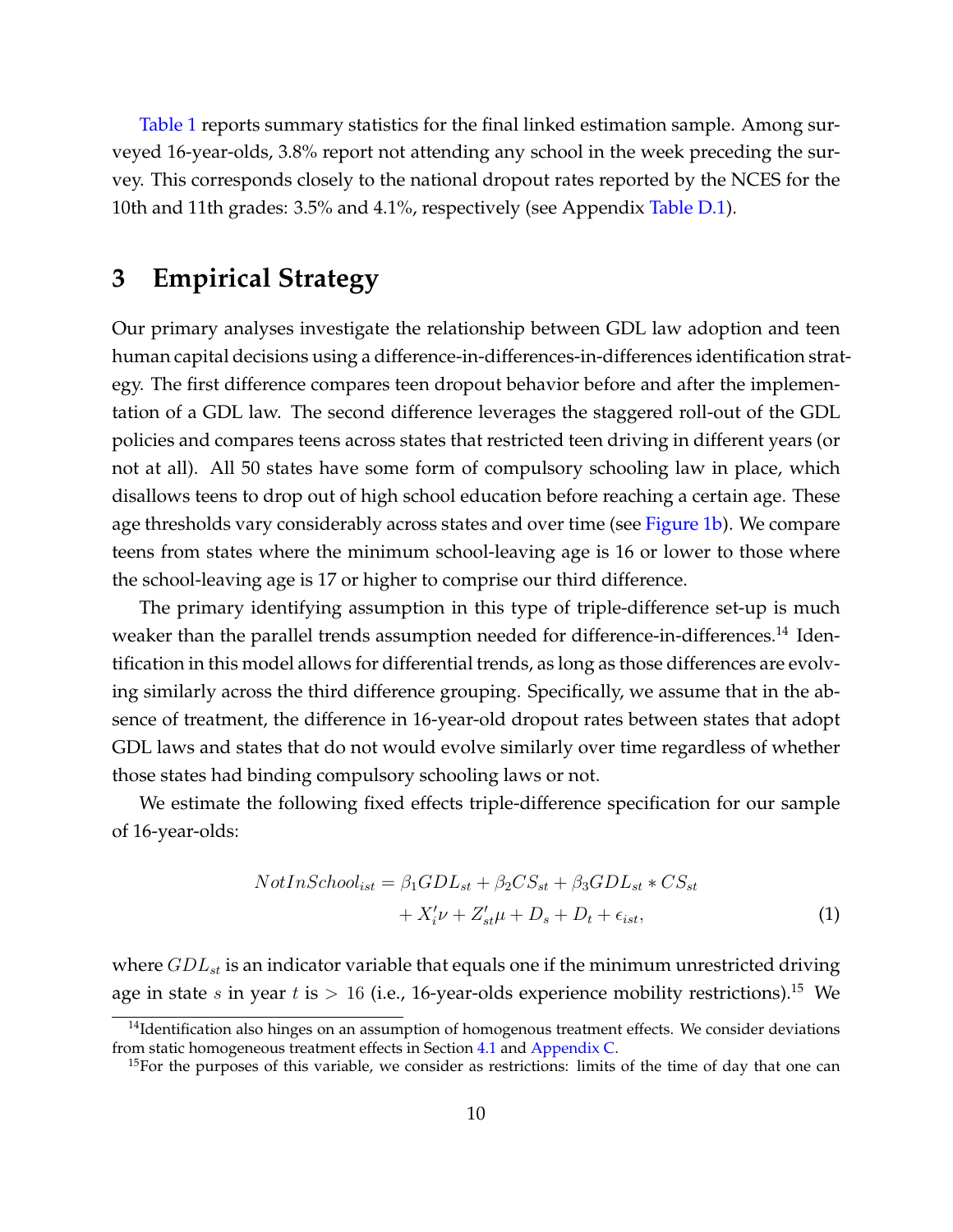Table 1 reports summary statistics for the final linked estimation sample. Among surveyed 16-year-olds, 3.8% report not attending any school in the week preceding the survey. This corresponds closely to the national dropout rates reported by the NCES for the 10th and 11th grades: 3.5% and 4.1%, respectively (see Appendix Table D.1).

# 3 Empirical Strategy

Our primary analyses investigate the relationship between GDL law adoption and teen human capital decisions using a difference-in-differences-in-differences identification strategy. The first difference compares teen dropout behavior before and after the implementation of a GDL law. The second difference leverages the staggered roll-out of the GDL policies and compares teens across states that restricted teen driving in different years (or not at all). All 50 states have some form of compulsory schooling law in place, which disallows teens to drop out of high school education before reaching a certain age. These age thresholds vary considerably across states and over time (see Figure 1b). We compare teens from states where the minimum school-leaving age is 16 or lower to those where the school-leaving age is 17 or higher to comprise our third difference.

The primary identifying assumption in this type of triple-difference set-up is much weaker than the parallel trends assumption needed for difference-in-differences.[14] Identification in this model allows for differential trends, as long as those differences are evolving similarly across the third difference grouping. Specifically, we assume that in the absence of treatment, the difference in 16-year-old dropout rates between states that adopt GDL laws and states that do not would evolve similarly over time regardless of whether those states had binding compulsory schooling laws or not.

We estimate the following fixed effects triple-difference specification for our sample of 16-year-olds:

$$NotInSchool_{ist} = \beta_1 GDL_{st} + \beta_2 CS_{st} + \beta_3 GDL_{st} * CS_{st} + X_i'\nu + Z_{st}'\mu + D_s + D_t + \epsilon_{ist}, \tag{1}$$

where $GDL_{st}$ is an indicator variable that equals one if the minimum unrestricted driving age in state $s$ in year $t$ is $> 16$ (i.e., 16-year-olds experience mobility restrictions).[15] We

[14] Identification also hinges on an assumption of homogenous treatment effects. We consider deviations from static homogeneous treatment effects in Section 4.1 and Appendix C.

[15] For the purposes of this variable, we consider as restrictions: limits of the time of day that one can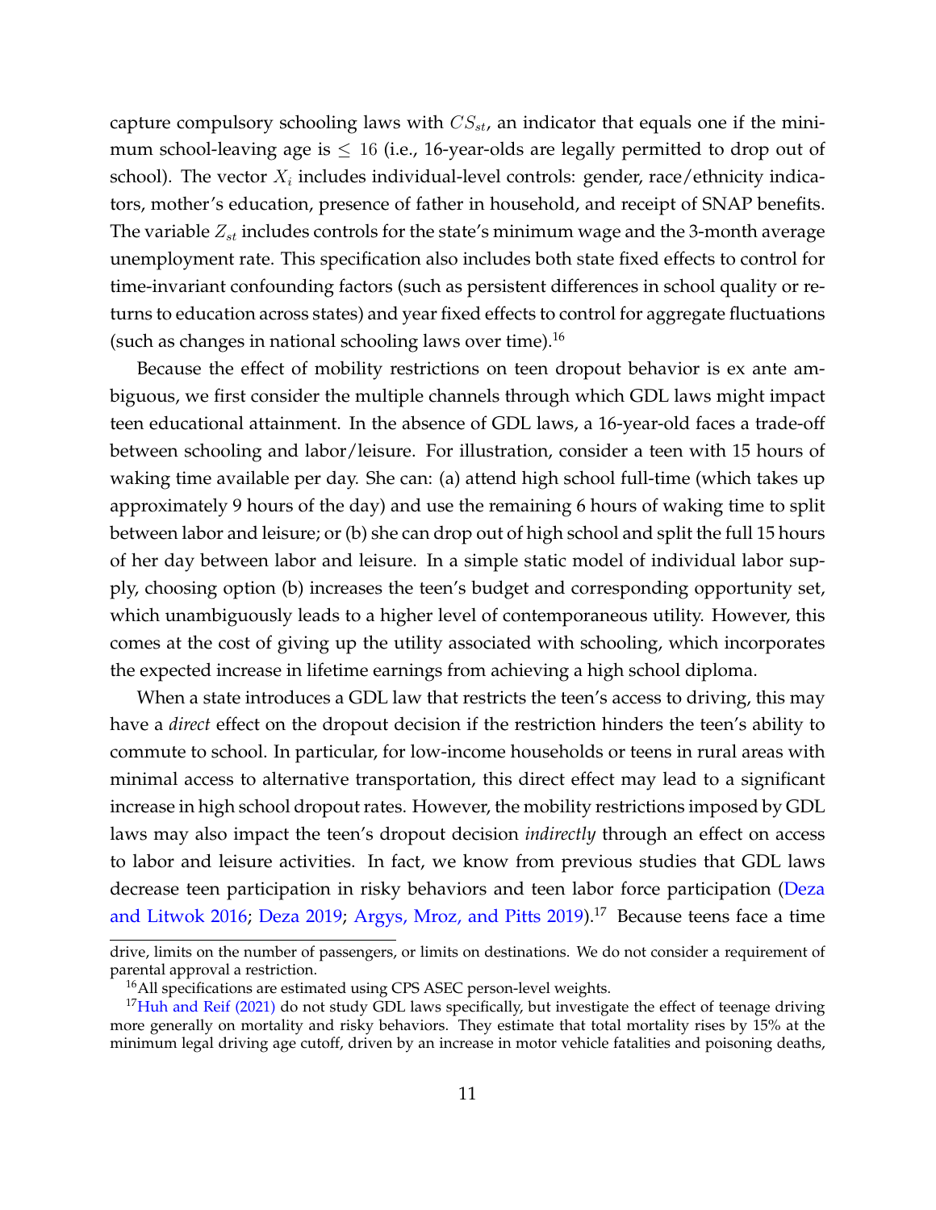capture compulsory schooling laws with $CS_{st}$, an indicator that equals one if the minimum school-leaving age is $\leq 16$ (i.e., 16-year-olds are legally permitted to drop out of school). The vector $X_i$ includes individual-level controls: gender, race/ethnicity indicators, mother's education, presence of father in household, and receipt of SNAP benefits. The variable $Z_{st}$ includes controls for the state's minimum wage and the 3-month average unemployment rate. This specification also includes both state fixed effects to control for time-invariant confounding factors (such as persistent differences in school quality or returns to education across states) and year fixed effects to control for aggregate fluctuations (such as changes in national schooling laws over time).[16]

Because the effect of mobility restrictions on teen dropout behavior is ex ante ambiguous, we first consider the multiple channels through which GDL laws might impact teen educational attainment. In the absence of GDL laws, a 16-year-old faces a trade-off between schooling and labor/leisure. For illustration, consider a teen with 15 hours of waking time available per day. She can: (a) attend high school full-time (which takes up approximately 9 hours of the day) and use the remaining 6 hours of waking time to split between labor and leisure; or (b) she can drop out of high school and split the full 15 hours of her day between labor and leisure. In a simple static model of individual labor supply, choosing option (b) increases the teen's budget and corresponding opportunity set, which unambiguously leads to a higher level of contemporaneous utility. However, this comes at the cost of giving up the utility associated with schooling, which incorporates the expected increase in lifetime earnings from achieving a high school diploma.

When a state introduces a GDL law that restricts the teen's access to driving, this may have a *direct* effect on the dropout decision if the restriction hinders the teen's ability to commute to school. In particular, for low-income households or teens in rural areas with minimal access to alternative transportation, this direct effect may lead to a significant increase in high school dropout rates. However, the mobility restrictions imposed by GDL laws may also impact the teen's dropout decision *indirectly* through an effect on access to labor and leisure activities. In fact, we know from previous studies that GDL laws decrease teen participation in risky behaviors and teen labor force participation (Deza and Litwok 2016; Deza 2019; Argys, Mroz, and Pitts 2019).[17] Because teens face a time

drive, limits on the number of passengers, or limits on destinations. We do not consider a requirement of parental approval a restriction.

[16] All specifications are estimated using CPS ASEC person-level weights.

[17] Huh and Reif (2021) do not study GDL laws specifically, but investigate the effect of teenage driving more generally on mortality and risky behaviors. They estimate that total mortality rises by 15% at the minimum legal driving age cutoff, driven by an increase in motor vehicle fatalities and poisoning deaths,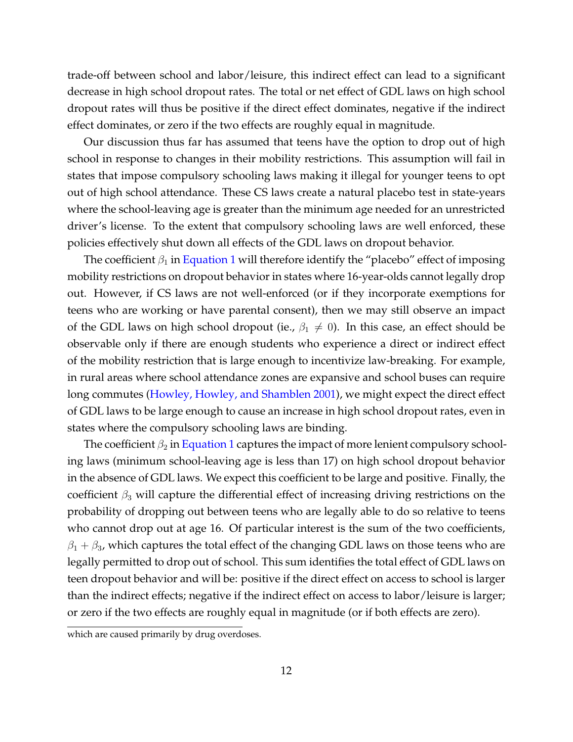trade-off between school and labor/leisure, this indirect effect can lead to a significant decrease in high school dropout rates. The total or net effect of GDL laws on high school dropout rates will thus be positive if the direct effect dominates, negative if the indirect effect dominates, or zero if the two effects are roughly equal in magnitude.

Our discussion thus far has assumed that teens have the option to drop out of high school in response to changes in their mobility restrictions. This assumption will fail in states that impose compulsory schooling laws making it illegal for younger teens to opt out of high school attendance. These CS laws create a natural placebo test in state-years where the school-leaving age is greater than the minimum age needed for an unrestricted driver's license. To the extent that compulsory schooling laws are well enforced, these policies effectively shut down all effects of the GDL laws on dropout behavior.

The coefficient $\beta_1$ in Equation 1 will therefore identify the "placebo" effect of imposing mobility restrictions on dropout behavior in states where 16-year-olds cannot legally drop out. However, if CS laws are not well-enforced (or if they incorporate exemptions for teens who are working or have parental consent), then we may still observe an impact of the GDL laws on high school dropout (ie., $\beta_1 \neq 0$). In this case, an effect should be observable only if there are enough students who experience a direct or indirect effect of the mobility restriction that is large enough to incentivize law-breaking. For example, in rural areas where school attendance zones are expansive and school buses can require long commutes (Howley, Howley, and Shamblen 2001), we might expect the direct effect of GDL laws to be large enough to cause an increase in high school dropout rates, even in states where the compulsory schooling laws are binding.

The coefficient $\beta_2$ in Equation 1 captures the impact of more lenient compulsory schooling laws (minimum school-leaving age is less than 17) on high school dropout behavior in the absence of GDL laws. We expect this coefficient to be large and positive. Finally, the coefficient $\beta_3$ will capture the differential effect of increasing driving restrictions on the probability of dropping out between teens who are legally able to do so relative to teens who cannot drop out at age 16. Of particular interest is the sum of the two coefficients, $\beta_1 + \beta_3$, which captures the total effect of the changing GDL laws on those teens who are legally permitted to drop out of school. This sum identifies the total effect of GDL laws on teen dropout behavior and will be: positive if the direct effect on access to school is larger than the indirect effects; negative if the indirect effect on access to labor/leisure is larger; or zero if the two effects are roughly equal in magnitude (or if both effects are zero).

which are caused primarily by drug overdoses.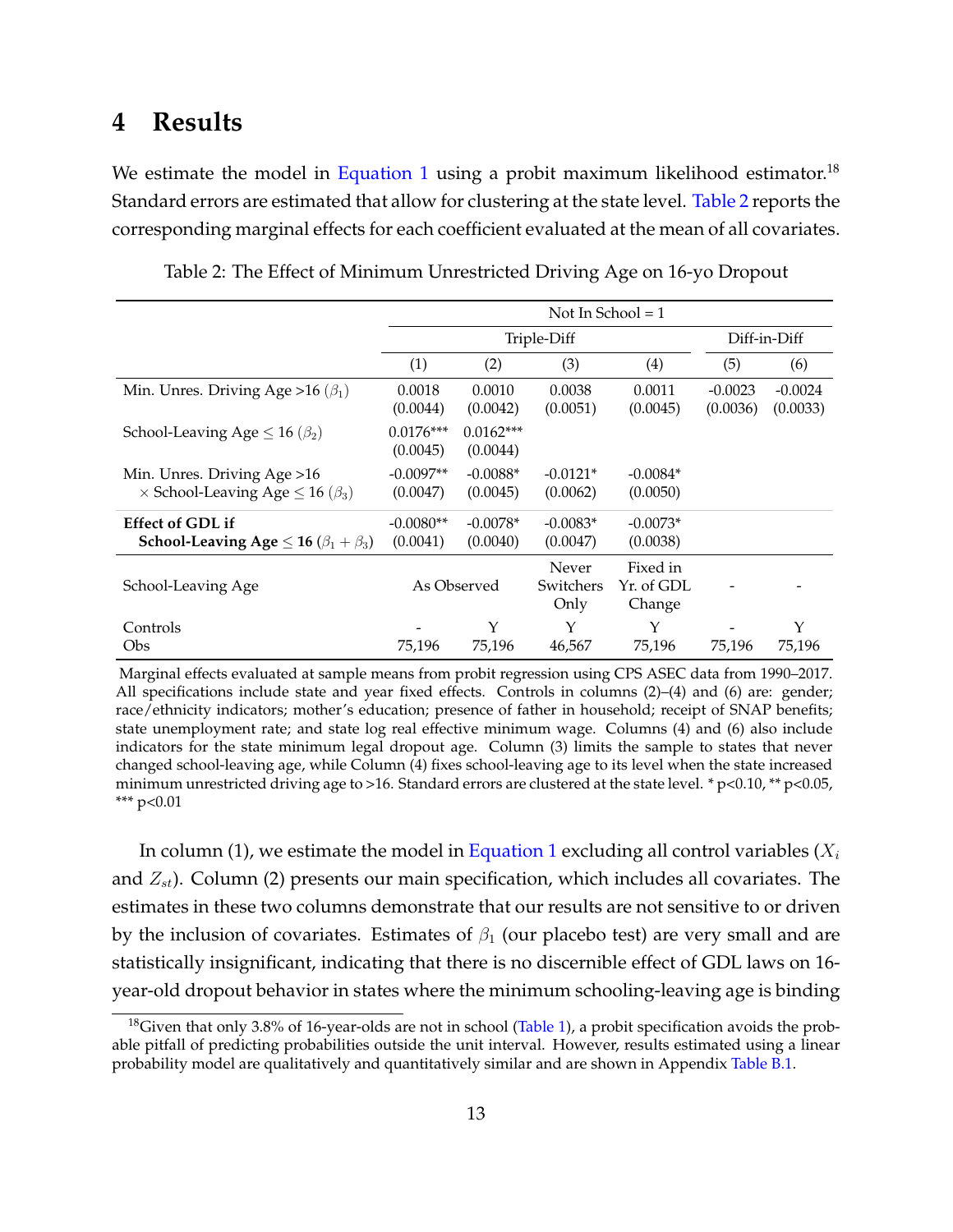## 4 Results

We estimate the model in Equation 1 using a probit maximum likelihood estimator.[18] Standard errors are estimated that allow for clustering at the state level. Table 2 reports the corresponding marginal effects for each coefficient evaluated at the mean of all covariates.

Table 2: The Effect of Minimum Unrestricted Driving Age on 16-yo Dropout

| | Not In School = 1 | | | | | |
|---|---|---|---|---|---|---|
| | Triple-Diff | | | | Diff-in-Diff | |
| | (1) | (2) | (3) | (4) | (5) | (6) |
| Min. Unres. Driving Age >16 ($\beta_1$) | 0.0018 (0.0044) | 0.0010 (0.0042) | 0.0038 (0.0051) | 0.0011 (0.0045) | -0.0023 (0.0036) | -0.0024 (0.0033) |
| School-Leaving Age $\leq$ 16 ($\beta_2$) | 0.0176*** (0.0045) | 0.0162*** (0.0044) | | | | |
| Min. Unres. Driving Age >16 × School-Leaving Age $\leq$ 16 ($\beta_3$) | -0.0097** (0.0047) | -0.0088* (0.0045) | -0.0121* (0.0062) | -0.0084* (0.0050) | | |
| **Effect of GDL if School-Leaving Age $\leq$ 16 ($\beta_1 + \beta_3$)** | -0.0080** (0.0041) | -0.0078* (0.0040) | -0.0083* (0.0047) | -0.0073* (0.0038) | | |
| School-Leaving Age | As Observed | | Never Switchers Only | Fixed in Yr. of GDL Change | - | - |
| Controls | - | Y | Y | Y | - | Y |
| Obs | 75,196 | 75,196 | 46,567 | 75,196 | 75,196 | 75,196 |

Marginal effects evaluated at sample means from probit regression using CPS ASEC data from 1990–2017. All specifications include state and year fixed effects. Controls in columns (2)–(4) and (6) are: gender; race/ethnicity indicators; mother's education; presence of father in household; receipt of SNAP benefits; state unemployment rate; and state log real effective minimum wage. Columns (4) and (6) also include indicators for the state minimum legal dropout age. Column (3) limits the sample to states that never changed school-leaving age, while Column (4) fixes school-leaving age to its level when the state increased minimum unrestricted driving age to >16. Standard errors are clustered at the state level. * p<0.10, ** p<0.05, *** p<0.01

In column (1), we estimate the model in Equation 1 excluding all control variables ($X_i$ and $Z_{st}$). Column (2) presents our main specification, which includes all covariates. The estimates in these two columns demonstrate that our results are not sensitive to or driven by the inclusion of covariates. Estimates of $\beta_1$ (our placebo test) are very small and are statistically insignificant, indicating that there is no discernible effect of GDL laws on 16-year-old dropout behavior in states where the minimum schooling-leaving age is binding

[18]Given that only 3.8% of 16-year-olds are not in school (Table 1), a probit specification avoids the probable pitfall of predicting probabilities outside the unit interval. However, results estimated using a linear probability model are qualitatively and quantitatively similar and are shown in Appendix Table B.1.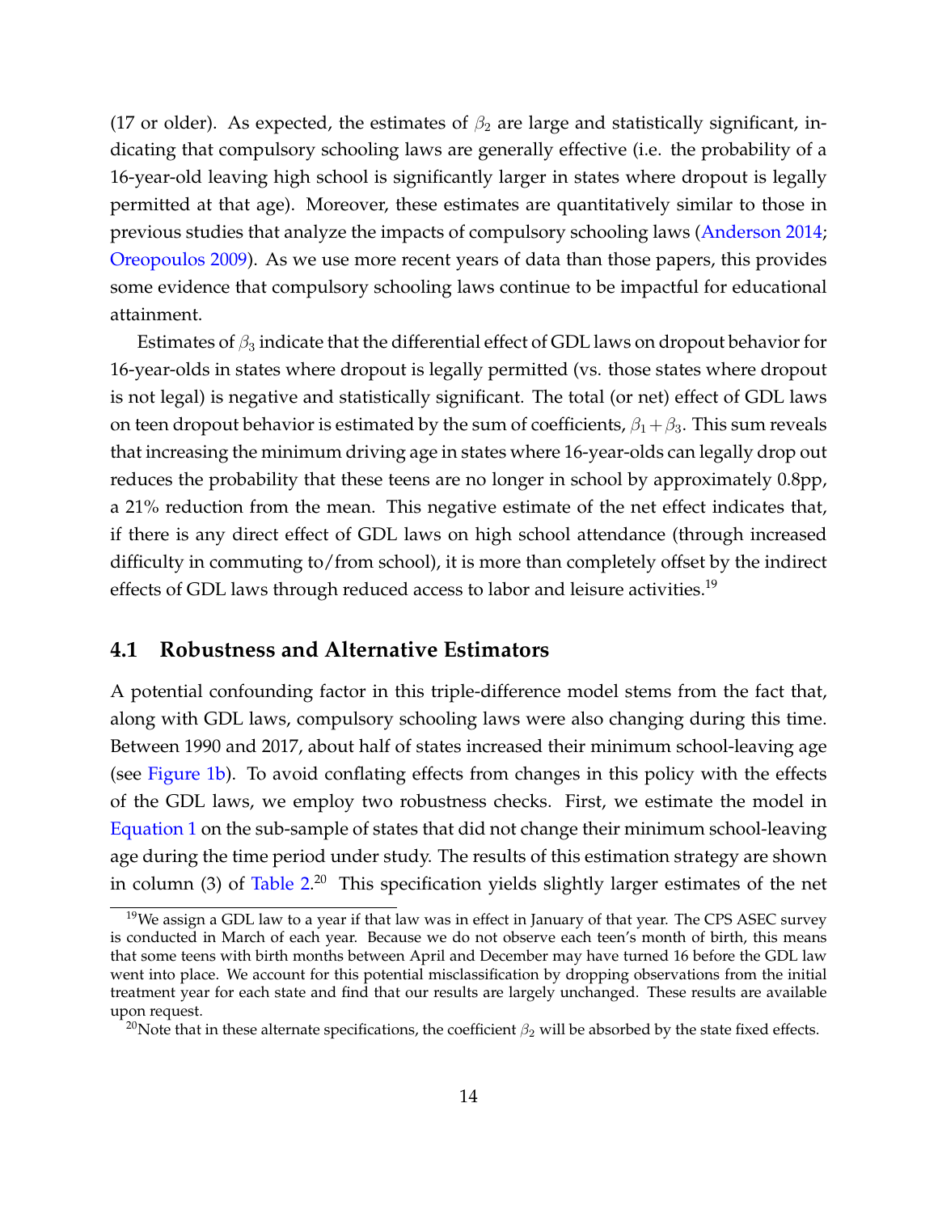(17 or older). As expected, the estimates of $\beta_2$ are large and statistically significant, indicating that compulsory schooling laws are generally effective (i.e. the probability of a 16-year-old leaving high school is significantly larger in states where dropout is legally permitted at that age). Moreover, these estimates are quantitatively similar to those in previous studies that analyze the impacts of compulsory schooling laws (Anderson 2014; Oreopoulos 2009). As we use more recent years of data than those papers, this provides some evidence that compulsory schooling laws continue to be impactful for educational attainment.

Estimates of $\beta_3$ indicate that the differential effect of GDL laws on dropout behavior for 16-year-olds in states where dropout is legally permitted (vs. those states where dropout is not legal) is negative and statistically significant. The total (or net) effect of GDL laws on teen dropout behavior is estimated by the sum of coefficients, $\beta_1 + \beta_3$. This sum reveals that increasing the minimum driving age in states where 16-year-olds can legally drop out reduces the probability that these teens are no longer in school by approximately 0.8pp, a 21% reduction from the mean. This negative estimate of the net effect indicates that, if there is any direct effect of GDL laws on high school attendance (through increased difficulty in commuting to/from school), it is more than completely offset by the indirect effects of GDL laws through reduced access to labor and leisure activities.[19]

## 4.1 Robustness and Alternative Estimators

A potential confounding factor in this triple-difference model stems from the fact that, along with GDL laws, compulsory schooling laws were also changing during this time. Between 1990 and 2017, about half of states increased their minimum school-leaving age (see Figure 1b). To avoid conflating effects from changes in this policy with the effects of the GDL laws, we employ two robustness checks. First, we estimate the model in Equation 1 on the sub-sample of states that did not change their minimum school-leaving age during the time period under study. The results of this estimation strategy are shown in column (3) of Table 2.[20] This specification yields slightly larger estimates of the net

[19] We assign a GDL law to a year if that law was in effect in January of that year. The CPS ASEC survey is conducted in March of each year. Because we do not observe each teen's month of birth, this means that some teens with birth months between April and December may have turned 16 before the GDL law went into place. We account for this potential misclassification by dropping observations from the initial treatment year for each state and find that our results are largely unchanged. These results are available upon request.

[20] Note that in these alternate specifications, the coefficient $\beta_2$ will be absorbed by the state fixed effects.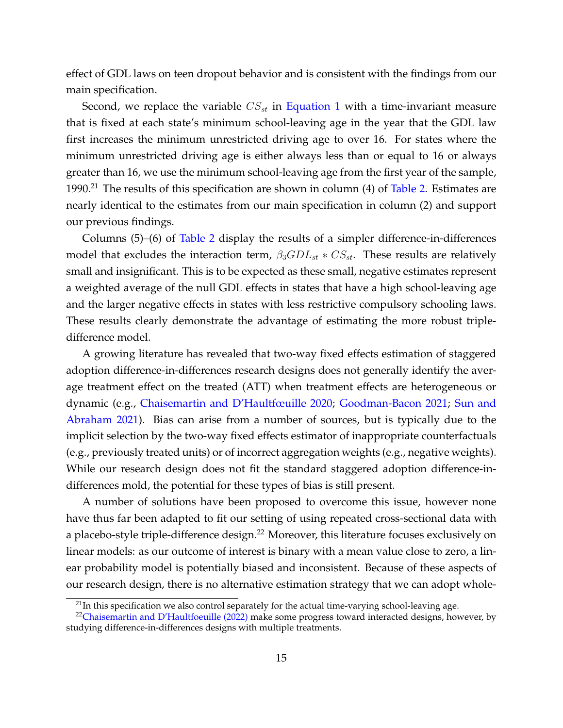effect of GDL laws on teen dropout behavior and is consistent with the findings from our main specification.

Second, we replace the variable $CS_{st}$ in Equation 1 with a time-invariant measure that is fixed at each state's minimum school-leaving age in the year that the GDL law first increases the minimum unrestricted driving age to over 16. For states where the minimum unrestricted driving age is either always less than or equal to 16 or always greater than 16, we use the minimum school-leaving age from the first year of the sample, 1990.[21] The results of this specification are shown in column (4) of Table 2. Estimates are nearly identical to the estimates from our main specification in column (2) and support our previous findings.

Columns (5)–(6) of Table 2 display the results of a simpler difference-in-differences model that excludes the interaction term, $\beta_3 GDL_{st} * CS_{st}$. These results are relatively small and insignificant. This is to be expected as these small, negative estimates represent a weighted average of the null GDL effects in states that have a high school-leaving age and the larger negative effects in states with less restrictive compulsory schooling laws. These results clearly demonstrate the advantage of estimating the more robust triple-difference model.

A growing literature has revealed that two-way fixed effects estimation of staggered adoption difference-in-differences research designs does not generally identify the average treatment effect on the treated (ATT) when treatment effects are heterogeneous or dynamic (e.g., Chaisemartin and D'Haultfœuille 2020; Goodman-Bacon 2021; Sun and Abraham 2021). Bias can arise from a number of sources, but is typically due to the implicit selection by the two-way fixed effects estimator of inappropriate counterfactuals (e.g., previously treated units) or of incorrect aggregation weights (e.g., negative weights). While our research design does not fit the standard staggered adoption difference-in-differences mold, the potential for these types of bias is still present.

A number of solutions have been proposed to overcome this issue, however none have thus far been adapted to fit our setting of using repeated cross-sectional data with a placebo-style triple-difference design.[22] Moreover, this literature focuses exclusively on linear models: as our outcome of interest is binary with a mean value close to zero, a linear probability model is potentially biased and inconsistent. Because of these aspects of our research design, there is no alternative estimation strategy that we can adopt whole-

[21] In this specification we also control separately for the actual time-varying school-leaving age.

[22] Chaisemartin and D'Haultfoeuille (2022) make some progress toward interacted designs, however, by studying difference-in-differences designs with multiple treatments.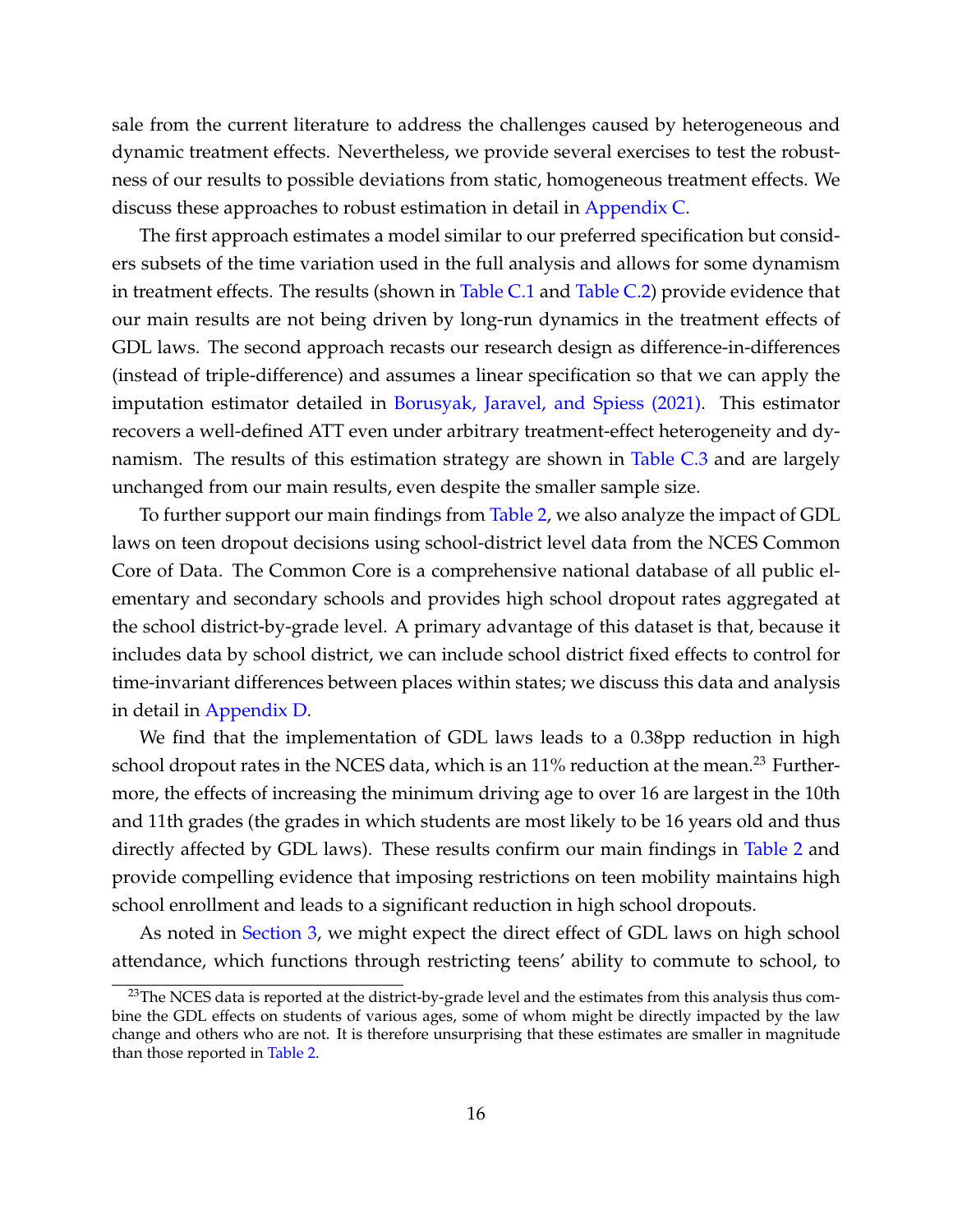sale from the current literature to address the challenges caused by heterogeneous and dynamic treatment effects. Nevertheless, we provide several exercises to test the robustness of our results to possible deviations from static, homogeneous treatment effects. We discuss these approaches to robust estimation in detail in Appendix C.

The first approach estimates a model similar to our preferred specification but considers subsets of the time variation used in the full analysis and allows for some dynamism in treatment effects. The results (shown in Table C.1 and Table C.2) provide evidence that our main results are not being driven by long-run dynamics in the treatment effects of GDL laws. The second approach recasts our research design as difference-in-differences (instead of triple-difference) and assumes a linear specification so that we can apply the imputation estimator detailed in Borusyak, Jaravel, and Spiess (2021). This estimator recovers a well-defined ATT even under arbitrary treatment-effect heterogeneity and dynamism. The results of this estimation strategy are shown in Table C.3 and are largely unchanged from our main results, even despite the smaller sample size.

To further support our main findings from Table 2, we also analyze the impact of GDL laws on teen dropout decisions using school-district level data from the NCES Common Core of Data. The Common Core is a comprehensive national database of all public elementary and secondary schools and provides high school dropout rates aggregated at the school district-by-grade level. A primary advantage of this dataset is that, because it includes data by school district, we can include school district fixed effects to control for time-invariant differences between places within states; we discuss this data and analysis in detail in Appendix D.

We find that the implementation of GDL laws leads to a 0.38pp reduction in high school dropout rates in the NCES data, which is an 11% reduction at the mean.[23] Furthermore, the effects of increasing the minimum driving age to over 16 are largest in the 10th and 11th grades (the grades in which students are most likely to be 16 years old and thus directly affected by GDL laws). These results confirm our main findings in Table 2 and provide compelling evidence that imposing restrictions on teen mobility maintains high school enrollment and leads to a significant reduction in high school dropouts.

As noted in Section 3, we might expect the direct effect of GDL laws on high school attendance, which functions through restricting teens' ability to commute to school, to

[23] The NCES data is reported at the district-by-grade level and the estimates from this analysis thus combine the GDL effects on students of various ages, some of whom might be directly impacted by the law change and others who are not. It is therefore unsurprising that these estimates are smaller in magnitude than those reported in Table 2.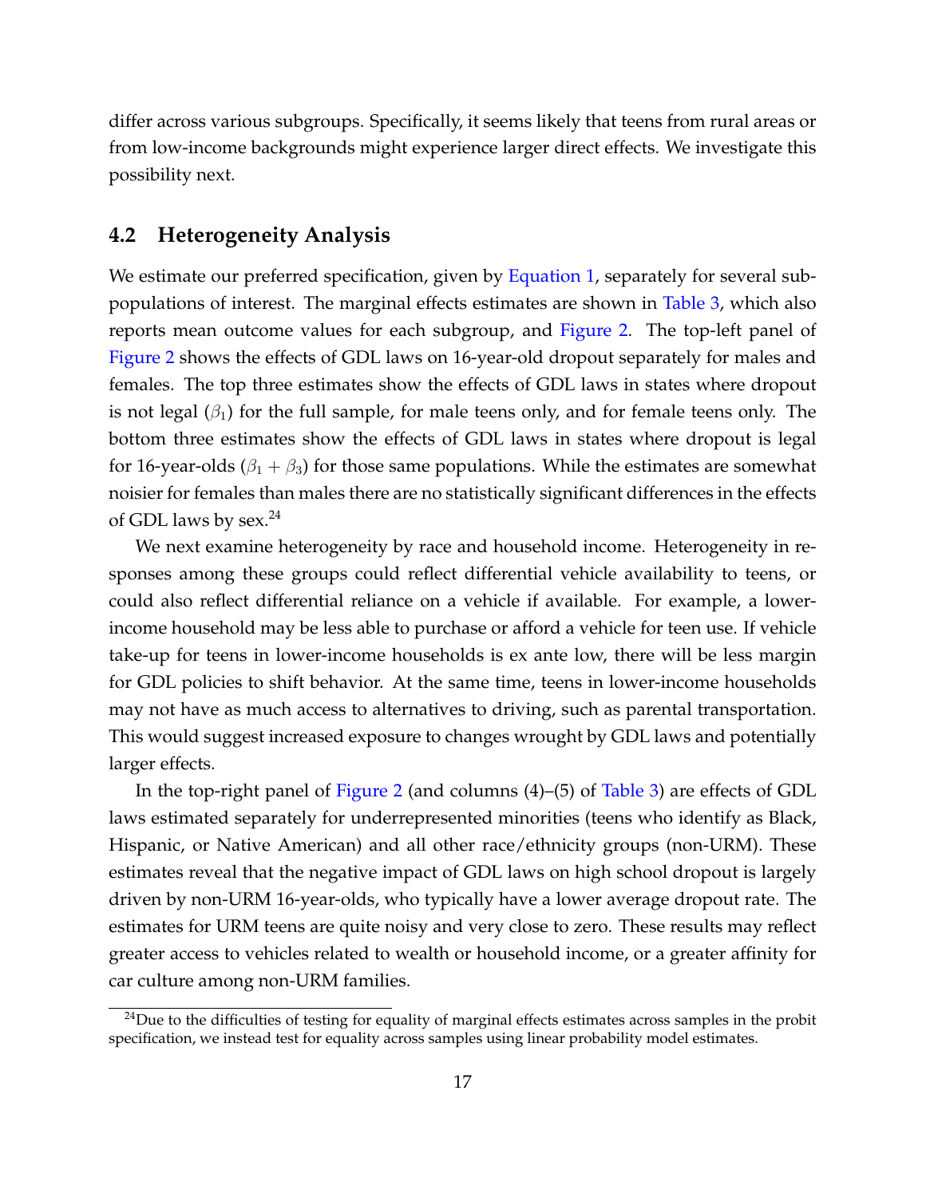differ across various subgroups. Specifically, it seems likely that teens from rural areas or from low-income backgrounds might experience larger direct effects. We investigate this possibility next.

## 4.2 Heterogeneity Analysis

We estimate our preferred specification, given by Equation 1, separately for several subpopulations of interest. The marginal effects estimates are shown in Table 3, which also reports mean outcome values for each subgroup, and Figure 2. The top-left panel of Figure 2 shows the effects of GDL laws on 16-year-old dropout separately for males and females. The top three estimates show the effects of GDL laws in states where dropout is not legal ($\beta_1$) for the full sample, for male teens only, and for female teens only. The bottom three estimates show the effects of GDL laws in states where dropout is legal for 16-year-olds ($\beta_1 + \beta_3$) for those same populations. While the estimates are somewhat noisier for females than males there are no statistically significant differences in the effects of GDL laws by sex.[24]

We next examine heterogeneity by race and household income. Heterogeneity in responses among these groups could reflect differential vehicle availability to teens, or could also reflect differential reliance on a vehicle if available. For example, a lower-income household may be less able to purchase or afford a vehicle for teen use. If vehicle take-up for teens in lower-income households is ex ante low, there will be less margin for GDL policies to shift behavior. At the same time, teens in lower-income households may not have as much access to alternatives to driving, such as parental transportation. This would suggest increased exposure to changes wrought by GDL laws and potentially larger effects.

In the top-right panel of Figure 2 (and columns (4)–(5) of Table 3) are effects of GDL laws estimated separately for underrepresented minorities (teens who identify as Black, Hispanic, or Native American) and all other race/ethnicity groups (non-URM). These estimates reveal that the negative impact of GDL laws on high school dropout is largely driven by non-URM 16-year-olds, who typically have a lower average dropout rate. The estimates for URM teens are quite noisy and very close to zero. These results may reflect greater access to vehicles related to wealth or household income, or a greater affinity for car culture among non-URM families.

[24] Due to the difficulties of testing for equality of marginal effects estimates across samples in the probit specification, we instead test for equality across samples using linear probability model estimates.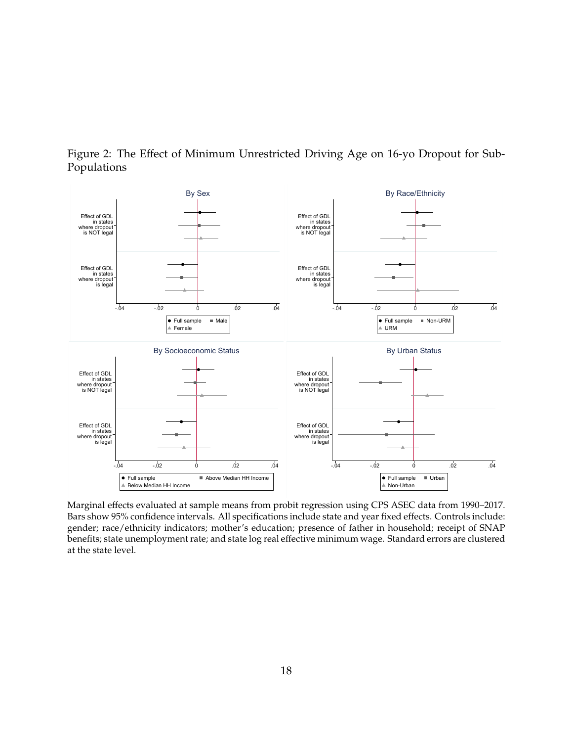Figure 2: The Effect of Minimum Unrestricted Driving Age on 16-yo Dropout for Sub-Populations

Marginal effects evaluated at sample means from probit regression using CPS ASEC data from 1990–2017. Bars show 95% confidence intervals. All specifications include state and year fixed effects. Controls include: gender; race/ethnicity indicators; mother's education; presence of father in household; receipt of SNAP benefits; state unemployment rate; and state log real effective minimum wage. Standard errors are clustered at the state level.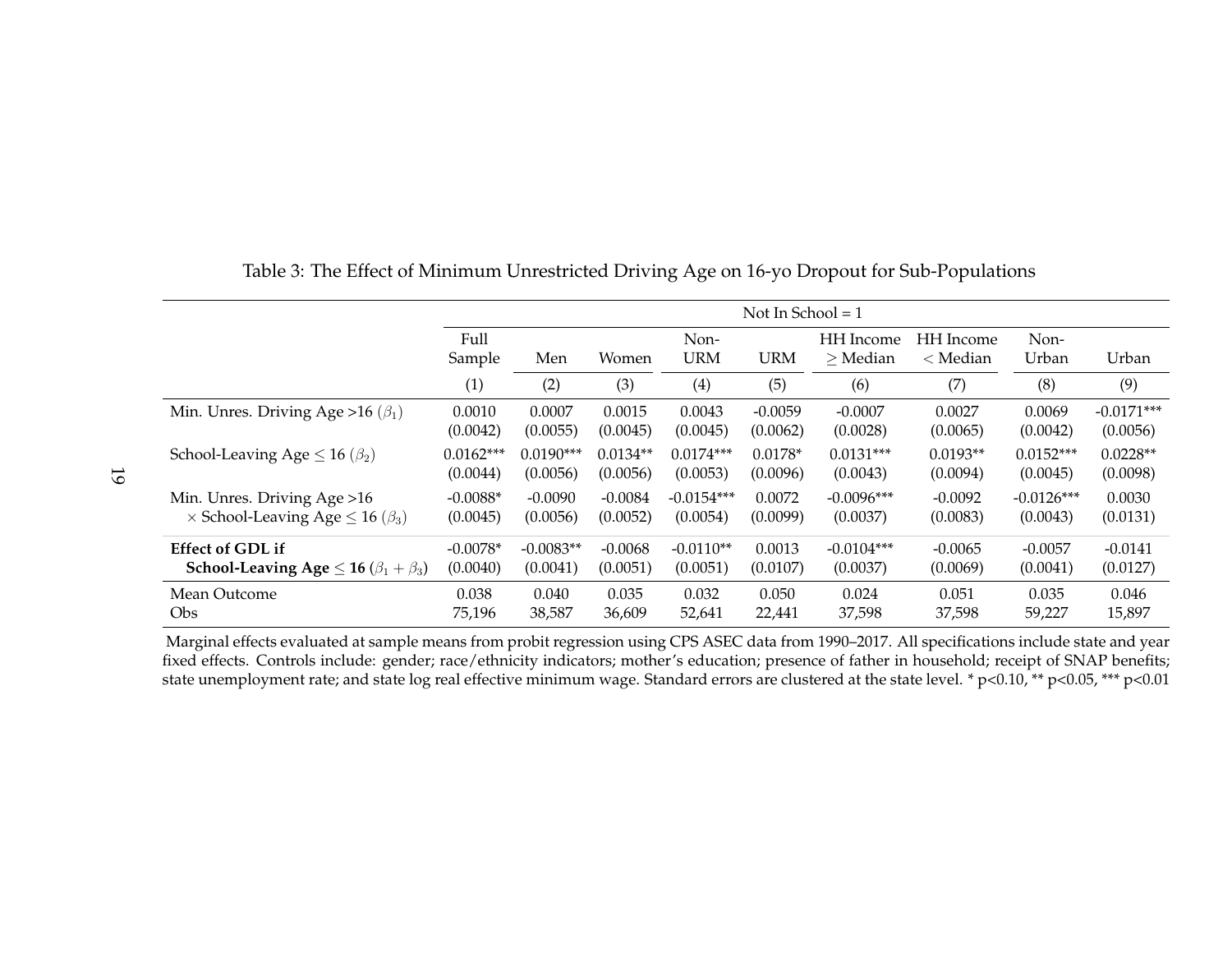Table 3: The Effect of Minimum Unrestricted Driving Age on 16-yo Dropout for Sub-Populations

| | Not In School = 1 | | | | | | | | |
|---|---|---|---|---|---|---|---|---|---|
| | Full Sample | Men | Women | Non-URM | URM | HH Income $\geq$ Median | HH Income $<$ Median | Non-Urban | Urban |
| | (1) | (2) | (3) | (4) | (5) | (6) | (7) | (8) | (9) |
| Min. Unres. Driving Age >16 ($\beta_1$) | 0.0010 | 0.0007 | 0.0015 | 0.0043 | -0.0059 | -0.0007 | 0.0027 | 0.0069 | -0.0171*** |
| | (0.0042) | (0.0055) | (0.0045) | (0.0045) | (0.0062) | (0.0028) | (0.0065) | (0.0042) | (0.0056) |
| School-Leaving Age $\leq$ 16 ($\beta_2$) | 0.0162*** | 0.0190*** | 0.0134** | 0.0174*** | 0.0178* | 0.0131*** | 0.0193** | 0.0152*** | 0.0228** |
| | (0.0044) | (0.0056) | (0.0056) | (0.0053) | (0.0096) | (0.0043) | (0.0094) | (0.0045) | (0.0098) |
| Min. Unres. Driving Age >16 $\times$ School-Leaving Age $\leq$ 16 ($\beta_3$) | -0.0088* | -0.0090 | -0.0084 | -0.0154*** | 0.0072 | -0.0096*** | -0.0092 | -0.0126*** | 0.0030 |
| | (0.0045) | (0.0056) | (0.0052) | (0.0054) | (0.0099) | (0.0037) | (0.0083) | (0.0043) | (0.0131) |
| **Effect of GDL if School-Leaving Age $\leq$ 16 ($\beta_1 + \beta_3$)** | -0.0078* | -0.0083** | -0.0068 | -0.0110** | 0.0013 | -0.0104*** | -0.0065 | -0.0057 | -0.0141 |
| | (0.0040) | (0.0041) | (0.0051) | (0.0051) | (0.0107) | (0.0037) | (0.0069) | (0.0041) | (0.0127) |
| Mean Outcome | 0.038 | 0.040 | 0.035 | 0.032 | 0.050 | 0.024 | 0.051 | 0.035 | 0.046 |
| Obs | 75,196 | 38,587 | 36,609 | 52,641 | 22,441 | 37,598 | 37,598 | 59,227 | 15,897 |

Marginal effects evaluated at sample means from probit regression using CPS ASEC data from 1990–2017. All specifications include state and year fixed effects. Controls include: gender; race/ethnicity indicators; mother's education; presence of father in household; receipt of SNAP benefits; state unemployment rate; and state log real effective minimum wage. Standard errors are clustered at the state level. * p<0.10, ** p<0.05, *** p<0.01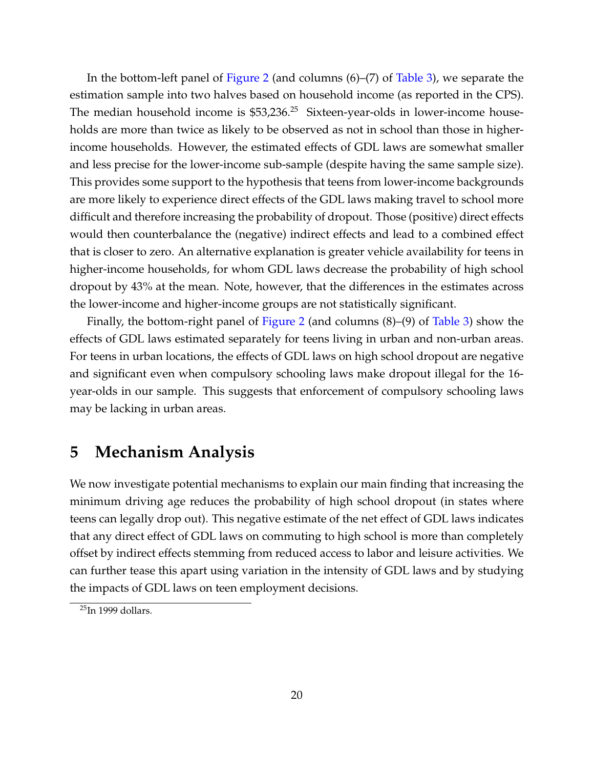In the bottom-left panel of Figure 2 (and columns (6)–(7) of Table 3), we separate the estimation sample into two halves based on household income (as reported in the CPS). The median household income is $53,236.[25] Sixteen-year-olds in lower-income households are more than twice as likely to be observed as not in school than those in higher-income households. However, the estimated effects of GDL laws are somewhat smaller and less precise for the lower-income sub-sample (despite having the same sample size). This provides some support to the hypothesis that teens from lower-income backgrounds are more likely to experience direct effects of the GDL laws making travel to school more difficult and therefore increasing the probability of dropout. Those (positive) direct effects would then counterbalance the (negative) indirect effects and lead to a combined effect that is closer to zero. An alternative explanation is greater vehicle availability for teens in higher-income households, for whom GDL laws decrease the probability of high school dropout by 43% at the mean. Note, however, that the differences in the estimates across the lower-income and higher-income groups are not statistically significant.

Finally, the bottom-right panel of Figure 2 (and columns (8)–(9) of Table 3) show the effects of GDL laws estimated separately for teens living in urban and non-urban areas. For teens in urban locations, the effects of GDL laws on high school dropout are negative and significant even when compulsory schooling laws make dropout illegal for the 16-year-olds in our sample. This suggests that enforcement of compulsory schooling laws may be lacking in urban areas.

# 5 Mechanism Analysis

We now investigate potential mechanisms to explain our main finding that increasing the minimum driving age reduces the probability of high school dropout (in states where teens can legally drop out). This negative estimate of the net effect of GDL laws indicates that any direct effect of GDL laws on commuting to high school is more than completely offset by indirect effects stemming from reduced access to labor and leisure activities. We can further tease this apart using variation in the intensity of GDL laws and by studying the impacts of GDL laws on teen employment decisions.

[25] In 1999 dollars.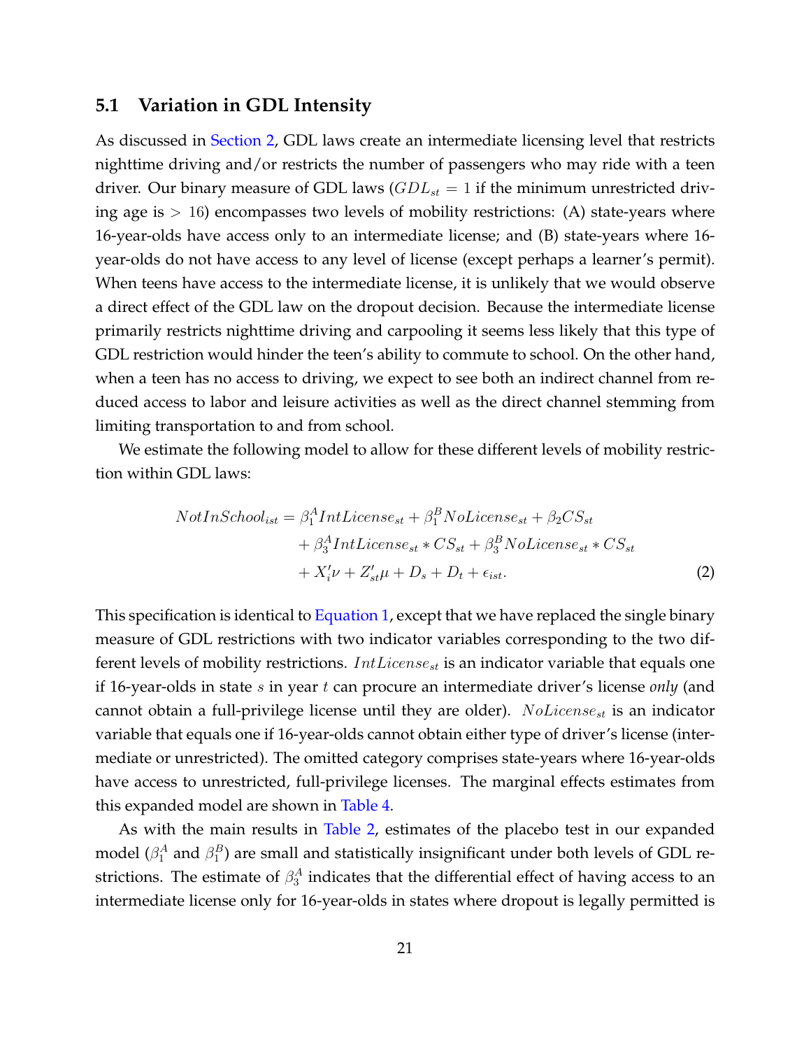### 5.1 Variation in GDL Intensity

As discussed in Section 2, GDL laws create an intermediate licensing level that restricts nighttime driving and/or restricts the number of passengers who may ride with a teen driver. Our binary measure of GDL laws ($GDL_{st} = 1$ if the minimum unrestricted driving age is $> 16$) encompasses two levels of mobility restrictions: (A) state-years where 16-year-olds have access only to an intermediate license; and (B) state-years where 16-year-olds do not have access to any level of license (except perhaps a learner's permit). When teens have access to the intermediate license, it is unlikely that we would observe a direct effect of the GDL law on the dropout decision. Because the intermediate license primarily restricts nighttime driving and carpooling it seems less likely that this type of GDL restriction would hinder the teen's ability to commute to school. On the other hand, when a teen has no access to driving, we expect to see both an indirect channel from reduced access to labor and leisure activities as well as the direct channel stemming from limiting transportation to and from school.

We estimate the following model to allow for these different levels of mobility restriction within GDL laws:

$$
\begin{aligned}
NotInSchool_{ist} = \; & \beta_1^A IntLicense_{st} + \beta_1^B NoLicense_{st} + \beta_2 CS_{st} \\
& + \beta_3^A IntLicense_{st} * CS_{st} + \beta_3^B NoLicense_{st} * CS_{st} \\
& + X_i'\nu + Z_{st}'\mu + D_s + D_t + \epsilon_{ist}.
\end{aligned} \tag{2}
$$

This specification is identical to Equation 1, except that we have replaced the single binary measure of GDL restrictions with two indicator variables corresponding to the two different levels of mobility restrictions. $IntLicense_{st}$ is an indicator variable that equals one if 16-year-olds in state $s$ in year $t$ can procure an intermediate driver's license *only* (and cannot obtain a full-privilege license until they are older). $NoLicense_{st}$ is an indicator variable that equals one if 16-year-olds cannot obtain either type of driver's license (intermediate or unrestricted). The omitted category comprises state-years where 16-year-olds have access to unrestricted, full-privilege licenses. The marginal effects estimates from this expanded model are shown in Table 4.

As with the main results in Table 2, estimates of the placebo test in our expanded model ($\beta_1^A$ and $\beta_1^B$) are small and statistically insignificant under both levels of GDL restrictions. The estimate of $\beta_3^A$ indicates that the differential effect of having access to an intermediate license only for 16-year-olds in states where dropout is legally permitted is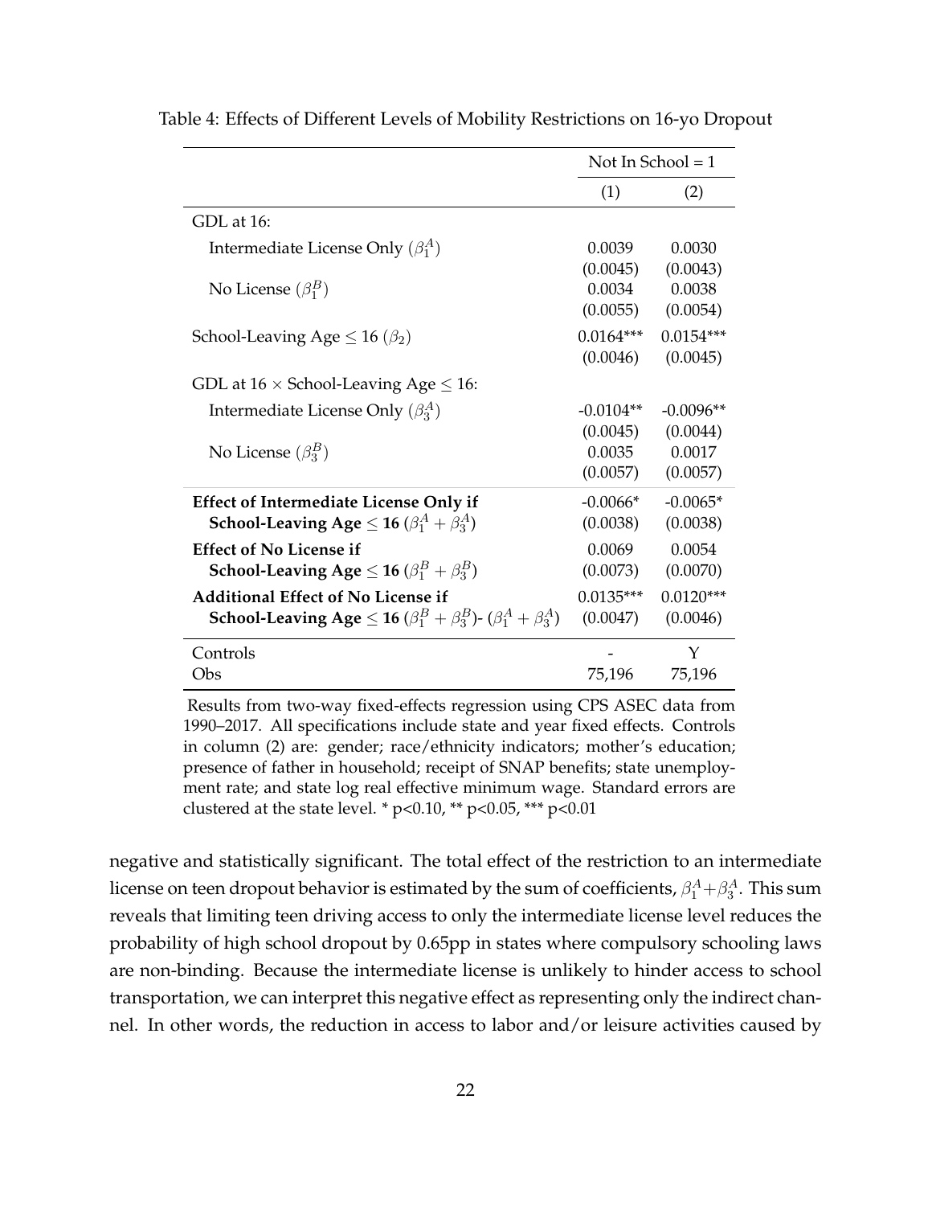Table 4: Effects of Different Levels of Mobility Restrictions on 16-yo Dropout

| | Not In School = 1 | |
|---|---|---|
| | (1) | (2) |
| GDL at 16: | | |
| Intermediate License Only ($\beta_1^A$) | 0.0039 | 0.0030 |
| | (0.0045) | (0.0043) |
| No License ($\beta_1^B$) | 0.0034 | 0.0038 |
| | (0.0055) | (0.0054) |
| School-Leaving Age $\leq 16$ ($\beta_2$) | 0.0164*** | 0.0154*** |
| | (0.0046) | (0.0045) |
| GDL at 16 $\times$ School-Leaving Age $\leq 16$: | | |
| Intermediate License Only ($\beta_3^A$) | -0.0104** | -0.0096** |
| | (0.0045) | (0.0044) |
| No License ($\beta_3^B$) | 0.0035 | 0.0017 |
| | (0.0057) | (0.0057) |
| **Effect of Intermediate License Only if School-Leaving Age $\leq$ 16** ($\beta_1^A + \beta_3^A$) | -0.0066* | -0.0065* |
| | (0.0038) | (0.0038) |
| **Effect of No License if School-Leaving Age $\leq$ 16** ($\beta_1^B + \beta_3^B$) | 0.0069 | 0.0054 |
| | (0.0073) | (0.0070) |
| **Additional Effect of No License if School-Leaving Age $\leq$ 16** ($\beta_1^B + \beta_3^B$)- ($\beta_1^A + \beta_3^A$) | 0.0135*** | 0.0120*** |
| | (0.0047) | (0.0046) |
| Controls | - | Y |
| Obs | 75,196 | 75,196 |

Results from two-way fixed-effects regression using CPS ASEC data from 1990–2017. All specifications include state and year fixed effects. Controls in column (2) are: gender; race/ethnicity indicators; mother's education; presence of father in household; receipt of SNAP benefits; state unemployment rate; and state log real effective minimum wage. Standard errors are clustered at the state level. * p<0.10, ** p<0.05, *** p<0.01

negative and statistically significant. The total effect of the restriction to an intermediate license on teen dropout behavior is estimated by the sum of coefficients, $\beta_1^A + \beta_3^A$. This sum reveals that limiting teen driving access to only the intermediate license level reduces the probability of high school dropout by 0.65pp in states where compulsory schooling laws are non-binding. Because the intermediate license is unlikely to hinder access to school transportation, we can interpret this negative effect as representing only the indirect channel. In other words, the reduction in access to labor and/or leisure activities caused by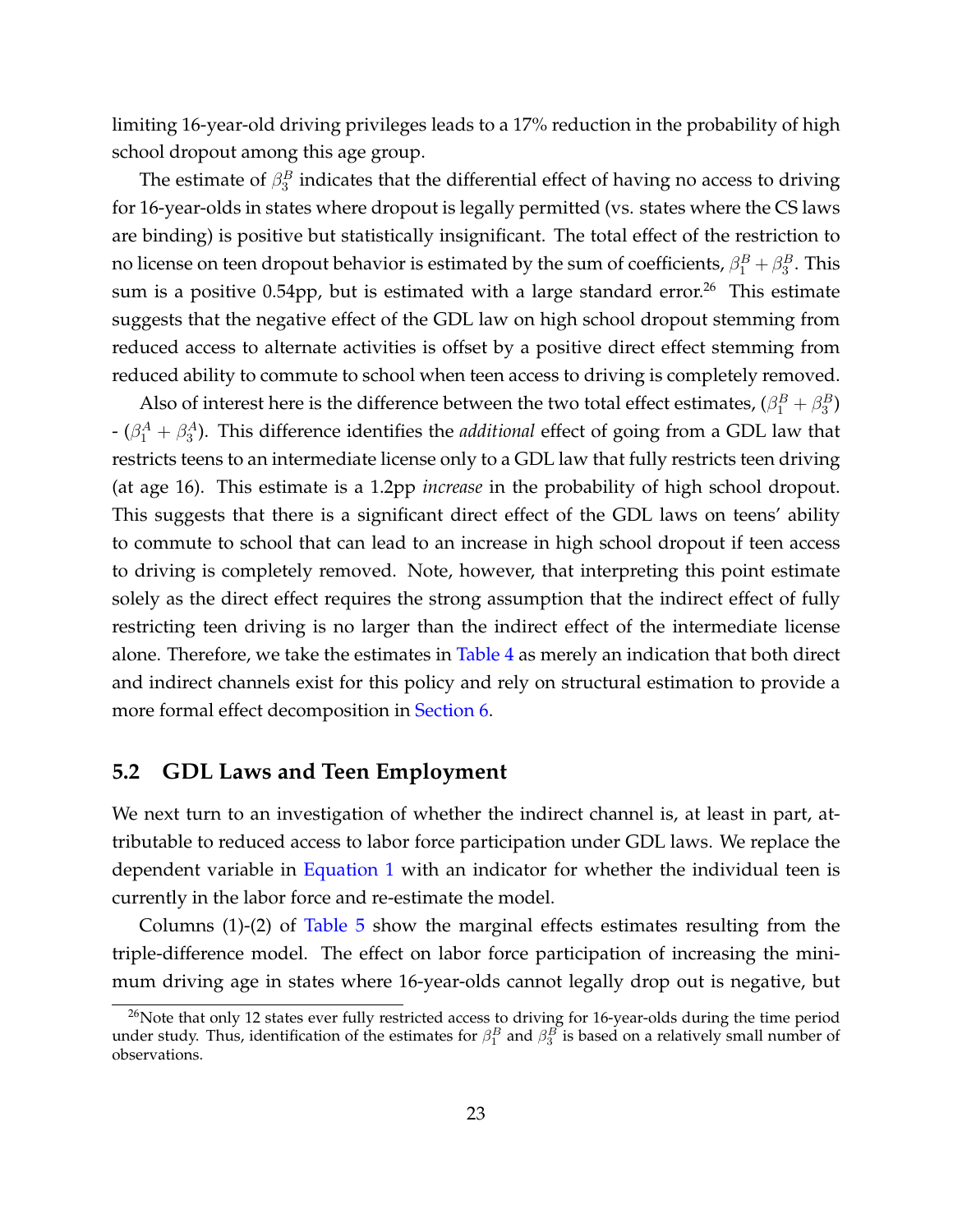limiting 16-year-old driving privileges leads to a 17% reduction in the probability of high school dropout among this age group.

The estimate of $\beta_3^B$ indicates that the differential effect of having no access to driving for 16-year-olds in states where dropout is legally permitted (vs. states where the CS laws are binding) is positive but statistically insignificant. The total effect of the restriction to no license on teen dropout behavior is estimated by the sum of coefficients, $\beta_1^B + \beta_3^B$. This sum is a positive 0.54pp, but is estimated with a large standard error.[26] This estimate suggests that the negative effect of the GDL law on high school dropout stemming from reduced access to alternate activities is offset by a positive direct effect stemming from reduced ability to commute to school when teen access to driving is completely removed.

Also of interest here is the difference between the two total effect estimates, ($\beta_1^B + \beta_3^B$) - ($\beta_1^A + \beta_3^A$). This difference identifies the *additional* effect of going from a GDL law that restricts teens to an intermediate license only to a GDL law that fully restricts teen driving (at age 16). This estimate is a 1.2pp *increase* in the probability of high school dropout. This suggests that there is a significant direct effect of the GDL laws on teens' ability to commute to school that can lead to an increase in high school dropout if teen access to driving is completely removed. Note, however, that interpreting this point estimate solely as the direct effect requires the strong assumption that the indirect effect of fully restricting teen driving is no larger than the indirect effect of the intermediate license alone. Therefore, we take the estimates in Table 4 as merely an indication that both direct and indirect channels exist for this policy and rely on structural estimation to provide a more formal effect decomposition in Section 6.

## 5.2 GDL Laws and Teen Employment

We next turn to an investigation of whether the indirect channel is, at least in part, attributable to reduced access to labor force participation under GDL laws. We replace the dependent variable in Equation 1 with an indicator for whether the individual teen is currently in the labor force and re-estimate the model.

Columns (1)-(2) of Table 5 show the marginal effects estimates resulting from the triple-difference model. The effect on labor force participation of increasing the minimum driving age in states where 16-year-olds cannot legally drop out is negative, but

[26]Note that only 12 states ever fully restricted access to driving for 16-year-olds during the time period under study. Thus, identification of the estimates for $\beta_1^B$ and $\beta_3^B$ is based on a relatively small number of observations.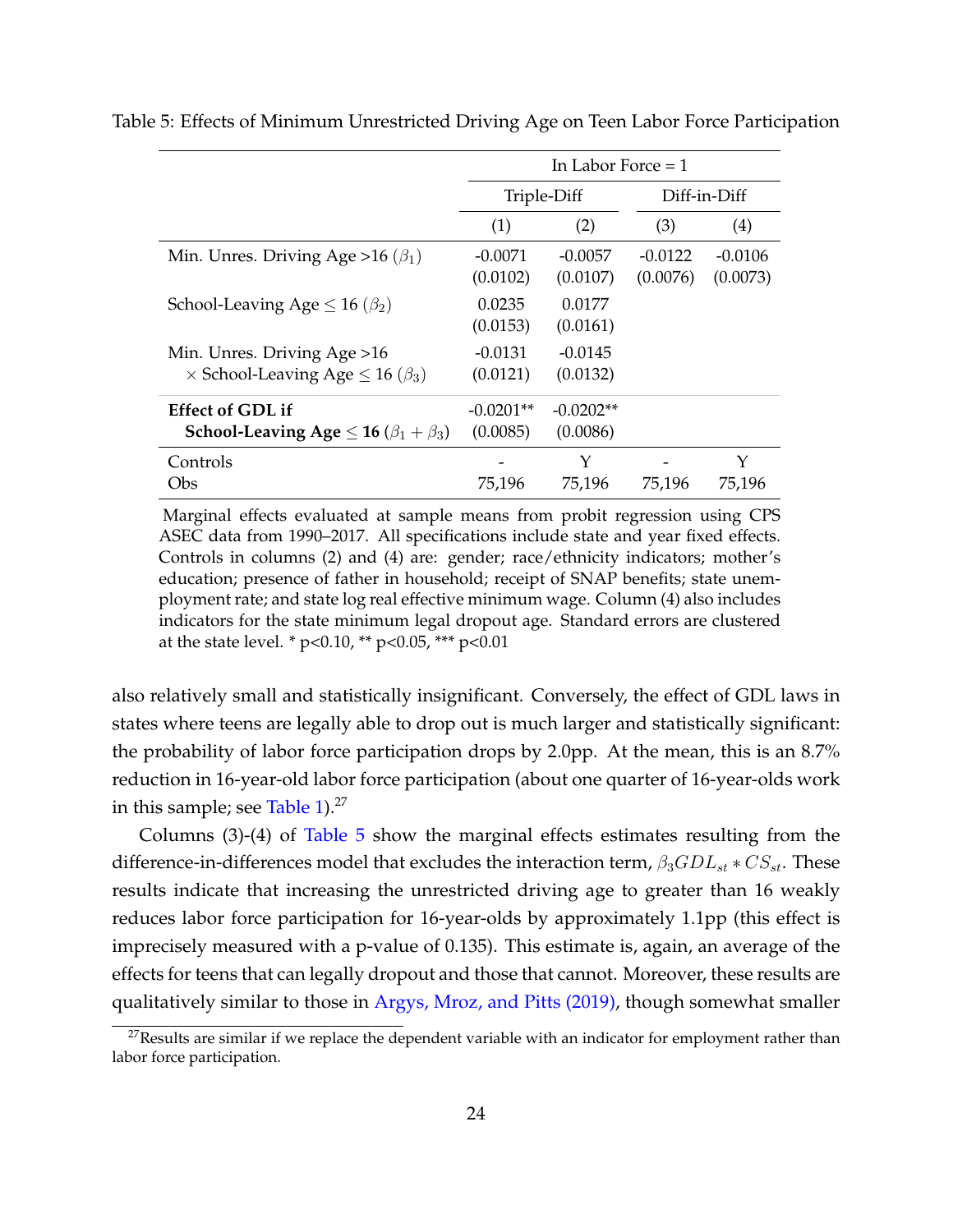Table 5: Effects of Minimum Unrestricted Driving Age on Teen Labor Force Participation

| | In Labor Force = 1 | | | |
|---|---|---|---|---|
| | Triple-Diff | | Diff-in-Diff | |
| | (1) | (2) | (3) | (4) |
| Min. Unres. Driving Age >16 ($\beta_1$) | -0.0071 | -0.0057 | -0.0122 | -0.0106 |
| | (0.0102) | (0.0107) | (0.0076) | (0.0073) |
| School-Leaving Age $\leq$ 16 ($\beta_2$) | 0.0235 | 0.0177 | | |
| | (0.0153) | (0.0161) | | |
| Min. Unres. Driving Age >16 $\times$ School-Leaving Age $\leq$ 16 ($\beta_3$) | -0.0131 | -0.0145 | | |
| | (0.0121) | (0.0132) | | |
| **Effect of GDL if School-Leaving Age $\leq$ 16 ($\beta_1 + \beta_3$)** | -0.0201** | -0.0202** | | |
| | (0.0085) | (0.0086) | | |
| Controls | - | Y | - | Y |
| Obs | 75,196 | 75,196 | 75,196 | 75,196 |

Marginal effects evaluated at sample means from probit regression using CPS ASEC data from 1990–2017. All specifications include state and year fixed effects. Controls in columns (2) and (4) are: gender; race/ethnicity indicators; mother's education; presence of father in household; receipt of SNAP benefits; state unemployment rate; and state log real effective minimum wage. Column (4) also includes indicators for the state minimum legal dropout age. Standard errors are clustered at the state level. * p<0.10, ** p<0.05, *** p<0.01

also relatively small and statistically insignificant. Conversely, the effect of GDL laws in states where teens are legally able to drop out is much larger and statistically significant: the probability of labor force participation drops by 2.0pp. At the mean, this is an 8.7% reduction in 16-year-old labor force participation (about one quarter of 16-year-olds work in this sample; see Table 1).[27]

Columns (3)-(4) of Table 5 show the marginal effects estimates resulting from the difference-in-differences model that excludes the interaction term, $\beta_3 GDL_{st} * CS_{st}$. These results indicate that increasing the unrestricted driving age to greater than 16 weakly reduces labor force participation for 16-year-olds by approximately 1.1pp (this effect is imprecisely measured with a p-value of 0.135). This estimate is, again, an average of the effects for teens that can legally dropout and those that cannot. Moreover, these results are qualitatively similar to those in Argys, Mroz, and Pitts (2019), though somewhat smaller

[27] Results are similar if we replace the dependent variable with an indicator for employment rather than labor force participation.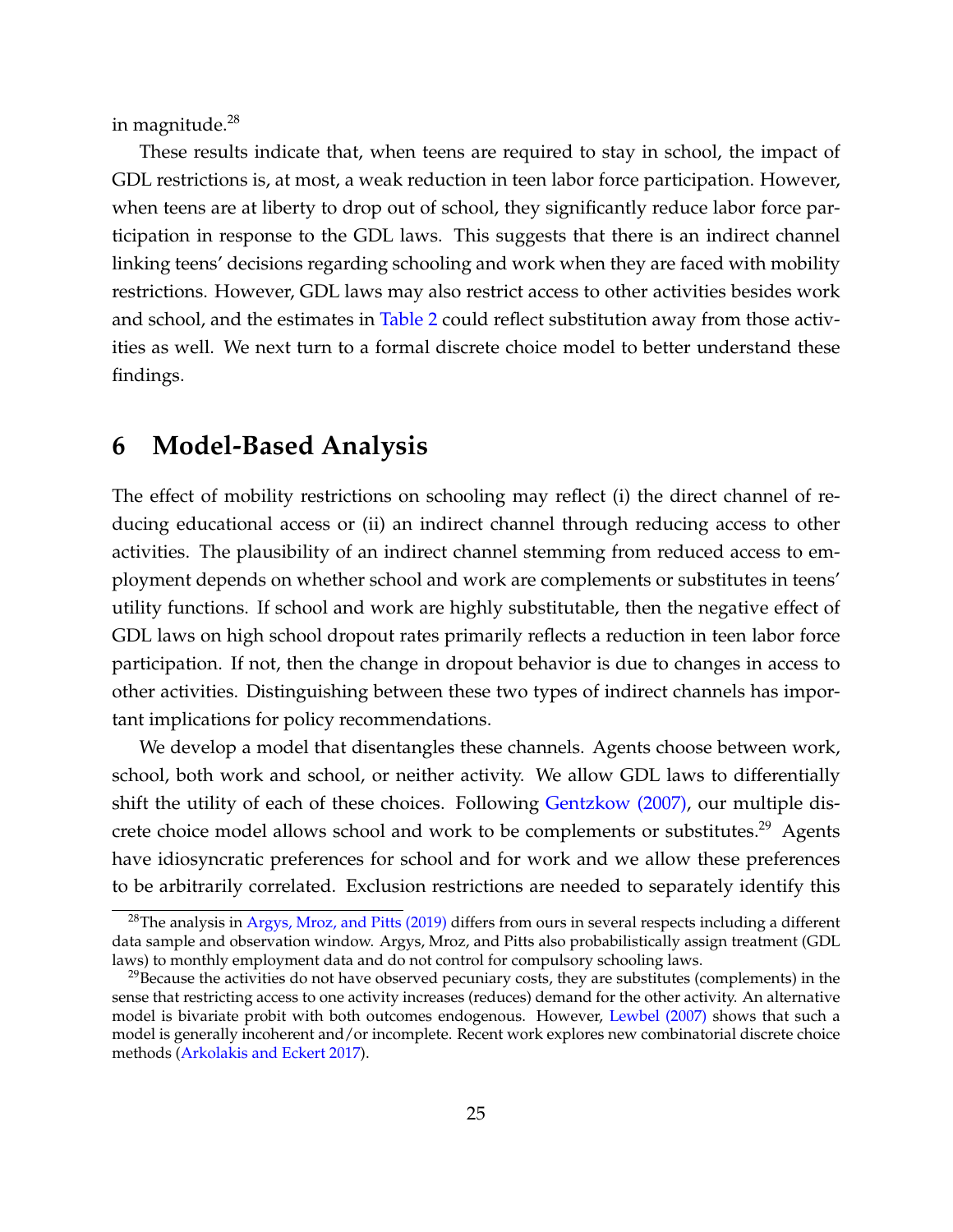in magnitude.[28]

These results indicate that, when teens are required to stay in school, the impact of GDL restrictions is, at most, a weak reduction in teen labor force participation. However, when teens are at liberty to drop out of school, they significantly reduce labor force participation in response to the GDL laws. This suggests that there is an indirect channel linking teens' decisions regarding schooling and work when they are faced with mobility restrictions. However, GDL laws may also restrict access to other activities besides work and school, and the estimates in Table 2 could reflect substitution away from those activities as well. We next turn to a formal discrete choice model to better understand these findings.

# 6 Model-Based Analysis

The effect of mobility restrictions on schooling may reflect (i) the direct channel of reducing educational access or (ii) an indirect channel through reducing access to other activities. The plausibility of an indirect channel stemming from reduced access to employment depends on whether school and work are complements or substitutes in teens' utility functions. If school and work are highly substitutable, then the negative effect of GDL laws on high school dropout rates primarily reflects a reduction in teen labor force participation. If not, then the change in dropout behavior is due to changes in access to other activities. Distinguishing between these two types of indirect channels has important implications for policy recommendations.

We develop a model that disentangles these channels. Agents choose between work, school, both work and school, or neither activity. We allow GDL laws to differentially shift the utility of each of these choices. Following Gentzkow (2007), our multiple discrete choice model allows school and work to be complements or substitutes.[29] Agents have idiosyncratic preferences for school and for work and we allow these preferences to be arbitrarily correlated. Exclusion restrictions are needed to separately identify this

[28] The analysis in Argys, Mroz, and Pitts (2019) differs from ours in several respects including a different data sample and observation window. Argys, Mroz, and Pitts also probabilistically assign treatment (GDL laws) to monthly employment data and do not control for compulsory schooling laws.

[29] Because the activities do not have observed pecuniary costs, they are substitutes (complements) in the sense that restricting access to one activity increases (reduces) demand for the other activity. An alternative model is bivariate probit with both outcomes endogenous. However, Lewbel (2007) shows that such a model is generally incoherent and/or incomplete. Recent work explores new combinatorial discrete choice methods (Arkolakis and Eckert 2017).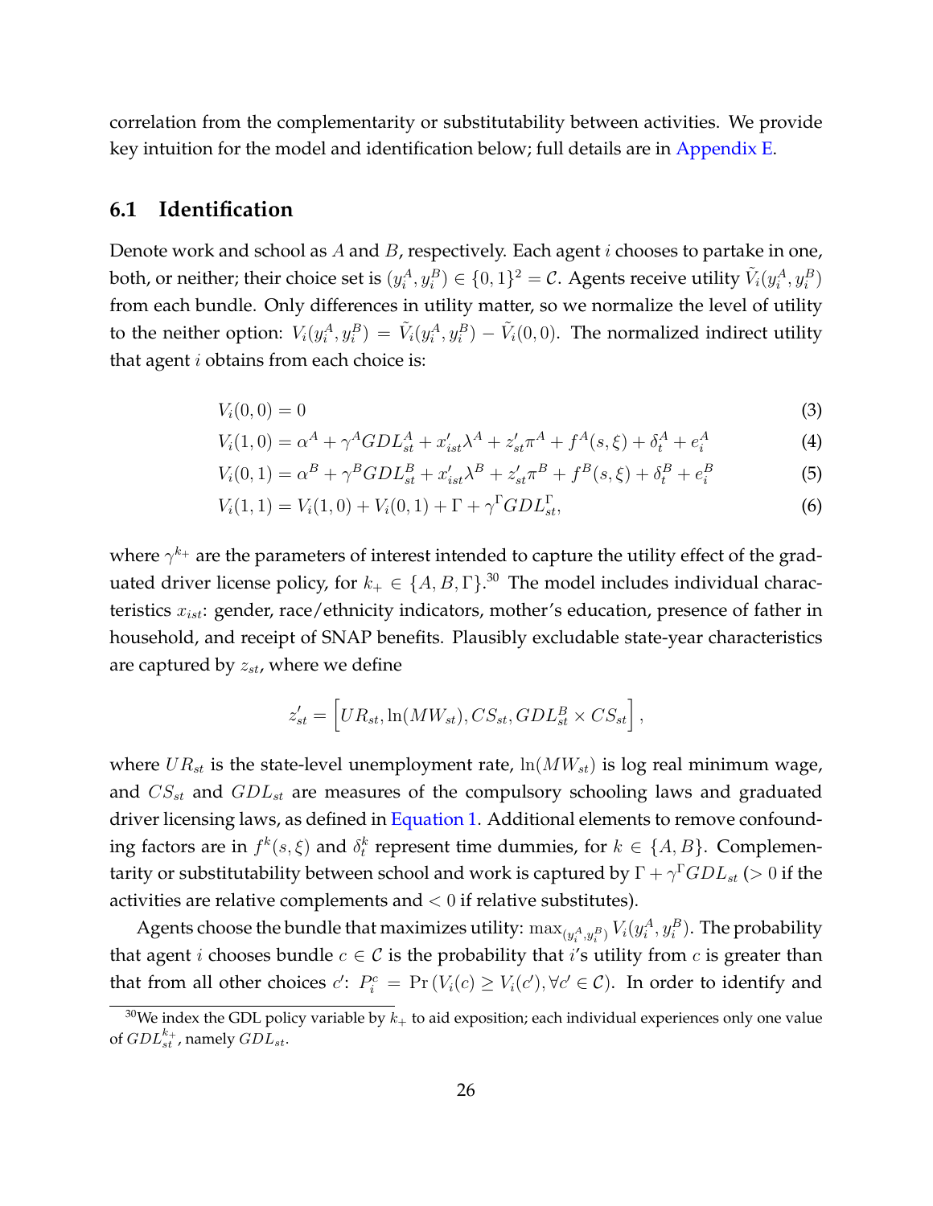correlation from the complementarity or substitutability between activities. We provide key intuition for the model and identification below; full details are in Appendix E.

## 6.1 Identification

Denote work and school as $A$ and $B$, respectively. Each agent $i$ chooses to partake in one, both, or neither; their choice set is $(y_i^A, y_i^B) \in \{0,1\}^2 = \mathcal{C}$. Agents receive utility $\tilde{V}_i(y_i^A, y_i^B)$ from each bundle. Only differences in utility matter, so we normalize the level of utility to the neither option: $V_i(y_i^A, y_i^B) = \tilde{V}_i(y_i^A, y_i^B) - \tilde{V}_i(0,0)$. The normalized indirect utility that agent $i$ obtains from each choice is:

$$V_i(0,0) = 0 \tag{3}$$

$$V_i(1,0) = \alpha^A + \gamma^A GDL_{st}^A + x_{ist}'\lambda^A + z_{st}'\pi^A + f^A(s,\xi) + \delta_t^A + e_i^A \tag{4}$$

$$V_i(0,1) = \alpha^B + \gamma^B GDL_{st}^B + x_{ist}'\lambda^B + z_{st}'\pi^B + f^B(s,\xi) + \delta_t^B + e_i^B \tag{5}$$

$$V_i(1,1) = V_i(1,0) + V_i(0,1) + \Gamma + \gamma^\Gamma GDL_{st}^\Gamma, \tag{6}$$

where $\gamma^{k_+}$ are the parameters of interest intended to capture the utility effect of the graduated driver license policy, for $k_+ \in \{A, B, \Gamma\}$.[30] The model includes individual characteristics $x_{ist}$: gender, race/ethnicity indicators, mother's education, presence of father in household, and receipt of SNAP benefits. Plausibly excludable state-year characteristics are captured by $z_{st}$, where we define

$$z_{st}' = \left[ UR_{st}, \ln(MW_{st}), CS_{st}, GDL_{st}^B \times CS_{st} \right],$$

where $UR_{st}$ is the state-level unemployment rate, $\ln(MW_{st})$ is log real minimum wage, and $CS_{st}$ and $GDL_{st}$ are measures of the compulsory schooling laws and graduated driver licensing laws, as defined in Equation 1. Additional elements to remove confounding factors are in $f^k(s,\xi)$ and $\delta_t^k$ represent time dummies, for $k \in \{A, B\}$. Complementarity or substitutability between school and work is captured by $\Gamma + \gamma^\Gamma GDL_{st}$ ($> 0$ if the activities are relative complements and $< 0$ if relative substitutes).

Agents choose the bundle that maximizes utility: $\max_{(y_i^A, y_i^B)} V_i(y_i^A, y_i^B)$. The probability that agent $i$ chooses bundle $c \in \mathcal{C}$ is the probability that $i$'s utility from $c$ is greater than that from all other choices $c'$: $P_i^c = \Pr\left(V_i(c) \geq V_i(c'), \forall c' \in \mathcal{C}\right)$. In order to identify and

[30] We index the GDL policy variable by $k_+$ to aid exposition; each individual experiences only one value of $GDL_{st}^{k_+}$, namely $GDL_{st}$.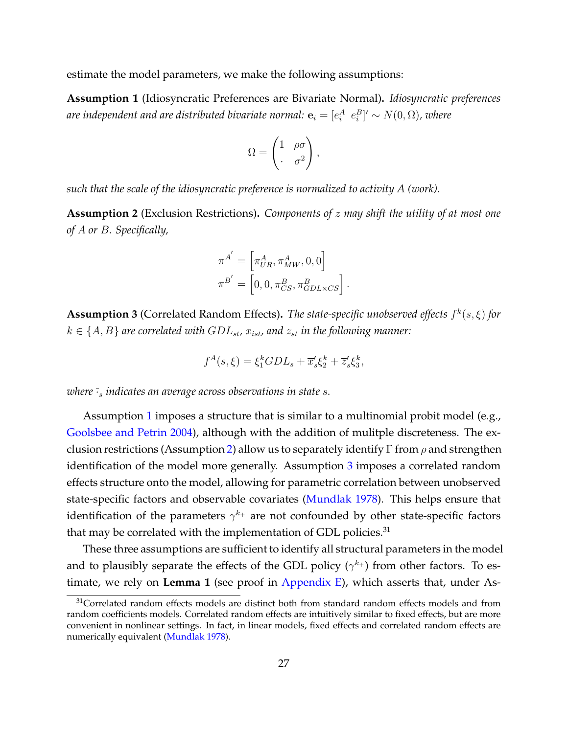estimate the model parameters, we make the following assumptions:

**Assumption 1** (Idiosyncratic Preferences are Bivariate Normal)**.** *Idiosyncratic preferences are independent and are distributed bivariate normal:* $\mathbf{e}_i = [e_i^A \;\; e_i^B]' \sim N(0, \Omega)$*, where*

$$\Omega = \begin{pmatrix} 1 & \rho\sigma \\ \cdot & \sigma^2 \end{pmatrix},$$

*such that the scale of the idiosyncratic preference is normalized to activity A (work).*

**Assumption 2** (Exclusion Restrictions)**.** *Components of $z$ may shift the utility of at most one of $A$ or $B$. Specifically,*

$$\pi^{A'} = \left[\pi^A_{UR}, \pi^A_{MW}, 0, 0\right]$$
$$\pi^{B'} = \left[0, 0, \pi^B_{CS}, \pi^B_{GDL\times CS}\right].$$

**Assumption 3** (Correlated Random Effects)**.** *The state-specific unobserved effects $f^k(s,\xi)$ for $k \in \{A, B\}$ are correlated with $GDL_{st}$, $x_{ist}$, and $z_{st}$ in the following manner:*

$$f^A(s,\xi) = \xi_1^k \overline{GDL}_s + \overline{x}_s' \xi_2^k + \overline{z}_s' \xi_3^k,$$

*where $\bar{\cdot}_s$ indicates an average across observations in state $s$.*

Assumption 1 imposes a structure that is similar to a multinomial probit model (e.g., Goolsbee and Petrin 2004), although with the addition of mulitple discreteness. The exclusion restrictions (Assumption 2) allow us to separately identify $\Gamma$ from $\rho$ and strengthen identification of the model more generally. Assumption 3 imposes a correlated random effects structure onto the model, allowing for parametric correlation between unobserved state-specific factors and observable covariates (Mundlak 1978). This helps ensure that identification of the parameters $\gamma^{k_+}$ are not confounded by other state-specific factors that may be correlated with the implementation of GDL policies.[31]

These three assumptions are sufficient to identify all structural parameters in the model and to plausibly separate the effects of the GDL policy ($\gamma^{k_+}$) from other factors. To estimate, we rely on **Lemma 1** (see proof in Appendix E), which asserts that, under As-

[31] Correlated random effects models are distinct both from standard random effects models and from random coefficients models. Correlated random effects are intuitively similar to fixed effects, but are more convenient in nonlinear settings. In fact, in linear models, fixed effects and correlated random effects are numerically equivalent (Mundlak 1978).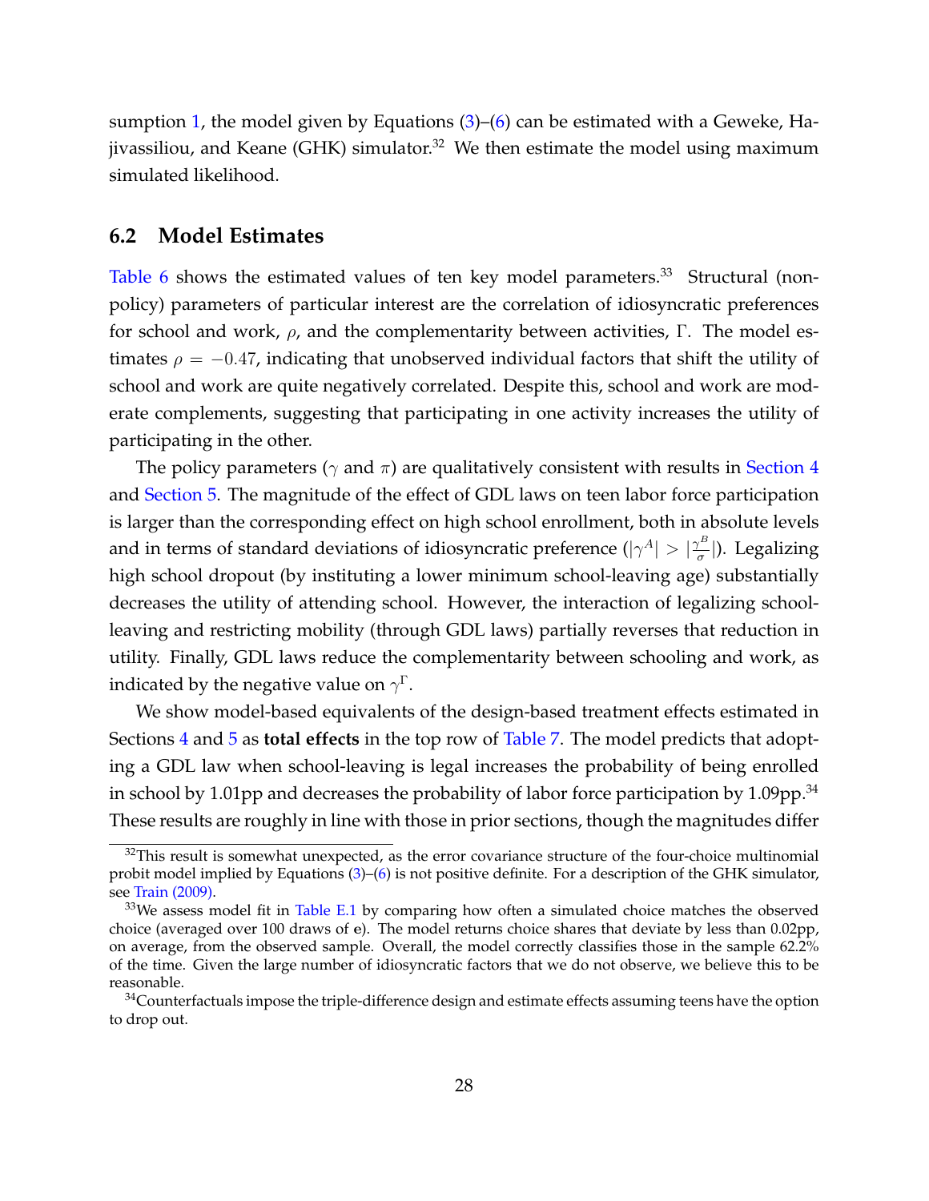sumption 1, the model given by Equations (3)–(6) can be estimated with a Geweke, Hajivassiliou, and Keane (GHK) simulator.[32] We then estimate the model using maximum simulated likelihood.

## 6.2 Model Estimates

Table 6 shows the estimated values of ten key model parameters.[33] Structural (non-policy) parameters of particular interest are the correlation of idiosyncratic preferences for school and work, $\rho$, and the complementarity between activities, $\Gamma$. The model estimates $\rho = -0.47$, indicating that unobserved individual factors that shift the utility of school and work are quite negatively correlated. Despite this, school and work are moderate complements, suggesting that participating in one activity increases the utility of participating in the other.

The policy parameters ($\gamma$ and $\pi$) are qualitatively consistent with results in Section 4 and Section 5. The magnitude of the effect of GDL laws on teen labor force participation is larger than the corresponding effect on high school enrollment, both in absolute levels and in terms of standard deviations of idiosyncratic preference ($|\gamma^A| > |\frac{\gamma^B}{\sigma}|$). Legalizing high school dropout (by instituting a lower minimum school-leaving age) substantially decreases the utility of attending school. However, the interaction of legalizing school-leaving and restricting mobility (through GDL laws) partially reverses that reduction in utility. Finally, GDL laws reduce the complementarity between schooling and work, as indicated by the negative value on $\gamma^{\Gamma}$.

We show model-based equivalents of the design-based treatment effects estimated in Sections 4 and 5 as **total effects** in the top row of Table 7. The model predicts that adopting a GDL law when school-leaving is legal increases the probability of being enrolled in school by 1.01pp and decreases the probability of labor force participation by 1.09pp.[34] These results are roughly in line with those in prior sections, though the magnitudes differ

[32] This result is somewhat unexpected, as the error covariance structure of the four-choice multinomial probit model implied by Equations (3)–(6) is not positive definite. For a description of the GHK simulator, see Train (2009).

[33] We assess model fit in Table E.1 by comparing how often a simulated choice matches the observed choice (averaged over 100 draws of $\mathbf{e}$). The model returns choice shares that deviate by less than 0.02pp, on average, from the observed sample. Overall, the model correctly classifies those in the sample 62.2% of the time. Given the large number of idiosyncratic factors that we do not observe, we believe this to be reasonable.

[34] Counterfactuals impose the triple-difference design and estimate effects assuming teens have the option to drop out.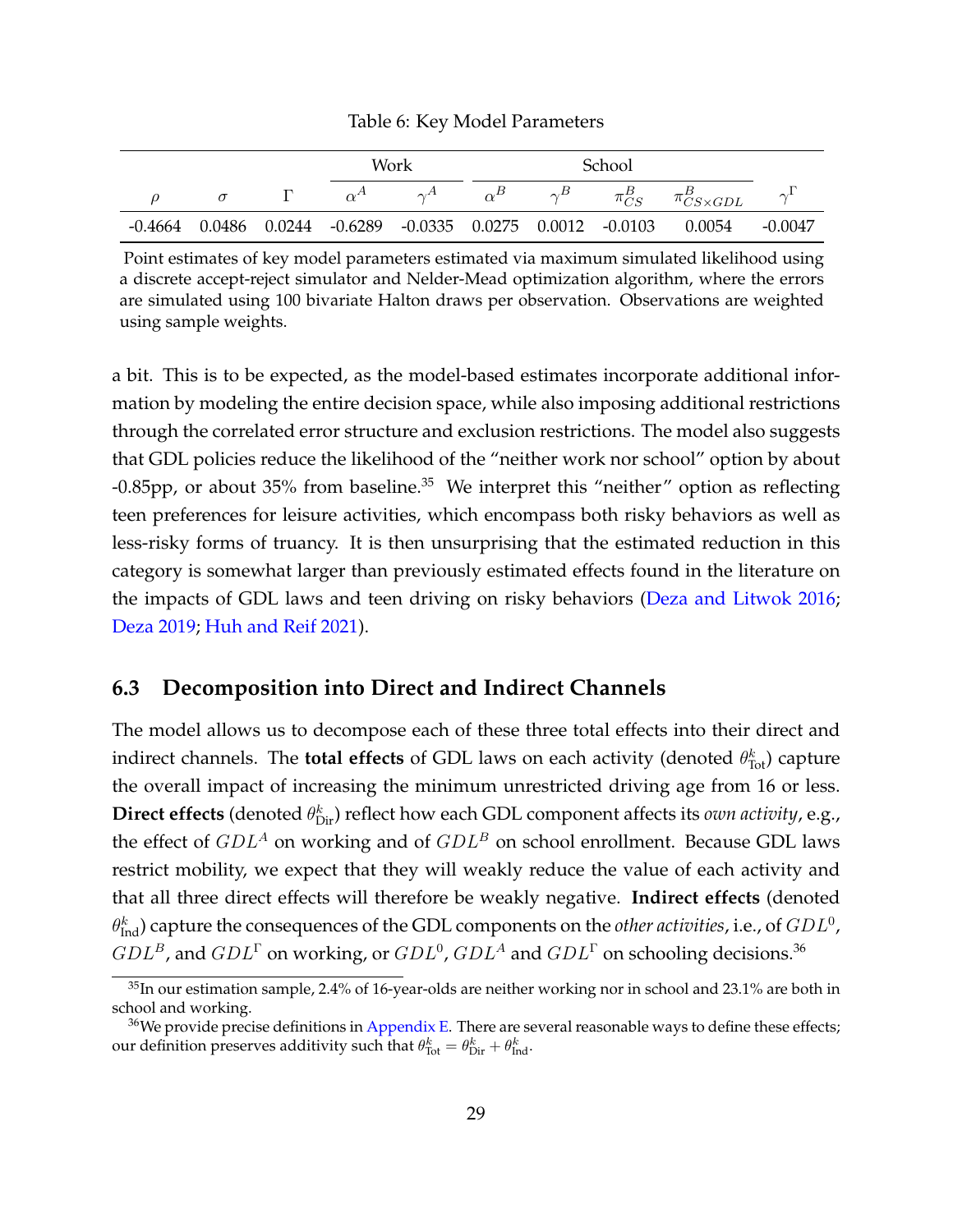Table 6: Key Model Parameters

| | | | Work | | School | | | | |
|---|---|---|---|---|---|---|---|---|---|
| $\rho$ | $\sigma$ | $\Gamma$ | $\alpha^A$ | $\gamma^A$ | $\alpha^B$ | $\gamma^B$ | $\pi^B_{CS}$ | $\pi^B_{CS \times GDL}$ | $\gamma^\Gamma$ |
| -0.4664 | 0.0486 | 0.0244 | -0.6289 | -0.0335 | 0.0275 | 0.0012 | -0.0103 | 0.0054 | -0.0047 |

Point estimates of key model parameters estimated via maximum simulated likelihood using a discrete accept-reject simulator and Nelder-Mead optimization algorithm, where the errors are simulated using 100 bivariate Halton draws per observation. Observations are weighted using sample weights.

a bit. This is to be expected, as the model-based estimates incorporate additional information by modeling the entire decision space, while also imposing additional restrictions through the correlated error structure and exclusion restrictions. The model also suggests that GDL policies reduce the likelihood of the "neither work nor school" option by about -0.85pp, or about 35% from baseline.[35] We interpret this "neither" option as reflecting teen preferences for leisure activities, which encompass both risky behaviors as well as less-risky forms of truancy. It is then unsurprising that the estimated reduction in this category is somewhat larger than previously estimated effects found in the literature on the impacts of GDL laws and teen driving on risky behaviors (Deza and Litwok 2016; Deza 2019; Huh and Reif 2021).

## 6.3 Decomposition into Direct and Indirect Channels

The model allows us to decompose each of these three total effects into their direct and indirect channels. The **total effects** of GDL laws on each activity (denoted $\theta^k_{\text{Tot}}$) capture the overall impact of increasing the minimum unrestricted driving age from 16 or less. **Direct effects** (denoted $\theta^k_{\text{Dir}}$) reflect how each GDL component affects its *own activity*, e.g., the effect of $GDL^A$ on working and of $GDL^B$ on school enrollment. Because GDL laws restrict mobility, we expect that they will weakly reduce the value of each activity and that all three direct effects will therefore be weakly negative. **Indirect effects** (denoted $\theta^k_{\text{Ind}}$) capture the consequences of the GDL components on the *other activities*, i.e., of $GDL^0$, $GDL^B$, and $GDL^\Gamma$ on working, or $GDL^0$, $GDL^A$ and $GDL^\Gamma$ on schooling decisions.[36]

[35] In our estimation sample, 2.4% of 16-year-olds are neither working nor in school and 23.1% are both in school and working.

[36] We provide precise definitions in Appendix E. There are several reasonable ways to define these effects; our definition preserves additivity such that $\theta^k_{\text{Tot}} = \theta^k_{\text{Dir}} + \theta^k_{\text{Ind}}$.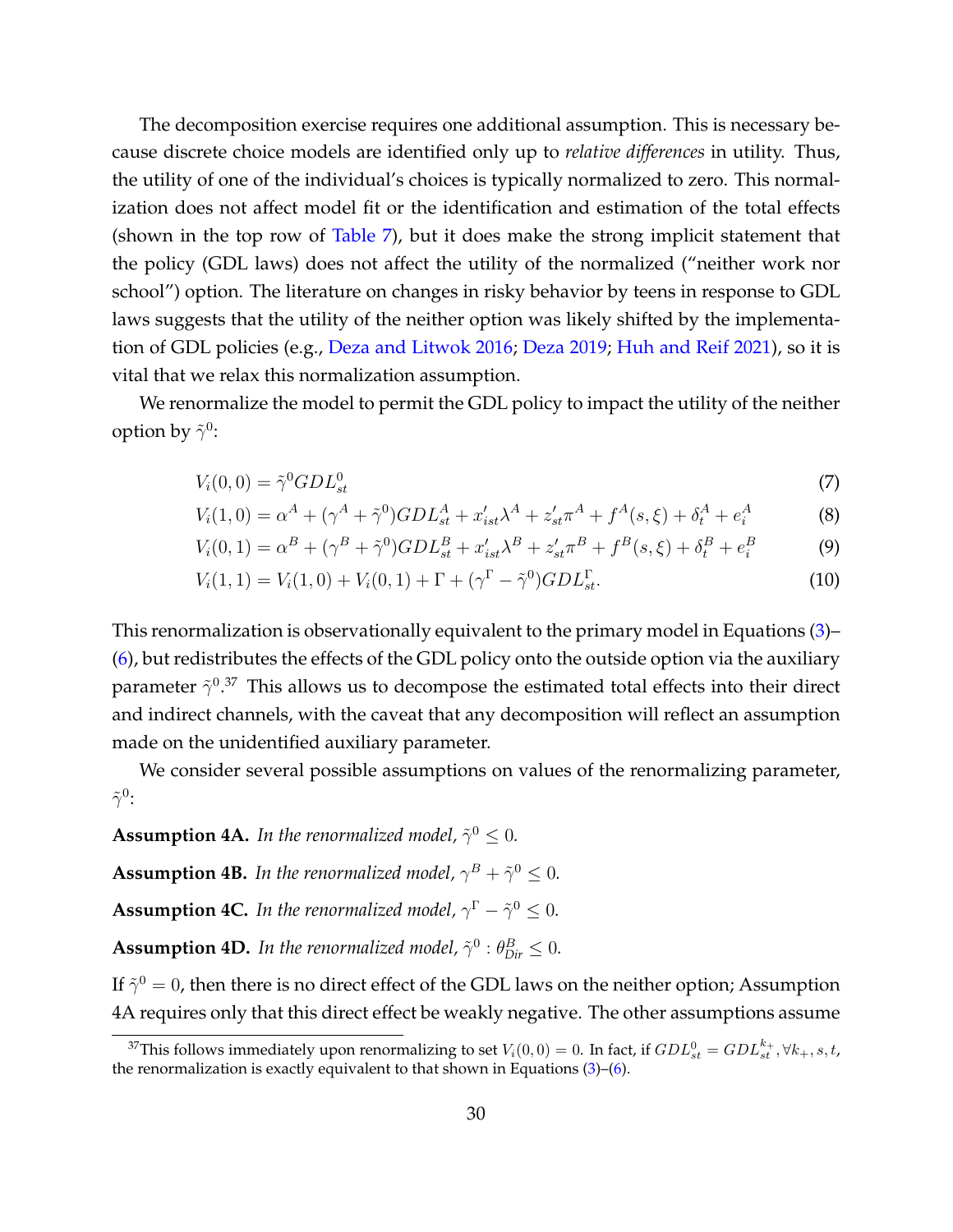The decomposition exercise requires one additional assumption. This is necessary because discrete choice models are identified only up to *relative differences* in utility. Thus, the utility of one of the individual's choices is typically normalized to zero. This normalization does not affect model fit or the identification and estimation of the total effects (shown in the top row of Table 7), but it does make the strong implicit statement that the policy (GDL laws) does not affect the utility of the normalized ("neither work nor school") option. The literature on changes in risky behavior by teens in response to GDL laws suggests that the utility of the neither option was likely shifted by the implementation of GDL policies (e.g., Deza and Litwok 2016; Deza 2019; Huh and Reif 2021), so it is vital that we relax this normalization assumption.

We renormalize the model to permit the GDL policy to impact the utility of the neither option by $\tilde{\gamma}^0$:

$$V_i(0,0) = \tilde{\gamma}^0 GDL^0_{st} \tag{7}$$

$$V_i(1,0) = \alpha^A + (\gamma^A + \tilde{\gamma}^0) GDL^A_{st} + x'_{ist}\lambda^A + z'_{st}\pi^A + f^A(s,\xi) + \delta^A_t + e^A_i \tag{8}$$

$$V_i(0,1) = \alpha^B + (\gamma^B + \tilde{\gamma}^0) GDL^B_{st} + x'_{ist}\lambda^B + z'_{st}\pi^B + f^B(s,\xi) + \delta^B_t + e^B_i \tag{9}$$

$$V_i(1,1) = V_i(1,0) + V_i(0,1) + \Gamma + (\gamma^\Gamma - \tilde{\gamma}^0) GDL^\Gamma_{st}. \tag{10}$$

This renormalization is observationally equivalent to the primary model in Equations (3)–(6), but redistributes the effects of the GDL policy onto the outside option via the auxiliary parameter $\tilde{\gamma}^0$.[37] This allows us to decompose the estimated total effects into their direct and indirect channels, with the caveat that any decomposition will reflect an assumption made on the unidentified auxiliary parameter.

We consider several possible assumptions on values of the renormalizing parameter, $\tilde{\gamma}^0$:

**Assumption 4A.** *In the renormalized model,* $\tilde{\gamma}^0 \leq 0$.

**Assumption 4B.** *In the renormalized model,* $\gamma^B + \tilde{\gamma}^0 \leq 0$.

**Assumption 4C.** *In the renormalized model,* $\gamma^\Gamma - \tilde{\gamma}^0 \leq 0$.

**Assumption 4D.** *In the renormalized model,* $\tilde{\gamma}^0 : \theta^B_{Dir} \leq 0$.

If $\tilde{\gamma}^0 = 0$, then there is no direct effect of the GDL laws on the neither option; Assumption 4A requires only that this direct effect be weakly negative. The other assumptions assume

[37] This follows immediately upon renormalizing to set $V_i(0,0) = 0$. In fact, if $GDL^0_{st} = GDL^{k_+}_{st}, \forall k_+, s, t$, the renormalization is exactly equivalent to that shown in Equations (3)–(6).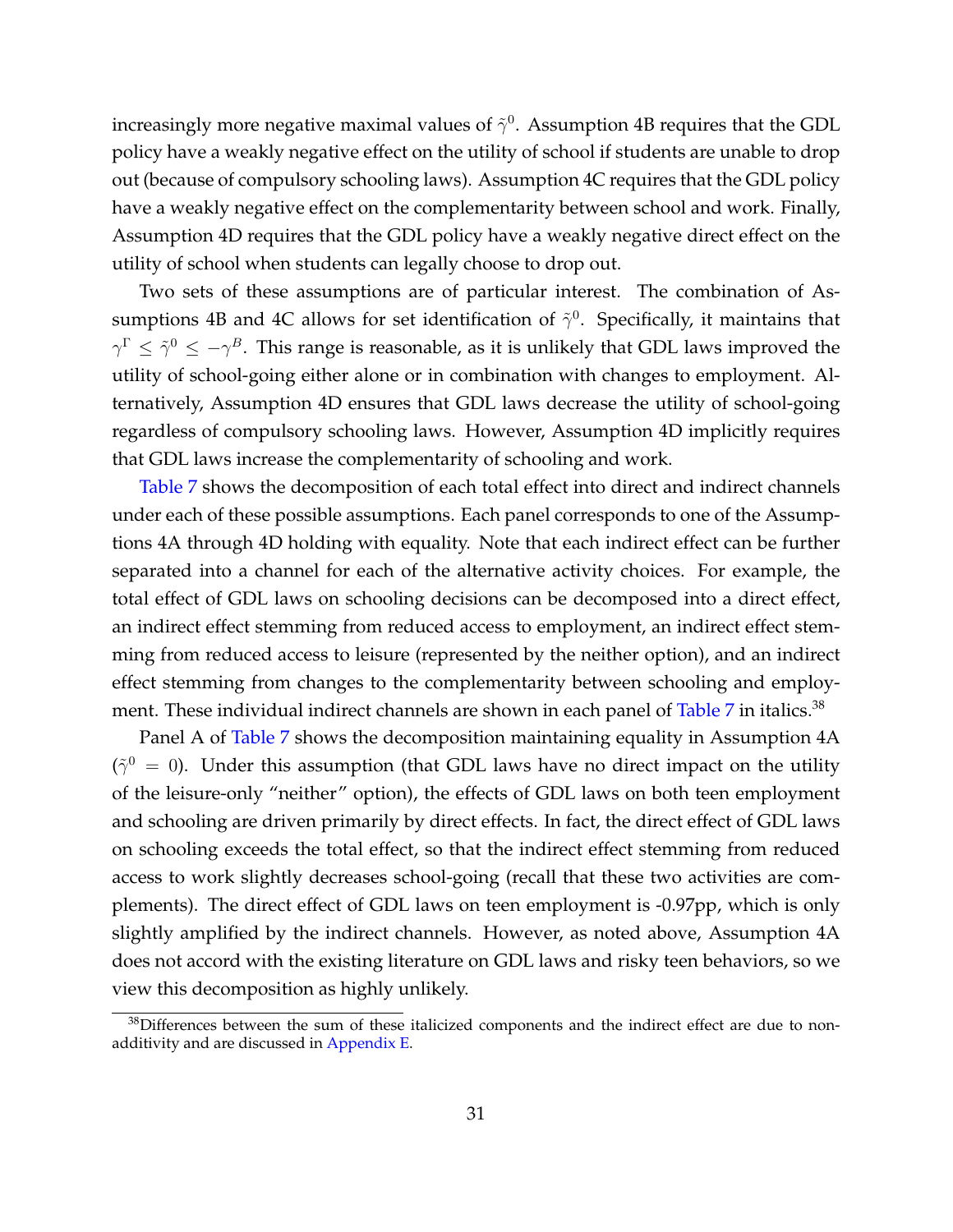increasingly more negative maximal values of $\tilde{\gamma}^0$. Assumption 4B requires that the GDL policy have a weakly negative effect on the utility of school if students are unable to drop out (because of compulsory schooling laws). Assumption 4C requires that the GDL policy have a weakly negative effect on the complementarity between school and work. Finally, Assumption 4D requires that the GDL policy have a weakly negative direct effect on the utility of school when students can legally choose to drop out.

Two sets of these assumptions are of particular interest. The combination of Assumptions 4B and 4C allows for set identification of $\tilde{\gamma}^0$. Specifically, it maintains that $\gamma^\Gamma \leq \tilde{\gamma}^0 \leq -\gamma^B$. This range is reasonable, as it is unlikely that GDL laws improved the utility of school-going either alone or in combination with changes to employment. Alternatively, Assumption 4D ensures that GDL laws decrease the utility of school-going regardless of compulsory schooling laws. However, Assumption 4D implicitly requires that GDL laws increase the complementarity of schooling and work.

Table 7 shows the decomposition of each total effect into direct and indirect channels under each of these possible assumptions. Each panel corresponds to one of the Assumptions 4A through 4D holding with equality. Note that each indirect effect can be further separated into a channel for each of the alternative activity choices. For example, the total effect of GDL laws on schooling decisions can be decomposed into a direct effect, an indirect effect stemming from reduced access to employment, an indirect effect stemming from reduced access to leisure (represented by the neither option), and an indirect effect stemming from changes to the complementarity between schooling and employment. These individual indirect channels are shown in each panel of Table 7 in italics.[38]

Panel A of Table 7 shows the decomposition maintaining equality in Assumption 4A ($\tilde{\gamma}^0 = 0$). Under this assumption (that GDL laws have no direct impact on the utility of the leisure-only "neither" option), the effects of GDL laws on both teen employment and schooling are driven primarily by direct effects. In fact, the direct effect of GDL laws on schooling exceeds the total effect, so that the indirect effect stemming from reduced access to work slightly decreases school-going (recall that these two activities are complements). The direct effect of GDL laws on teen employment is -0.97pp, which is only slightly amplified by the indirect channels. However, as noted above, Assumption 4A does not accord with the existing literature on GDL laws and risky teen behaviors, so we view this decomposition as highly unlikely.

[38]Differences between the sum of these italicized components and the indirect effect are due to non-additivity and are discussed in Appendix E.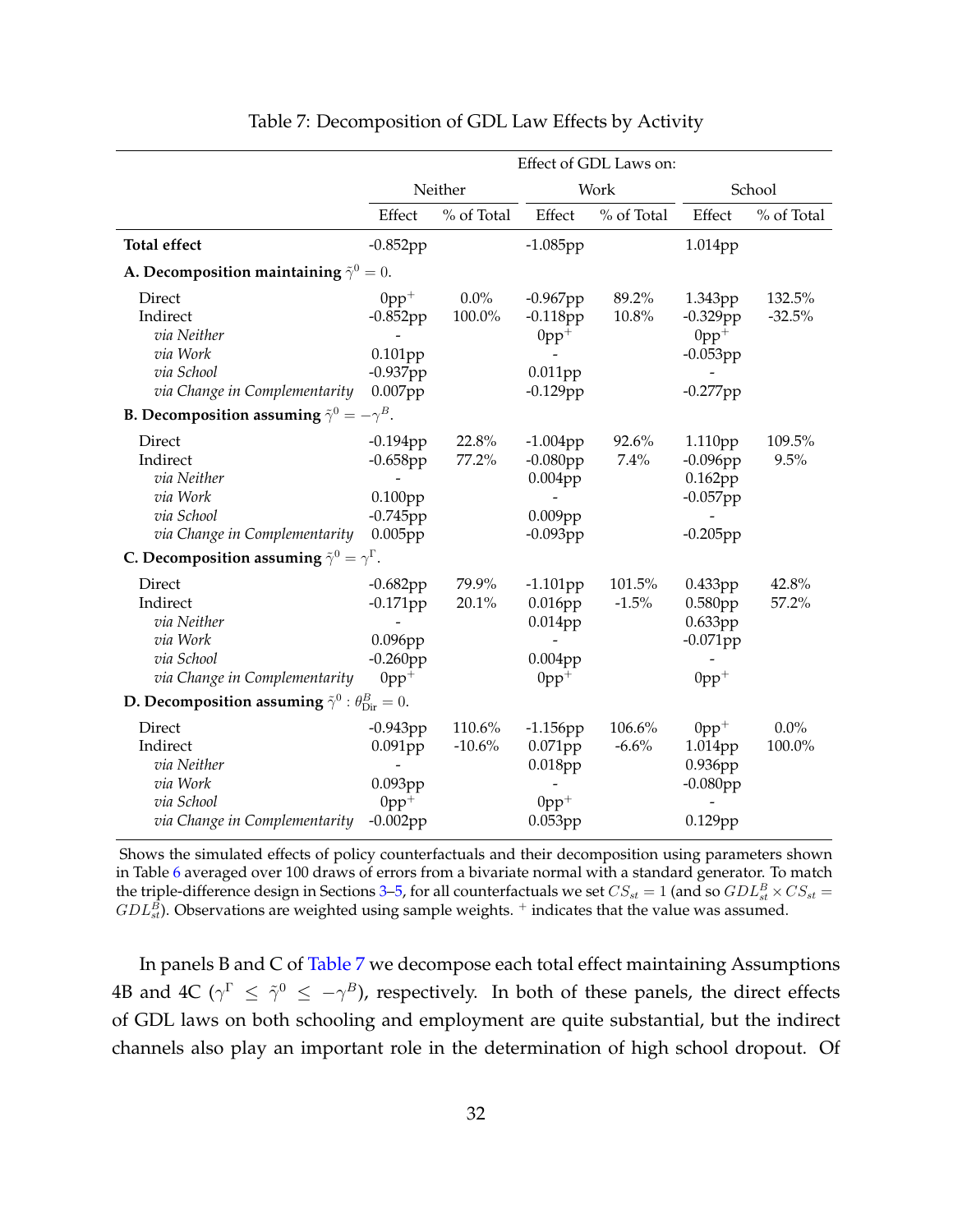Table 7: Decomposition of GDL Law Effects by Activity

| | Effect of GDL Laws on: | | | | | |
|---|---|---|---|---|---|---|
| | Neither | | Work | | School | |
| | Effect | % of Total | Effect | % of Total | Effect | % of Total |
| **Total effect** | -0.852pp | | -1.085pp | | 1.014pp | |
| **A. Decomposition maintaining $\tilde{\gamma}^0 = 0$.** | | | | | | |
| Direct | 0pp$^+$ | 0.0% | -0.967pp | 89.2% | 1.343pp | 132.5% |
| Indirect | -0.852pp | 100.0% | -0.118pp | 10.8% | -0.329pp | -32.5% |
| *via Neither* | - | | 0pp$^+$ | | 0pp$^+$ | |
| *via Work* | 0.101pp | | - | | -0.053pp | |
| *via School* | -0.937pp | | 0.011pp | | - | |
| *via Change in Complementarity* | 0.007pp | | -0.129pp | | -0.277pp | |
| **B. Decomposition assuming $\tilde{\gamma}^0 = -\gamma^B$.** | | | | | | |
| Direct | -0.194pp | 22.8% | -1.004pp | 92.6% | 1.110pp | 109.5% |
| Indirect | -0.658pp | 77.2% | -0.080pp | 7.4% | -0.096pp | 9.5% |
| *via Neither* | - | | 0.004pp | | 0.162pp | |
| *via Work* | 0.100pp | | - | | -0.057pp | |
| *via School* | -0.745pp | | 0.009pp | | - | |
| *via Change in Complementarity* | 0.005pp | | -0.093pp | | -0.205pp | |
| **C. Decomposition assuming $\tilde{\gamma}^0 = \gamma^\Gamma$.** | | | | | | |
| Direct | -0.682pp | 79.9% | -1.101pp | 101.5% | 0.433pp | 42.8% |
| Indirect | -0.171pp | 20.1% | 0.016pp | -1.5% | 0.580pp | 57.2% |
| *via Neither* | - | | 0.014pp | | 0.633pp | |
| *via Work* | 0.096pp | | - | | -0.071pp | |
| *via School* | -0.260pp | | 0.004pp | | - | |
| *via Change in Complementarity* | 0pp$^+$ | | 0pp$^+$ | | 0pp$^+$ | |
| **D. Decomposition assuming $\tilde{\gamma}^0 : \theta^B_{\text{Dir}} = 0$.** | | | | | | |
| Direct | -0.943pp | 110.6% | -1.156pp | 106.6% | 0pp$^+$ | 0.0% |
| Indirect | 0.091pp | -10.6% | 0.071pp | -6.6% | 1.014pp | 100.0% |
| *via Neither* | - | | 0.018pp | | 0.936pp | |
| *via Work* | 0.093pp | | - | | -0.080pp | |
| *via School* | 0pp$^+$ | | 0pp$^+$ | | - | |
| *via Change in Complementarity* | -0.002pp | | 0.053pp | | 0.129pp | |

Shows the simulated effects of policy counterfactuals and their decomposition using parameters shown in Table 6 averaged over 100 draws of errors from a bivariate normal with a standard generator. To match the triple-difference design in Sections 3–5, for all counterfactuals we set $CS_{st} = 1$ (and so $GDL^B_{st} \times CS_{st} = GDL^B_{st}$). Observations are weighted using sample weights. $^+$ indicates that the value was assumed.

In panels B and C of Table 7 we decompose each total effect maintaining Assumptions 4B and 4C ($\gamma^\Gamma \leq \tilde{\gamma}^0 \leq -\gamma^B$), respectively. In both of these panels, the direct effects of GDL laws on both schooling and employment are quite substantial, but the indirect channels also play an important role in the determination of high school dropout. Of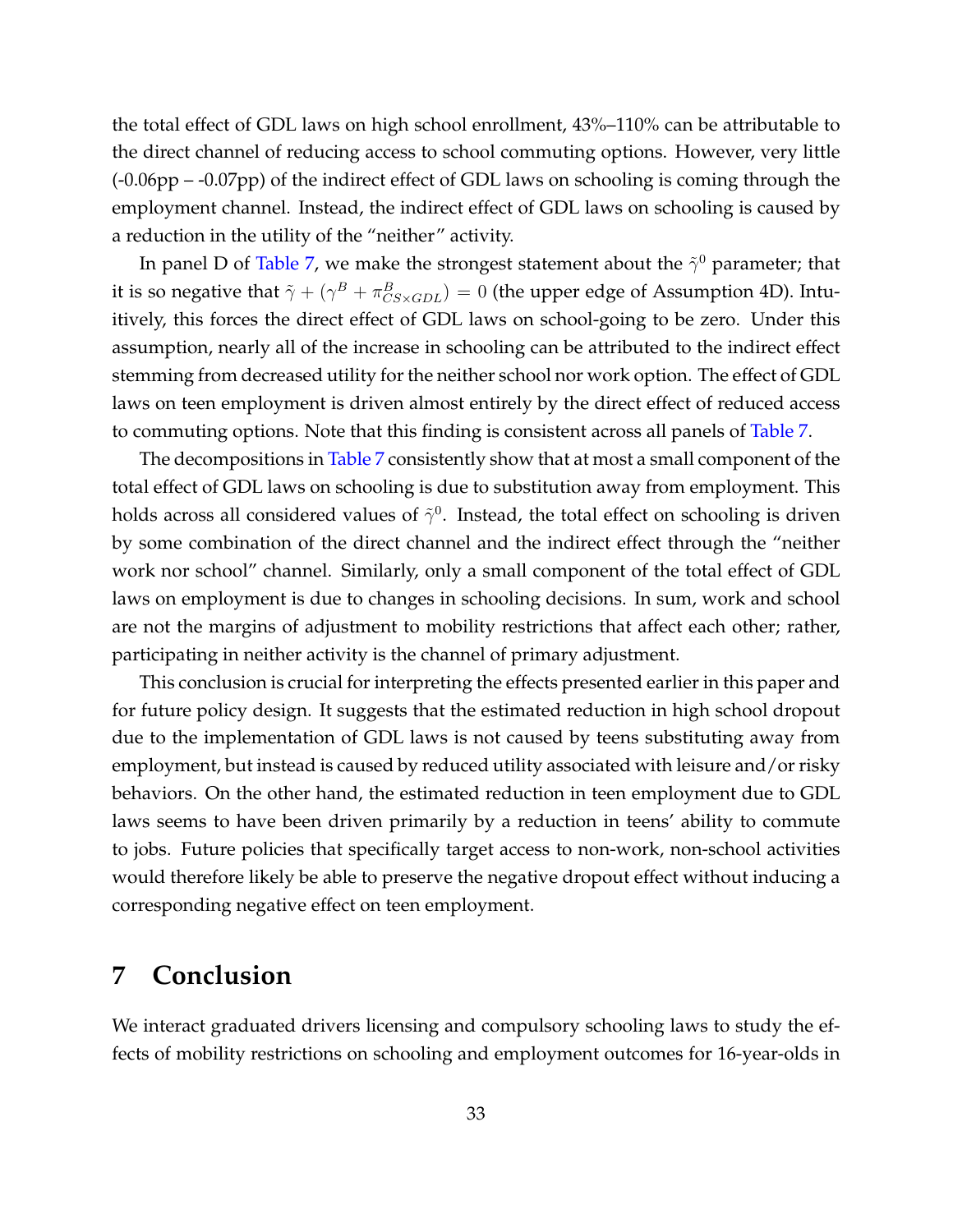the total effect of GDL laws on high school enrollment, 43%–110% can be attributable to the direct channel of reducing access to school commuting options. However, very little (-0.06pp – -0.07pp) of the indirect effect of GDL laws on schooling is coming through the employment channel. Instead, the indirect effect of GDL laws on schooling is caused by a reduction in the utility of the "neither" activity.

In panel D of Table 7, we make the strongest statement about the $\tilde{\gamma}^0$ parameter; that it is so negative that $\tilde{\gamma} + (\gamma^B + \pi^B_{CS\times GDL}) = 0$ (the upper edge of Assumption 4D). Intuitively, this forces the direct effect of GDL laws on school-going to be zero. Under this assumption, nearly all of the increase in schooling can be attributed to the indirect effect stemming from decreased utility for the neither school nor work option. The effect of GDL laws on teen employment is driven almost entirely by the direct effect of reduced access to commuting options. Note that this finding is consistent across all panels of Table 7.

The decompositions in Table 7 consistently show that at most a small component of the total effect of GDL laws on schooling is due to substitution away from employment. This holds across all considered values of $\tilde{\gamma}^0$. Instead, the total effect on schooling is driven by some combination of the direct channel and the indirect effect through the "neither work nor school" channel. Similarly, only a small component of the total effect of GDL laws on employment is due to changes in schooling decisions. In sum, work and school are not the margins of adjustment to mobility restrictions that affect each other; rather, participating in neither activity is the channel of primary adjustment.

This conclusion is crucial for interpreting the effects presented earlier in this paper and for future policy design. It suggests that the estimated reduction in high school dropout due to the implementation of GDL laws is not caused by teens substituting away from employment, but instead is caused by reduced utility associated with leisure and/or risky behaviors. On the other hand, the estimated reduction in teen employment due to GDL laws seems to have been driven primarily by a reduction in teens' ability to commute to jobs. Future policies that specifically target access to non-work, non-school activities would therefore likely be able to preserve the negative dropout effect without inducing a corresponding negative effect on teen employment.

# 7 Conclusion

We interact graduated drivers licensing and compulsory schooling laws to study the effects of mobility restrictions on schooling and employment outcomes for 16-year-olds in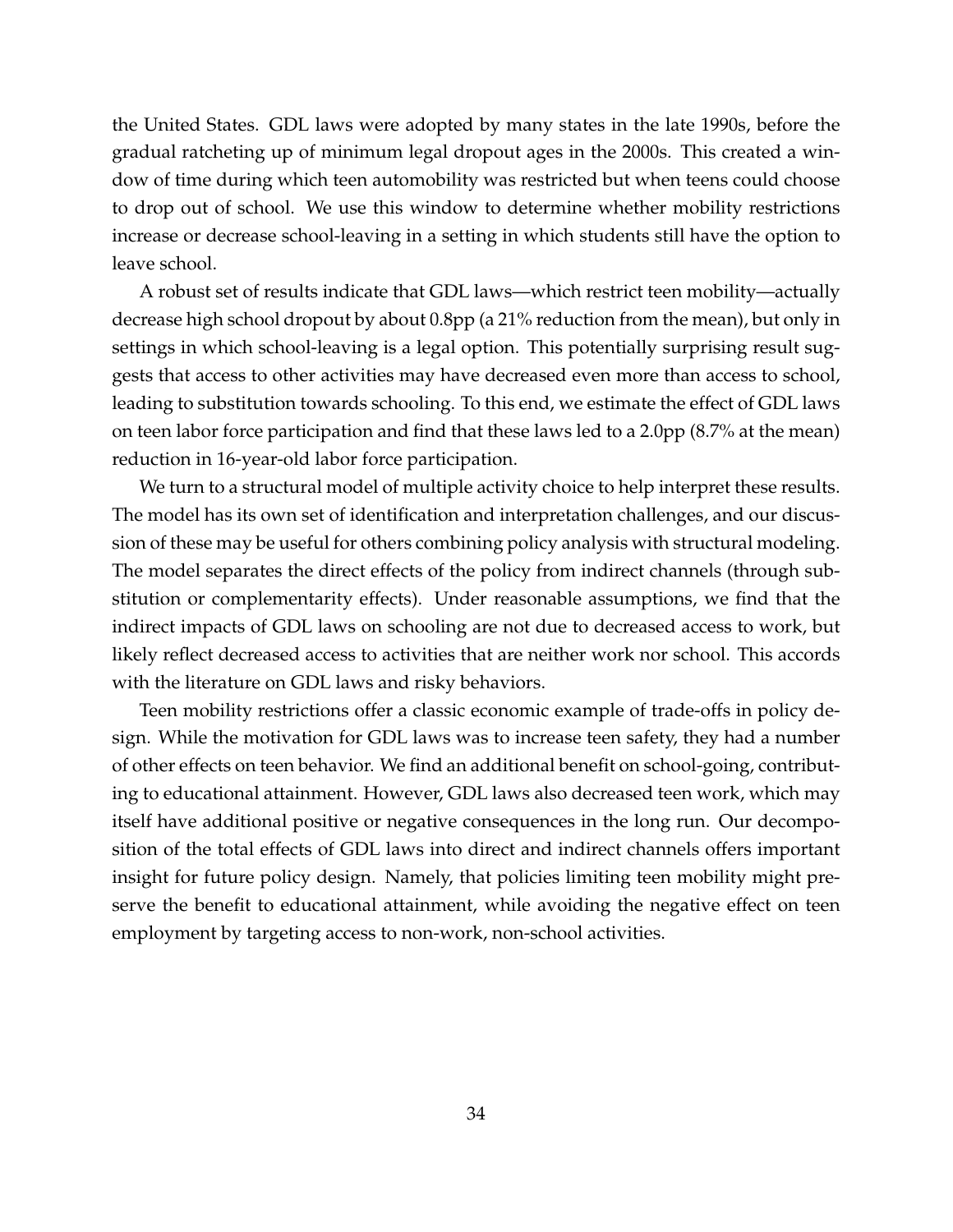the United States. GDL laws were adopted by many states in the late 1990s, before the gradual ratcheting up of minimum legal dropout ages in the 2000s. This created a window of time during which teen automobility was restricted but when teens could choose to drop out of school. We use this window to determine whether mobility restrictions increase or decrease school-leaving in a setting in which students still have the option to leave school.

A robust set of results indicate that GDL laws—which restrict teen mobility—actually decrease high school dropout by about 0.8pp (a 21% reduction from the mean), but only in settings in which school-leaving is a legal option. This potentially surprising result suggests that access to other activities may have decreased even more than access to school, leading to substitution towards schooling. To this end, we estimate the effect of GDL laws on teen labor force participation and find that these laws led to a 2.0pp (8.7% at the mean) reduction in 16-year-old labor force participation.

We turn to a structural model of multiple activity choice to help interpret these results. The model has its own set of identification and interpretation challenges, and our discussion of these may be useful for others combining policy analysis with structural modeling. The model separates the direct effects of the policy from indirect channels (through substitution or complementarity effects). Under reasonable assumptions, we find that the indirect impacts of GDL laws on schooling are not due to decreased access to work, but likely reflect decreased access to activities that are neither work nor school. This accords with the literature on GDL laws and risky behaviors.

Teen mobility restrictions offer a classic economic example of trade-offs in policy design. While the motivation for GDL laws was to increase teen safety, they had a number of other effects on teen behavior. We find an additional benefit on school-going, contributing to educational attainment. However, GDL laws also decreased teen work, which may itself have additional positive or negative consequences in the long run. Our decomposition of the total effects of GDL laws into direct and indirect channels offers important insight for future policy design. Namely, that policies limiting teen mobility might preserve the benefit to educational attainment, while avoiding the negative effect on teen employment by targeting access to non-work, non-school activities.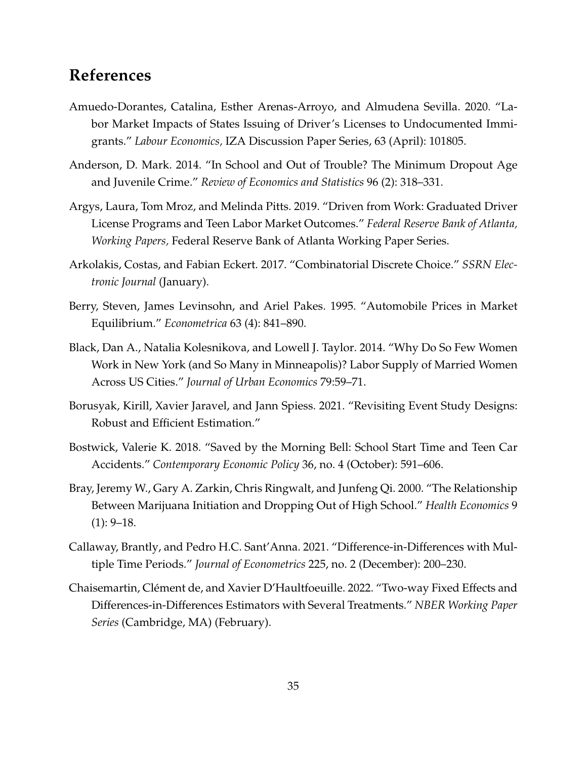## References

Amuedo-Dorantes, Catalina, Esther Arenas-Arroyo, and Almudena Sevilla. 2020. "Labor Market Impacts of States Issuing of Driver's Licenses to Undocumented Immigrants." *Labour Economics,* IZA Discussion Paper Series, 63 (April): 101805.

Anderson, D. Mark. 2014. "In School and Out of Trouble? The Minimum Dropout Age and Juvenile Crime." *Review of Economics and Statistics* 96 (2): 318–331.

Argys, Laura, Tom Mroz, and Melinda Pitts. 2019. "Driven from Work: Graduated Driver License Programs and Teen Labor Market Outcomes." *Federal Reserve Bank of Atlanta, Working Papers,* Federal Reserve Bank of Atlanta Working Paper Series.

Arkolakis, Costas, and Fabian Eckert. 2017. "Combinatorial Discrete Choice." *SSRN Electronic Journal* (January).

Berry, Steven, James Levinsohn, and Ariel Pakes. 1995. "Automobile Prices in Market Equilibrium." *Econometrica* 63 (4): 841–890.

Black, Dan A., Natalia Kolesnikova, and Lowell J. Taylor. 2014. "Why Do So Few Women Work in New York (and So Many in Minneapolis)? Labor Supply of Married Women Across US Cities." *Journal of Urban Economics* 79:59–71.

Borusyak, Kirill, Xavier Jaravel, and Jann Spiess. 2021. "Revisiting Event Study Designs: Robust and Efficient Estimation."

Bostwick, Valerie K. 2018. "Saved by the Morning Bell: School Start Time and Teen Car Accidents." *Contemporary Economic Policy* 36, no. 4 (October): 591–606.

Bray, Jeremy W., Gary A. Zarkin, Chris Ringwalt, and Junfeng Qi. 2000. "The Relationship Between Marijuana Initiation and Dropping Out of High School." *Health Economics* 9 (1): 9–18.

Callaway, Brantly, and Pedro H.C. Sant'Anna. 2021. "Difference-in-Differences with Multiple Time Periods." *Journal of Econometrics* 225, no. 2 (December): 200–230.

Chaisemartin, Clément de, and Xavier D'Haultfoeuille. 2022. "Two-way Fixed Effects and Differences-in-Differences Estimators with Several Treatments." *NBER Working Paper Series* (Cambridge, MA) (February).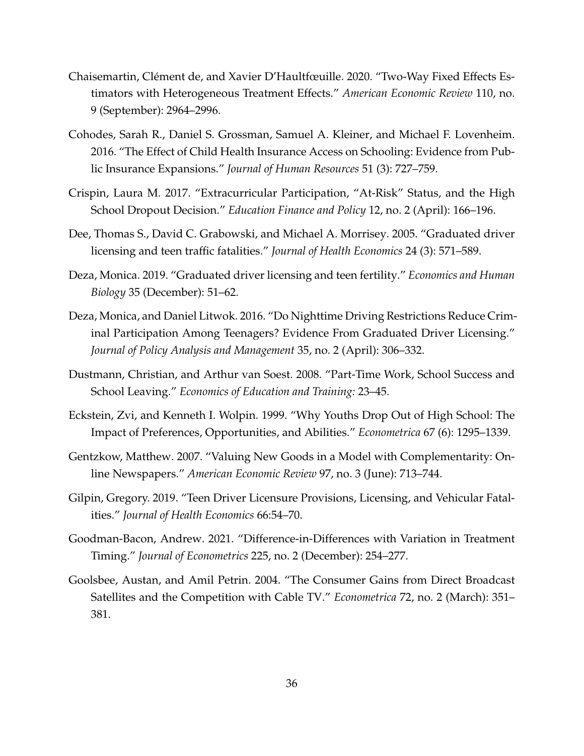Chaisemartin, Clément de, and Xavier D'Haultfœuille. 2020. "Two-Way Fixed Effects Estimators with Heterogeneous Treatment Effects." *American Economic Review* 110, no. 9 (September): 2964–2996.

Cohodes, Sarah R., Daniel S. Grossman, Samuel A. Kleiner, and Michael F. Lovenheim. 2016. "The Effect of Child Health Insurance Access on Schooling: Evidence from Public Insurance Expansions." *Journal of Human Resources* 51 (3): 727–759.

Crispin, Laura M. 2017. "Extracurricular Participation, "At-Risk" Status, and the High School Dropout Decision." *Education Finance and Policy* 12, no. 2 (April): 166–196.

Dee, Thomas S., David C. Grabowski, and Michael A. Morrisey. 2005. "Graduated driver licensing and teen traffic fatalities." *Journal of Health Economics* 24 (3): 571–589.

Deza, Monica. 2019. "Graduated driver licensing and teen fertility." *Economics and Human Biology* 35 (December): 51–62.

Deza, Monica, and Daniel Litwok. 2016. "Do Nighttime Driving Restrictions Reduce Criminal Participation Among Teenagers? Evidence From Graduated Driver Licensing." *Journal of Policy Analysis and Management* 35, no. 2 (April): 306–332.

Dustmann, Christian, and Arthur van Soest. 2008. "Part-Time Work, School Success and School Leaving." *Economics of Education and Training:* 23–45.

Eckstein, Zvi, and Kenneth I. Wolpin. 1999. "Why Youths Drop Out of High School: The Impact of Preferences, Opportunities, and Abilities." *Econometrica* 67 (6): 1295–1339.

Gentzkow, Matthew. 2007. "Valuing New Goods in a Model with Complementarity: Online Newspapers." *American Economic Review* 97, no. 3 (June): 713–744.

Gilpin, Gregory. 2019. "Teen Driver Licensure Provisions, Licensing, and Vehicular Fatalities." *Journal of Health Economics* 66:54–70.

Goodman-Bacon, Andrew. 2021. "Difference-in-Differences with Variation in Treatment Timing." *Journal of Econometrics* 225, no. 2 (December): 254–277.

Goolsbee, Austan, and Amil Petrin. 2004. "The Consumer Gains from Direct Broadcast Satellites and the Competition with Cable TV." *Econometrica* 72, no. 2 (March): 351–381.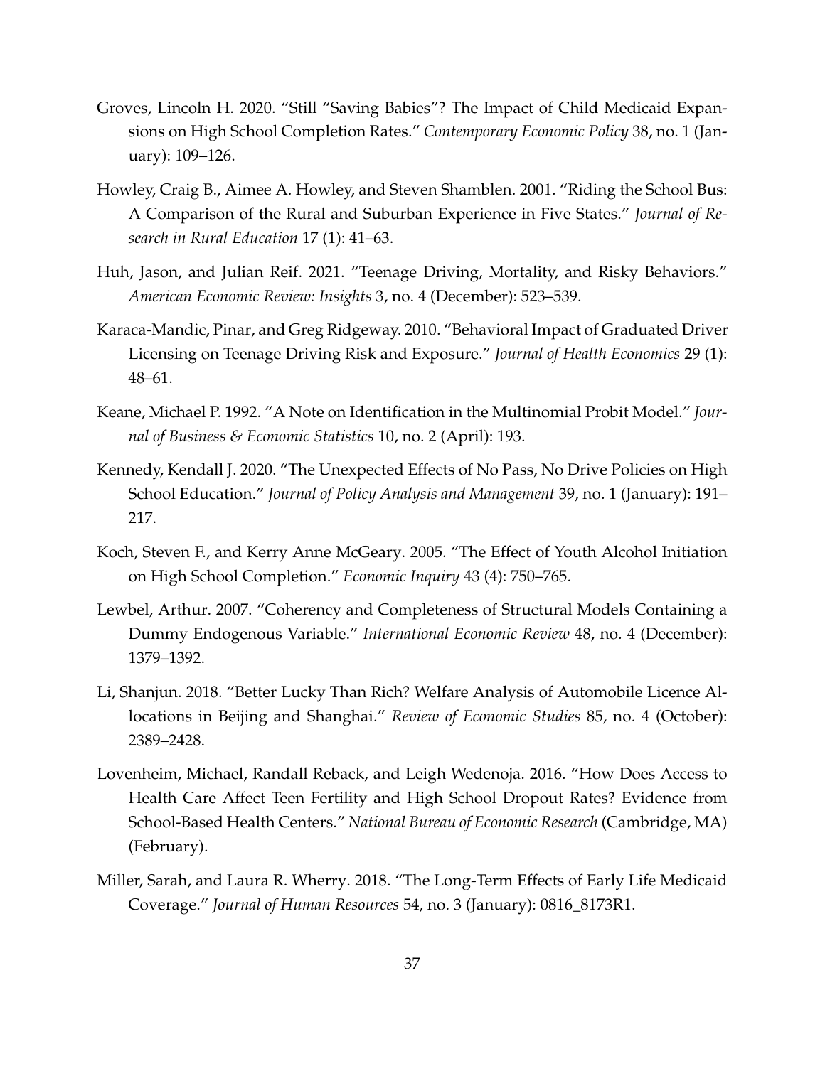Groves, Lincoln H. 2020. "Still "Saving Babies"? The Impact of Child Medicaid Expansions on High School Completion Rates." *Contemporary Economic Policy* 38, no. 1 (January): 109–126.

Howley, Craig B., Aimee A. Howley, and Steven Shamblen. 2001. "Riding the School Bus: A Comparison of the Rural and Suburban Experience in Five States." *Journal of Research in Rural Education* 17 (1): 41–63.

Huh, Jason, and Julian Reif. 2021. "Teenage Driving, Mortality, and Risky Behaviors." *American Economic Review: Insights* 3, no. 4 (December): 523–539.

Karaca-Mandic, Pinar, and Greg Ridgeway. 2010. "Behavioral Impact of Graduated Driver Licensing on Teenage Driving Risk and Exposure." *Journal of Health Economics* 29 (1): 48–61.

Keane, Michael P. 1992. "A Note on Identification in the Multinomial Probit Model." *Journal of Business & Economic Statistics* 10, no. 2 (April): 193.

Kennedy, Kendall J. 2020. "The Unexpected Effects of No Pass, No Drive Policies on High School Education." *Journal of Policy Analysis and Management* 39, no. 1 (January): 191–217.

Koch, Steven F., and Kerry Anne McGeary. 2005. "The Effect of Youth Alcohol Initiation on High School Completion." *Economic Inquiry* 43 (4): 750–765.

Lewbel, Arthur. 2007. "Coherency and Completeness of Structural Models Containing a Dummy Endogenous Variable." *International Economic Review* 48, no. 4 (December): 1379–1392.

Li, Shanjun. 2018. "Better Lucky Than Rich? Welfare Analysis of Automobile Licence Allocations in Beijing and Shanghai." *Review of Economic Studies* 85, no. 4 (October): 2389–2428.

Lovenheim, Michael, Randall Reback, and Leigh Wedenoja. 2016. "How Does Access to Health Care Affect Teen Fertility and High School Dropout Rates? Evidence from School-Based Health Centers." *National Bureau of Economic Research* (Cambridge, MA) (February).

Miller, Sarah, and Laura R. Wherry. 2018. "The Long-Term Effects of Early Life Medicaid Coverage." *Journal of Human Resources* 54, no. 3 (January): 0816_8173R1.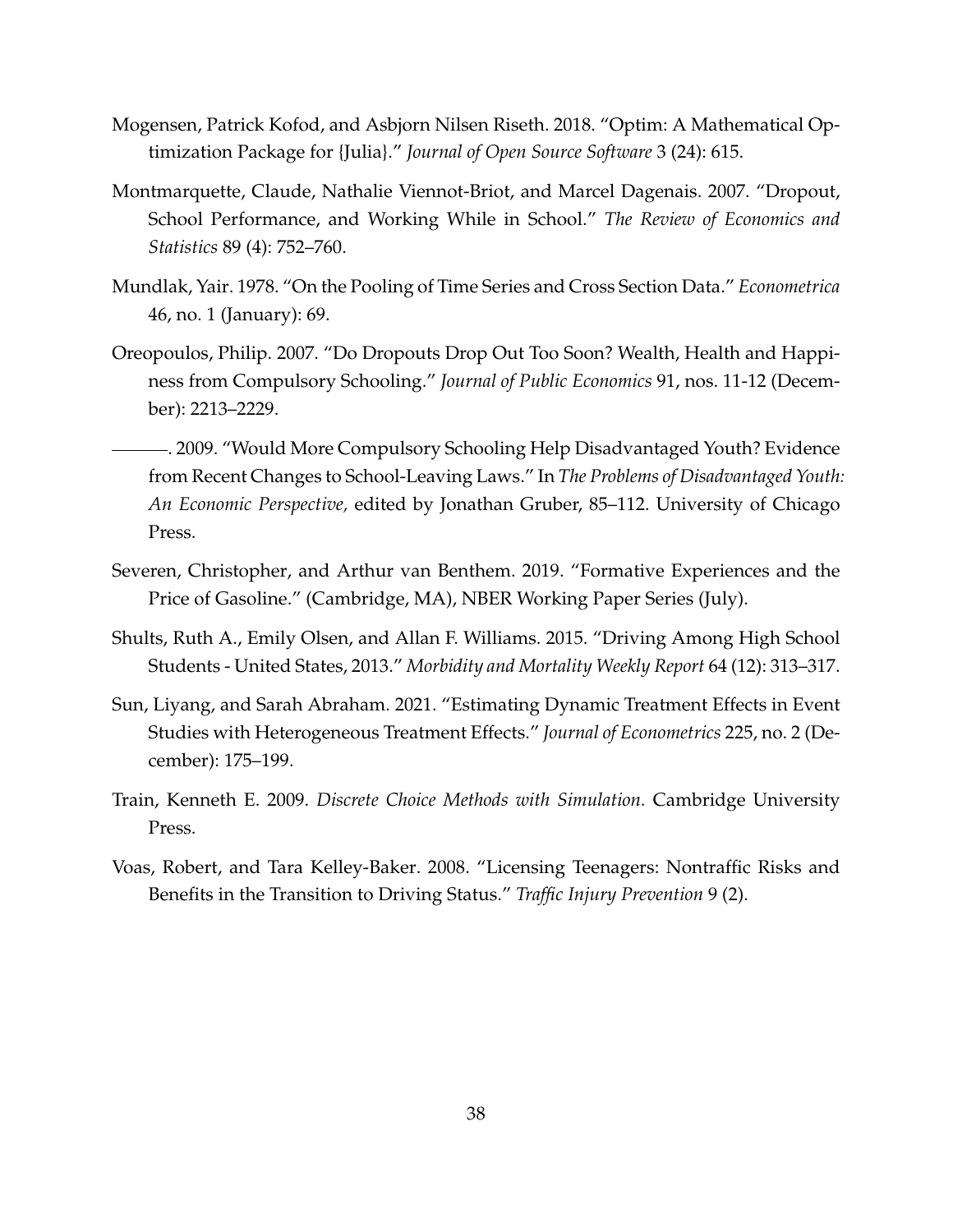Mogensen, Patrick Kofod, and Asbjorn Nilsen Riseth. 2018. "Optim: A Mathematical Optimization Package for {Julia}." *Journal of Open Source Software* 3 (24): 615.

Montmarquette, Claude, Nathalie Viennot-Briot, and Marcel Dagenais. 2007. "Dropout, School Performance, and Working While in School." *The Review of Economics and Statistics* 89 (4): 752–760.

Mundlak, Yair. 1978. "On the Pooling of Time Series and Cross Section Data." *Econometrica* 46, no. 1 (January): 69.

Oreopoulos, Philip. 2007. "Do Dropouts Drop Out Too Soon? Wealth, Health and Happiness from Compulsory Schooling." *Journal of Public Economics* 91, nos. 11-12 (December): 2213–2229.

———. 2009. "Would More Compulsory Schooling Help Disadvantaged Youth? Evidence from Recent Changes to School-Leaving Laws." In *The Problems of Disadvantaged Youth: An Economic Perspective,* edited by Jonathan Gruber, 85–112. University of Chicago Press.

Severen, Christopher, and Arthur van Benthem. 2019. "Formative Experiences and the Price of Gasoline." (Cambridge, MA), NBER Working Paper Series (July).

Shults, Ruth A., Emily Olsen, and Allan F. Williams. 2015. "Driving Among High School Students - United States, 2013." *Morbidity and Mortality Weekly Report* 64 (12): 313–317.

Sun, Liyang, and Sarah Abraham. 2021. "Estimating Dynamic Treatment Effects in Event Studies with Heterogeneous Treatment Effects." *Journal of Econometrics* 225, no. 2 (December): 175–199.

Train, Kenneth E. 2009. *Discrete Choice Methods with Simulation.* Cambridge University Press.

Voas, Robert, and Tara Kelley-Baker. 2008. "Licensing Teenagers: Nontraffic Risks and Benefits in the Transition to Driving Status." *Traffic Injury Prevention* 9 (2).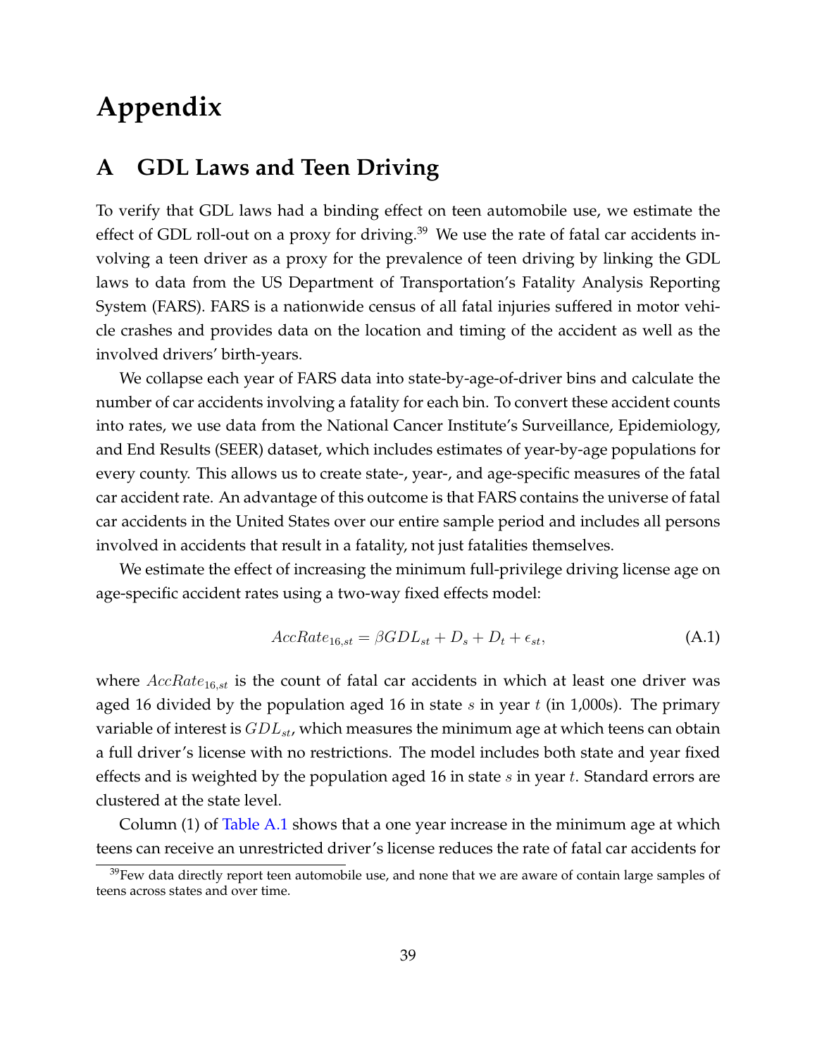# Appendix

## A GDL Laws and Teen Driving

To verify that GDL laws had a binding effect on teen automobile use, we estimate the effect of GDL roll-out on a proxy for driving.[39] We use the rate of fatal car accidents involving a teen driver as a proxy for the prevalence of teen driving by linking the GDL laws to data from the US Department of Transportation's Fatality Analysis Reporting System (FARS). FARS is a nationwide census of all fatal injuries suffered in motor vehicle crashes and provides data on the location and timing of the accident as well as the involved drivers' birth-years.

We collapse each year of FARS data into state-by-age-of-driver bins and calculate the number of car accidents involving a fatality for each bin. To convert these accident counts into rates, we use data from the National Cancer Institute's Surveillance, Epidemiology, and End Results (SEER) dataset, which includes estimates of year-by-age populations for every county. This allows us to create state-, year-, and age-specific measures of the fatal car accident rate. An advantage of this outcome is that FARS contains the universe of fatal car accidents in the United States over our entire sample period and includes all persons involved in accidents that result in a fatality, not just fatalities themselves.

We estimate the effect of increasing the minimum full-privilege driving license age on age-specific accident rates using a two-way fixed effects model:

$$AccRate_{16,st} = \beta GDL_{st} + D_s + D_t + \epsilon_{st}, \tag{A.1}$$

where $AccRate_{16,st}$ is the count of fatal car accidents in which at least one driver was aged 16 divided by the population aged 16 in state $s$ in year $t$ (in 1,000s). The primary variable of interest is $GDL_{st}$, which measures the minimum age at which teens can obtain a full driver's license with no restrictions. The model includes both state and year fixed effects and is weighted by the population aged 16 in state $s$ in year $t$. Standard errors are clustered at the state level.

Column (1) of Table A.1 shows that a one year increase in the minimum age at which teens can receive an unrestricted driver's license reduces the rate of fatal car accidents for

[39] Few data directly report teen automobile use, and none that we are aware of contain large samples of teens across states and over time.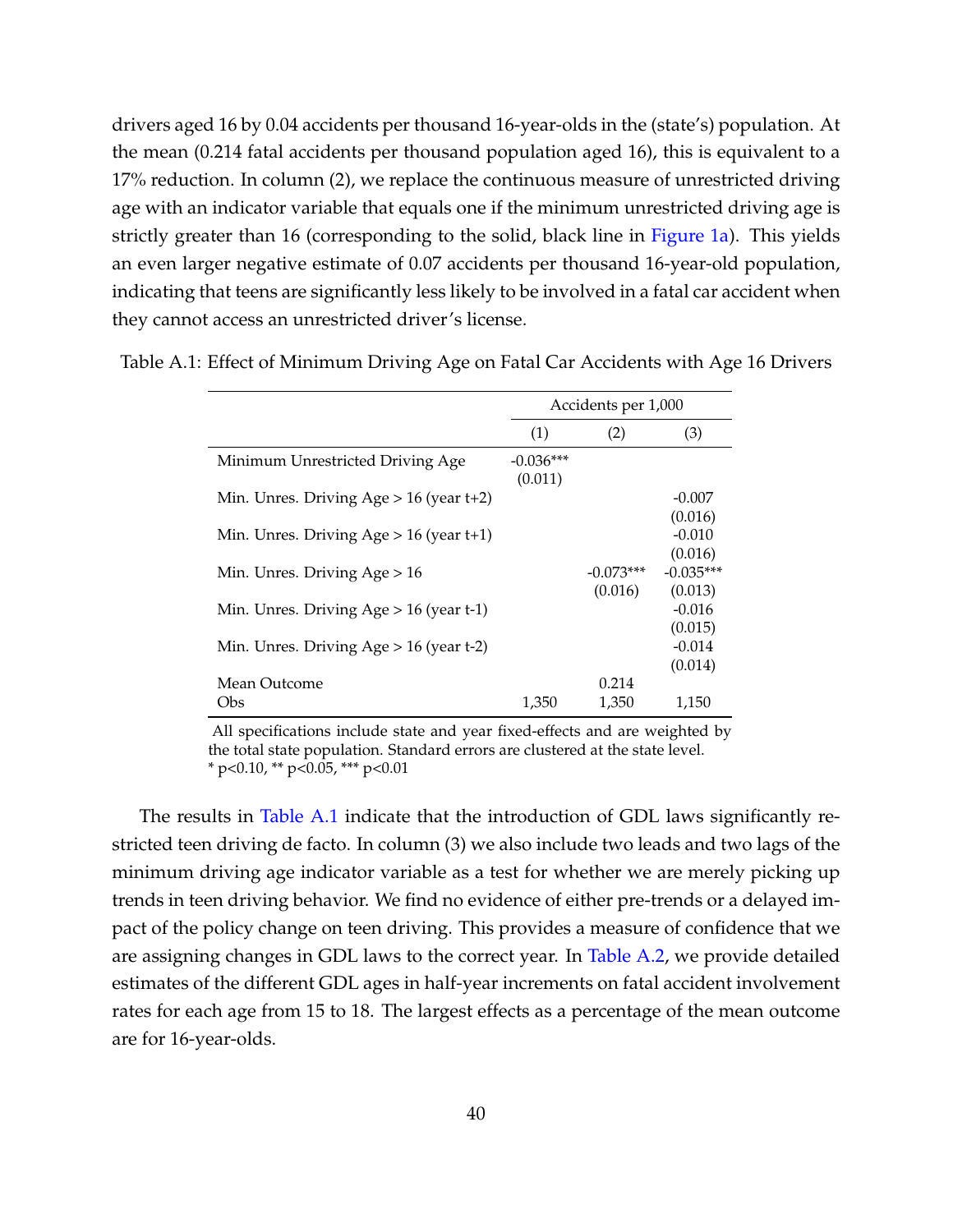drivers aged 16 by 0.04 accidents per thousand 16-year-olds in the (state's) population. At the mean (0.214 fatal accidents per thousand population aged 16), this is equivalent to a 17% reduction. In column (2), we replace the continuous measure of unrestricted driving age with an indicator variable that equals one if the minimum unrestricted driving age is strictly greater than 16 (corresponding to the solid, black line in Figure 1a). This yields an even larger negative estimate of 0.07 accidents per thousand 16-year-old population, indicating that teens are significantly less likely to be involved in a fatal car accident when they cannot access an unrestricted driver's license.

Table A.1: Effect of Minimum Driving Age on Fatal Car Accidents with Age 16 Drivers

| | Accidents per 1,000 | | |
|---|---|---|---|
| | (1) | (2) | (3) |
| Minimum Unrestricted Driving Age | -0.036*** | | |
| | (0.011) | | |
| Min. Unres. Driving Age > 16 (year t+2) | | | -0.007 |
| | | | (0.016) |
| Min. Unres. Driving Age > 16 (year t+1) | | | -0.010 |
| | | | (0.016) |
| Min. Unres. Driving Age > 16 | | -0.073*** | -0.035*** |
| | | (0.016) | (0.013) |
| Min. Unres. Driving Age > 16 (year t-1) | | | -0.016 |
| | | | (0.015) |
| Min. Unres. Driving Age > 16 (year t-2) | | | -0.014 |
| | | | (0.014) |
| Mean Outcome | | 0.214 | |
| Obs | 1,350 | 1,350 | 1,150 |

All specifications include state and year fixed-effects and are weighted by the total state population. Standard errors are clustered at the state level.
* p<0.10, ** p<0.05, *** p<0.01

The results in Table A.1 indicate that the introduction of GDL laws significantly restricted teen driving de facto. In column (3) we also include two leads and two lags of the minimum driving age indicator variable as a test for whether we are merely picking up trends in teen driving behavior. We find no evidence of either pre-trends or a delayed impact of the policy change on teen driving. This provides a measure of confidence that we are assigning changes in GDL laws to the correct year. In Table A.2, we provide detailed estimates of the different GDL ages in half-year increments on fatal accident involvement rates for each age from 15 to 18. The largest effects as a percentage of the mean outcome are for 16-year-olds.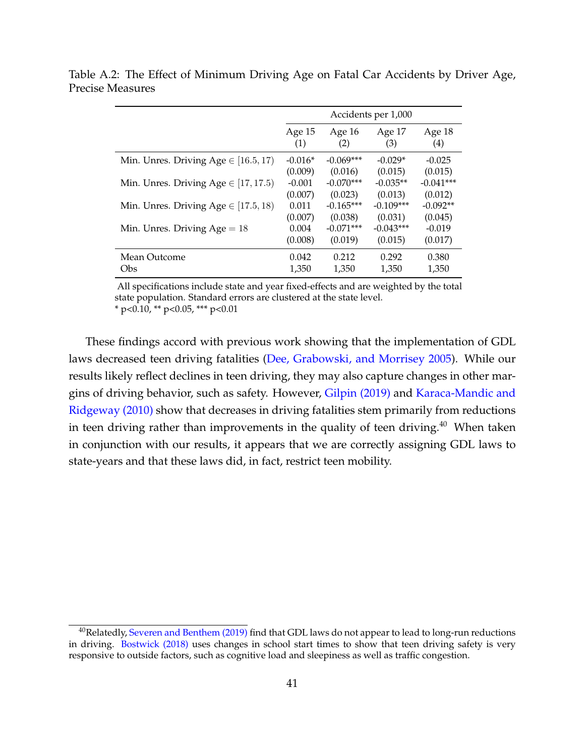Table A.2: The Effect of Minimum Driving Age on Fatal Car Accidents by Driver Age, Precise Measures

| | Accidents per 1,000 | | | |
|---|---|---|---|---|
| | Age 15 | Age 16 | Age 17 | Age 18 |
| | (1) | (2) | (3) | (4) |
| Min. Unres. Driving Age $\in [16.5, 17)$ | -0.016* | -0.069*** | -0.029* | -0.025 |
| | (0.009) | (0.016) | (0.015) | (0.015) |
| Min. Unres. Driving Age $\in [17, 17.5)$ | -0.001 | -0.070*** | -0.035** | -0.041*** |
| | (0.007) | (0.023) | (0.013) | (0.012) |
| Min. Unres. Driving Age $\in [17.5, 18)$ | 0.011 | -0.165*** | -0.109*** | -0.092** |
| | (0.007) | (0.038) | (0.031) | (0.045) |
| Min. Unres. Driving Age $= 18$ | 0.004 | -0.071*** | -0.043*** | -0.019 |
| | (0.008) | (0.019) | (0.015) | (0.017) |
| Mean Outcome | 0.042 | 0.212 | 0.292 | 0.380 |
| Obs | 1,350 | 1,350 | 1,350 | 1,350 |

All specifications include state and year fixed-effects and are weighted by the total state population. Standard errors are clustered at the state level.
* p<0.10, ** p<0.05, *** p<0.01

These findings accord with previous work showing that the implementation of GDL laws decreased teen driving fatalities (Dee, Grabowski, and Morrisey 2005). While our results likely reflect declines in teen driving, they may also capture changes in other margins of driving behavior, such as safety. However, Gilpin (2019) and Karaca-Mandic and Ridgeway (2010) show that decreases in driving fatalities stem primarily from reductions in teen driving rather than improvements in the quality of teen driving.[40] When taken in conjunction with our results, it appears that we are correctly assigning GDL laws to state-years and that these laws did, in fact, restrict teen mobility.

[40] Relatedly, Severen and Benthem (2019) find that GDL laws do not appear to lead to long-run reductions in driving. Bostwick (2018) uses changes in school start times to show that teen driving safety is very responsive to outside factors, such as cognitive load and sleepiness as well as traffic congestion.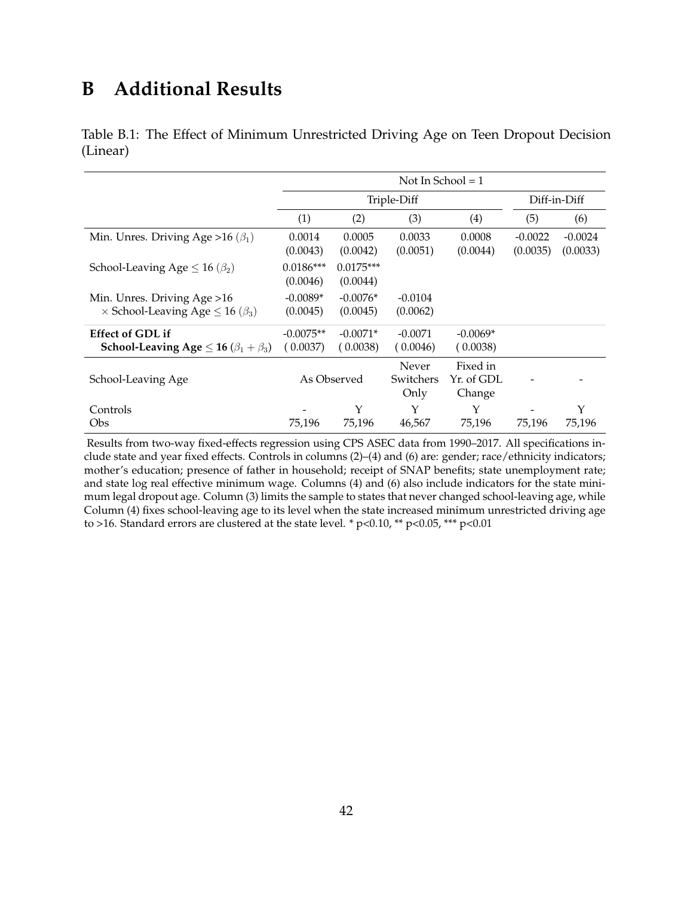# B Additional Results

Table B.1: The Effect of Minimum Unrestricted Driving Age on Teen Dropout Decision (Linear)

| | Not In School = 1 | | | | | |
|---|---|---|---|---|---|---|
| | Triple-Diff | | | | Diff-in-Diff | |
| | (1) | (2) | (3) | (4) | (5) | (6) |
| Min. Unres. Driving Age >16 ($\beta_1$) | 0.0014 | 0.0005 | 0.0033 | 0.0008 | -0.0022 | -0.0024 |
| | (0.0043) | (0.0042) | (0.0051) | (0.0044) | (0.0035) | (0.0033) |
| School-Leaving Age $\leq$ 16 ($\beta_2$) | 0.0186*** | 0.0175*** | | | | |
| | (0.0046) | (0.0044) | | | | |
| Min. Unres. Driving Age >16 $\times$ School-Leaving Age $\leq$ 16 ($\beta_3$) | -0.0089* | -0.0076* | -0.0104 | | | |
| | (0.0045) | (0.0045) | (0.0062) | | | |
| **Effect of GDL if School-Leaving Age $\leq$ 16 ($\beta_1 + \beta_3$)** | -0.0075** | -0.0071* | -0.0071 | -0.0069* | | |
| | ( 0.0037) | ( 0.0038) | ( 0.0046) | ( 0.0038) | | |
| School-Leaving Age | As Observed | | Never Switchers Only | Fixed in Yr. of GDL Change | - | - |
| Controls | - | Y | Y | Y | - | Y |
| Obs | 75,196 | 75,196 | 46,567 | 75,196 | 75,196 | 75,196 |

Results from two-way fixed-effects regression using CPS ASEC data from 1990–2017. All specifications include state and year fixed effects. Controls in columns (2)–(4) and (6) are: gender; race/ethnicity indicators; mother's education; presence of father in household; receipt of SNAP benefits; state unemployment rate; and state log real effective minimum wage. Columns (4) and (6) also include indicators for the state minimum legal dropout age. Column (3) limits the sample to states that never changed school-leaving age, while Column (4) fixes school-leaving age to its level when the state increased minimum unrestricted driving age to >16. Standard errors are clustered at the state level. * p<0.10, ** p<0.05, *** p<0.01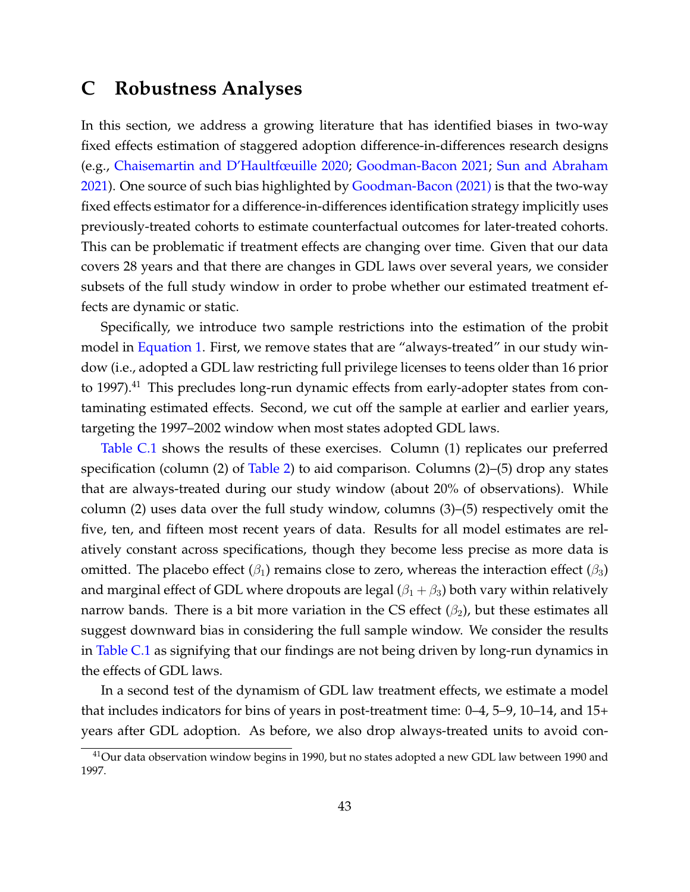# C Robustness Analyses

In this section, we address a growing literature that has identified biases in two-way fixed effects estimation of staggered adoption difference-in-differences research designs (e.g., Chaisemartin and D'Haultfœuille 2020; Goodman-Bacon 2021; Sun and Abraham 2021). One source of such bias highlighted by Goodman-Bacon (2021) is that the two-way fixed effects estimator for a difference-in-differences identification strategy implicitly uses previously-treated cohorts to estimate counterfactual outcomes for later-treated cohorts. This can be problematic if treatment effects are changing over time. Given that our data covers 28 years and that there are changes in GDL laws over several years, we consider subsets of the full study window in order to probe whether our estimated treatment effects are dynamic or static.

Specifically, we introduce two sample restrictions into the estimation of the probit model in Equation 1. First, we remove states that are "always-treated" in our study window (i.e., adopted a GDL law restricting full privilege licenses to teens older than 16 prior to 1997).[41] This precludes long-run dynamic effects from early-adopter states from contaminating estimated effects. Second, we cut off the sample at earlier and earlier years, targeting the 1997–2002 window when most states adopted GDL laws.

Table C.1 shows the results of these exercises. Column (1) replicates our preferred specification (column (2) of Table 2) to aid comparison. Columns (2)–(5) drop any states that are always-treated during our study window (about 20% of observations). While column (2) uses data over the full study window, columns (3)–(5) respectively omit the five, ten, and fifteen most recent years of data. Results for all model estimates are relatively constant across specifications, though they become less precise as more data is omitted. The placebo effect ($\beta_1$) remains close to zero, whereas the interaction effect ($\beta_3$) and marginal effect of GDL where dropouts are legal ($\beta_1 + \beta_3$) both vary within relatively narrow bands. There is a bit more variation in the CS effect ($\beta_2$), but these estimates all suggest downward bias in considering the full sample window. We consider the results in Table C.1 as signifying that our findings are not being driven by long-run dynamics in the effects of GDL laws.

In a second test of the dynamism of GDL law treatment effects, we estimate a model that includes indicators for bins of years in post-treatment time: 0–4, 5–9, 10–14, and 15+ years after GDL adoption. As before, we also drop always-treated units to avoid con-

[41] Our data observation window begins in 1990, but no states adopted a new GDL law between 1990 and 1997.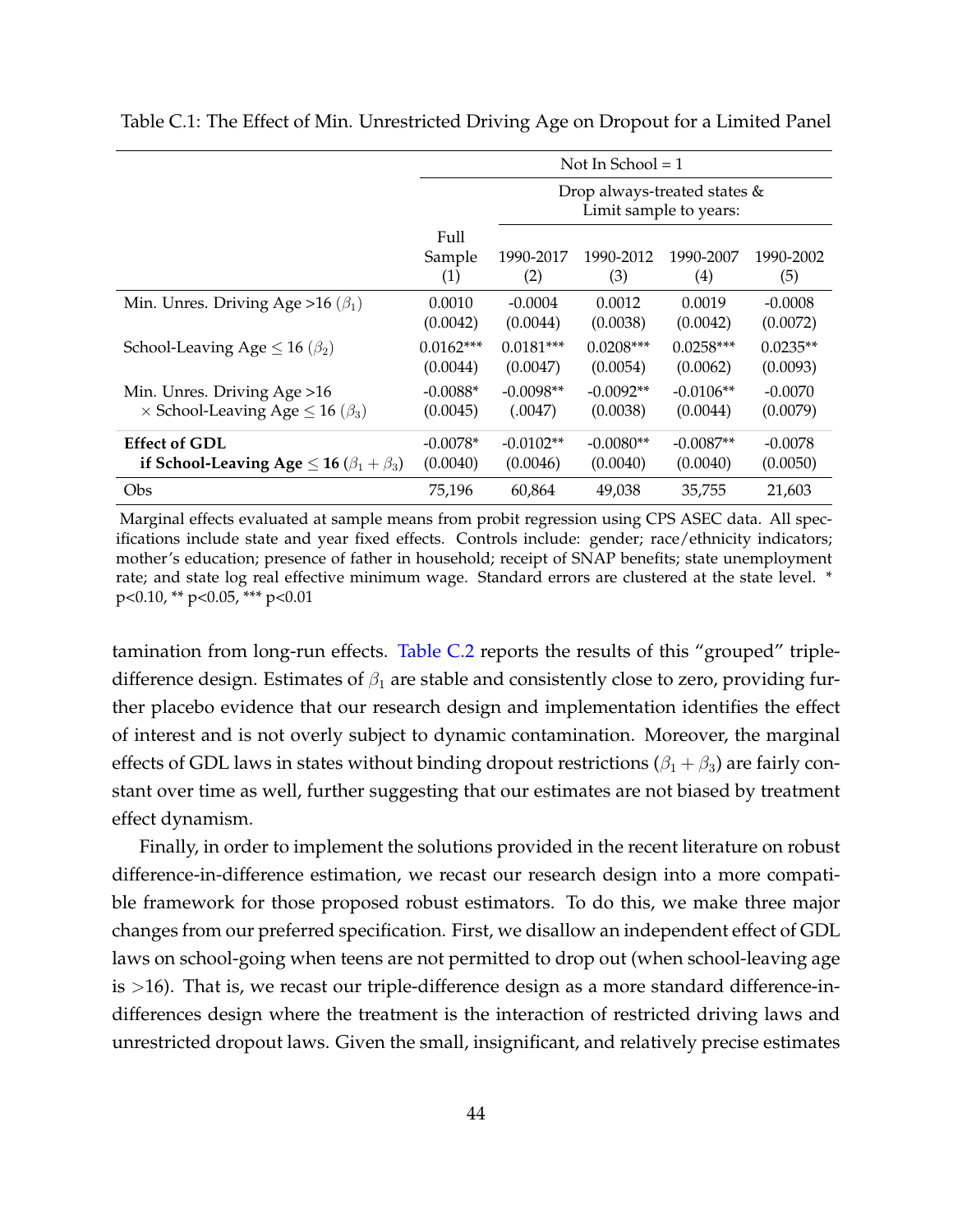Table C.1: The Effect of Min. Unrestricted Driving Age on Dropout for a Limited Panel

| | Not In School = 1 | | | | |
|---|---|---|---|---|---|
| | | Drop always-treated states & Limit sample to years: | | | |
| | Full Sample (1) | 1990-2017 (2) | 1990-2012 (3) | 1990-2007 (4) | 1990-2002 (5) |
| Min. Unres. Driving Age >16 ($\beta_1$) | 0.0010 | -0.0004 | 0.0012 | 0.0019 | -0.0008 |
| | (0.0042) | (0.0044) | (0.0038) | (0.0042) | (0.0072) |
| School-Leaving Age $\leq$ 16 ($\beta_2$) | 0.0162*** | 0.0181*** | 0.0208*** | 0.0258*** | 0.0235** |
| | (0.0044) | (0.0047) | (0.0054) | (0.0062) | (0.0093) |
| Min. Unres. Driving Age >16 $\times$ School-Leaving Age $\leq$ 16 ($\beta_3$) | -0.0088* | -0.0098** | -0.0092** | -0.0106** | -0.0070 |
| | (0.0045) | (.0047) | (0.0038) | (0.0044) | (0.0079) |
| **Effect of GDL if School-Leaving Age $\leq$ 16 ($\beta_1 + \beta_3$)** | -0.0078* | -0.0102** | -0.0080** | -0.0087** | -0.0078 |
| | (0.0040) | (0.0046) | (0.0040) | (0.0040) | (0.0050) |
| Obs | 75,196 | 60,864 | 49,038 | 35,755 | 21,603 |

Marginal effects evaluated at sample means from probit regression using CPS ASEC data. All specifications include state and year fixed effects. Controls include: gender; race/ethnicity indicators; mother's education; presence of father in household; receipt of SNAP benefits; state unemployment rate; and state log real effective minimum wage. Standard errors are clustered at the state level. * p<0.10, ** p<0.05, *** p<0.01

tamination from long-run effects. Table C.2 reports the results of this "grouped" triple-difference design. Estimates of $\beta_1$ are stable and consistently close to zero, providing further placebo evidence that our research design and implementation identifies the effect of interest and is not overly subject to dynamic contamination. Moreover, the marginal effects of GDL laws in states without binding dropout restrictions ($\beta_1 + \beta_3$) are fairly constant over time as well, further suggesting that our estimates are not biased by treatment effect dynamism.

Finally, in order to implement the solutions provided in the recent literature on robust difference-in-difference estimation, we recast our research design into a more compatible framework for those proposed robust estimators. To do this, we make three major changes from our preferred specification. First, we disallow an independent effect of GDL laws on school-going when teens are not permitted to drop out (when school-leaving age is >16). That is, we recast our triple-difference design as a more standard difference-in-differences design where the treatment is the interaction of restricted driving laws and unrestricted dropout laws. Given the small, insignificant, and relatively precise estimates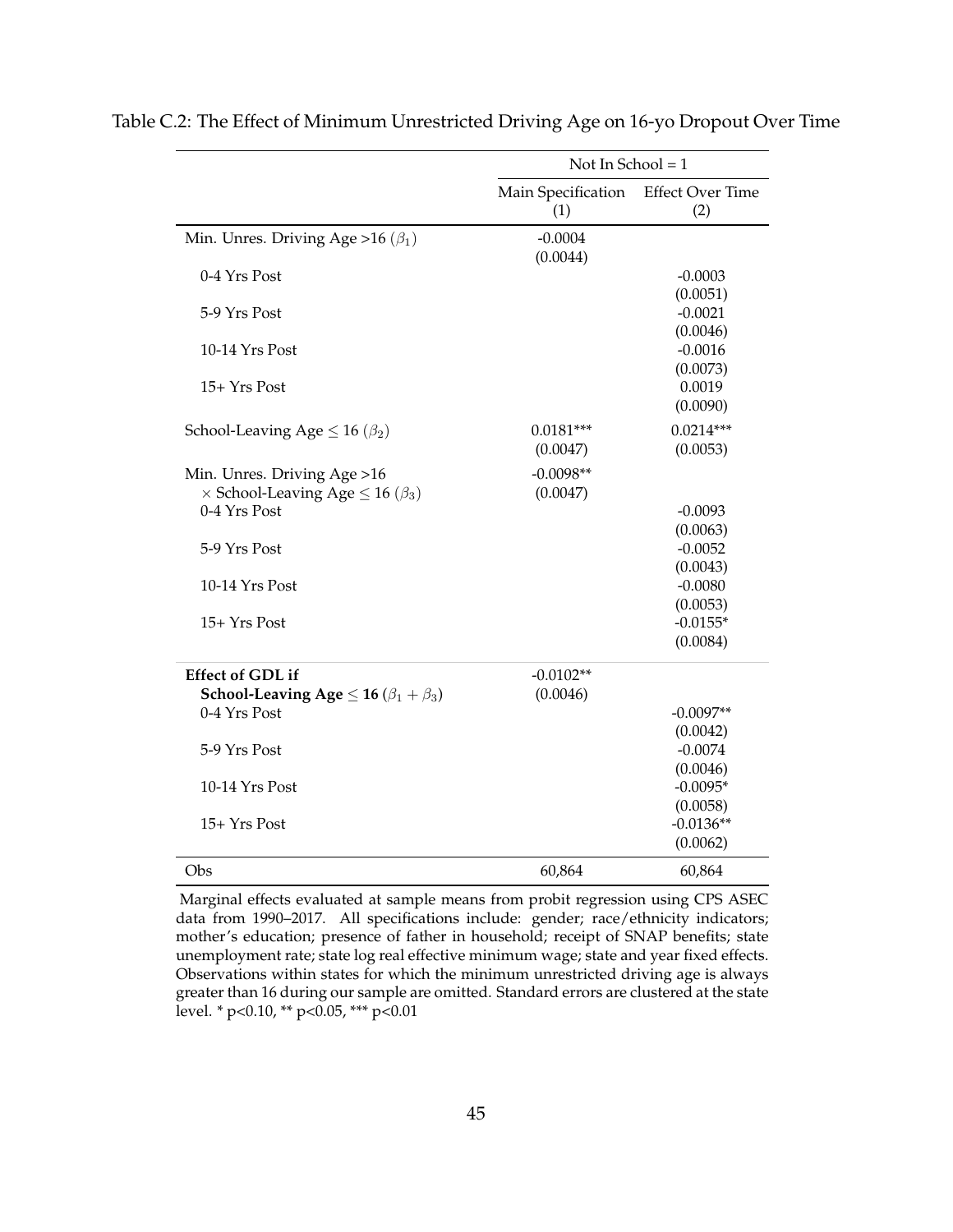Table C.2: The Effect of Minimum Unrestricted Driving Age on 16-yo Dropout Over Time

| | Not In School = 1 | |
|---|---|---|
| | Main Specification (1) | Effect Over Time (2) |
| Min. Unres. Driving Age >16 ($\beta_1$) | -0.0004 | |
| | (0.0044) | |
| 0-4 Yrs Post | | -0.0003 |
| | | (0.0051) |
| 5-9 Yrs Post | | -0.0021 |
| | | (0.0046) |
| 10-14 Yrs Post | | -0.0016 |
| | | (0.0073) |
| 15+ Yrs Post | | 0.0019 |
| | | (0.0090) |
| School-Leaving Age $\leq 16$ ($\beta_2$) | 0.0181*** | 0.0214*** |
| | (0.0047) | (0.0053) |
| Min. Unres. Driving Age >16 $\times$ School-Leaving Age $\leq 16$ ($\beta_3$) | -0.0098** | |
| | (0.0047) | |
| 0-4 Yrs Post | | -0.0093 |
| | | (0.0063) |
| 5-9 Yrs Post | | -0.0052 |
| | | (0.0043) |
| 10-14 Yrs Post | | -0.0080 |
| | | (0.0053) |
| 15+ Yrs Post | | -0.0155* |
| | | (0.0084) |
| **Effect of GDL if School-Leaving Age $\leq$ 16 ($\beta_1 + \beta_3$)** | -0.0102** | |
| | (0.0046) | |
| 0-4 Yrs Post | | -0.0097** |
| | | (0.0042) |
| 5-9 Yrs Post | | -0.0074 |
| | | (0.0046) |
| 10-14 Yrs Post | | -0.0095* |
| | | (0.0058) |
| 15+ Yrs Post | | -0.0136** |
| | | (0.0062) |
| Obs | 60,864 | 60,864 |

Marginal effects evaluated at sample means from probit regression using CPS ASEC data from 1990–2017. All specifications include: gender; race/ethnicity indicators; mother's education; presence of father in household; receipt of SNAP benefits; state unemployment rate; state log real effective minimum wage; state and year fixed effects. Observations within states for which the minimum unrestricted driving age is always greater than 16 during our sample are omitted. Standard errors are clustered at the state level. * p<0.10, ** p<0.05, *** p<0.01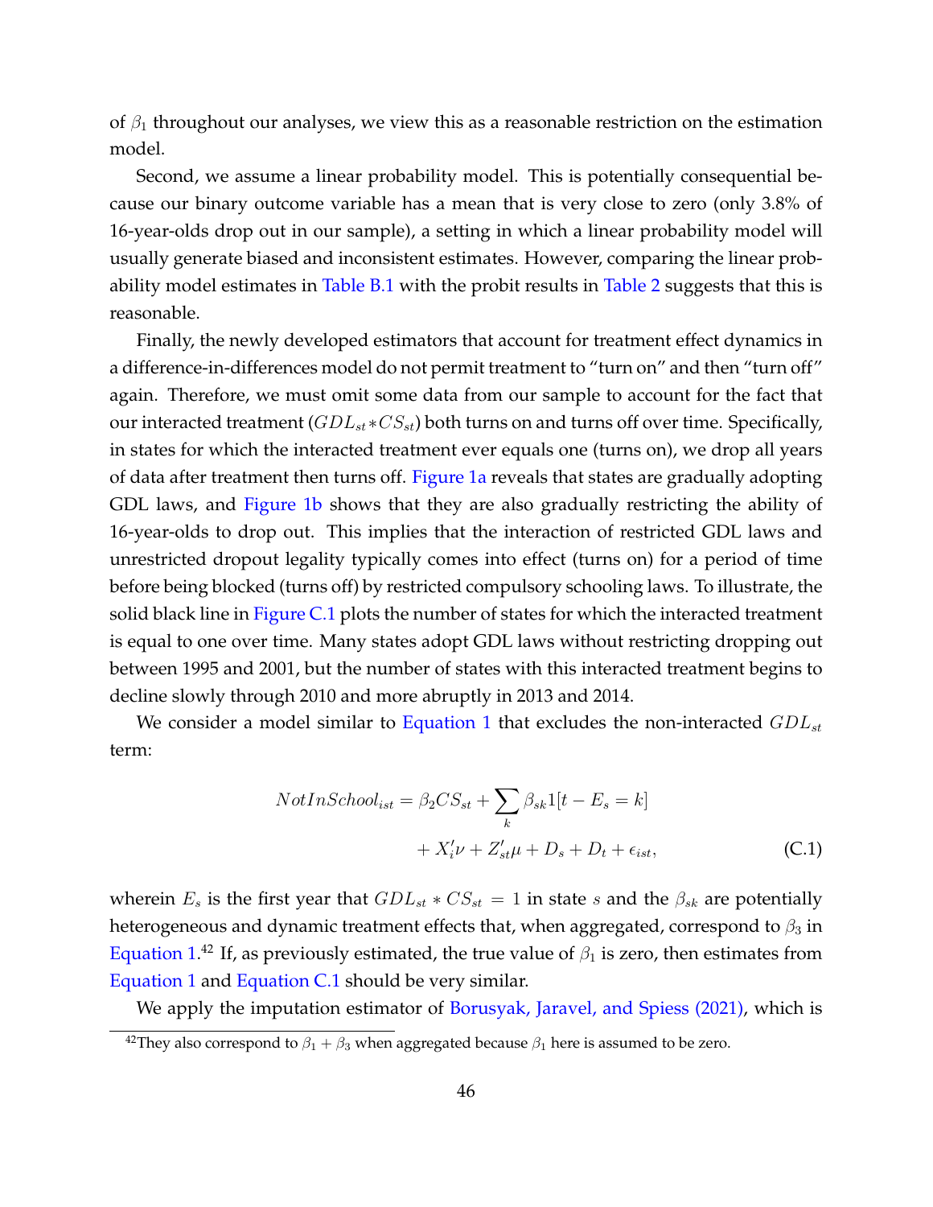of $\beta_1$ throughout our analyses, we view this as a reasonable restriction on the estimation model.

Second, we assume a linear probability model. This is potentially consequential because our binary outcome variable has a mean that is very close to zero (only 3.8% of 16-year-olds drop out in our sample), a setting in which a linear probability model will usually generate biased and inconsistent estimates. However, comparing the linear probability model estimates in Table B.1 with the probit results in Table 2 suggests that this is reasonable.

Finally, the newly developed estimators that account for treatment effect dynamics in a difference-in-differences model do not permit treatment to "turn on" and then "turn off" again. Therefore, we must omit some data from our sample to account for the fact that our interacted treatment ($GDL_{st} * CS_{st}$) both turns on and turns off over time. Specifically, in states for which the interacted treatment ever equals one (turns on), we drop all years of data after treatment then turns off. Figure 1a reveals that states are gradually adopting GDL laws, and Figure 1b shows that they are also gradually restricting the ability of 16-year-olds to drop out. This implies that the interaction of restricted GDL laws and unrestricted dropout legality typically comes into effect (turns on) for a period of time before being blocked (turns off) by restricted compulsory schooling laws. To illustrate, the solid black line in Figure C.1 plots the number of states for which the interacted treatment is equal to one over time. Many states adopt GDL laws without restricting dropping out between 1995 and 2001, but the number of states with this interacted treatment begins to decline slowly through 2010 and more abruptly in 2013 and 2014.

We consider a model similar to Equation 1 that excludes the non-interacted $GDL_{st}$ term:

$$NotInSchool_{ist} = \beta_2 CS_{st} + \sum_k \beta_{sk} 1[t - E_s = k] + X_i'\nu + Z_{st}'\mu + D_s + D_t + \epsilon_{ist}, \tag{C.1}$$

wherein $E_s$ is the first year that $GDL_{st} * CS_{st} = 1$ in state $s$ and the $\beta_{sk}$ are potentially heterogeneous and dynamic treatment effects that, when aggregated, correspond to $\beta_3$ in Equation 1.[42] If, as previously estimated, the true value of $\beta_1$ is zero, then estimates from Equation 1 and Equation C.1 should be very similar.

We apply the imputation estimator of Borusyak, Jaravel, and Spiess (2021), which is

[42] They also correspond to $\beta_1 + \beta_3$ when aggregated because $\beta_1$ here is assumed to be zero.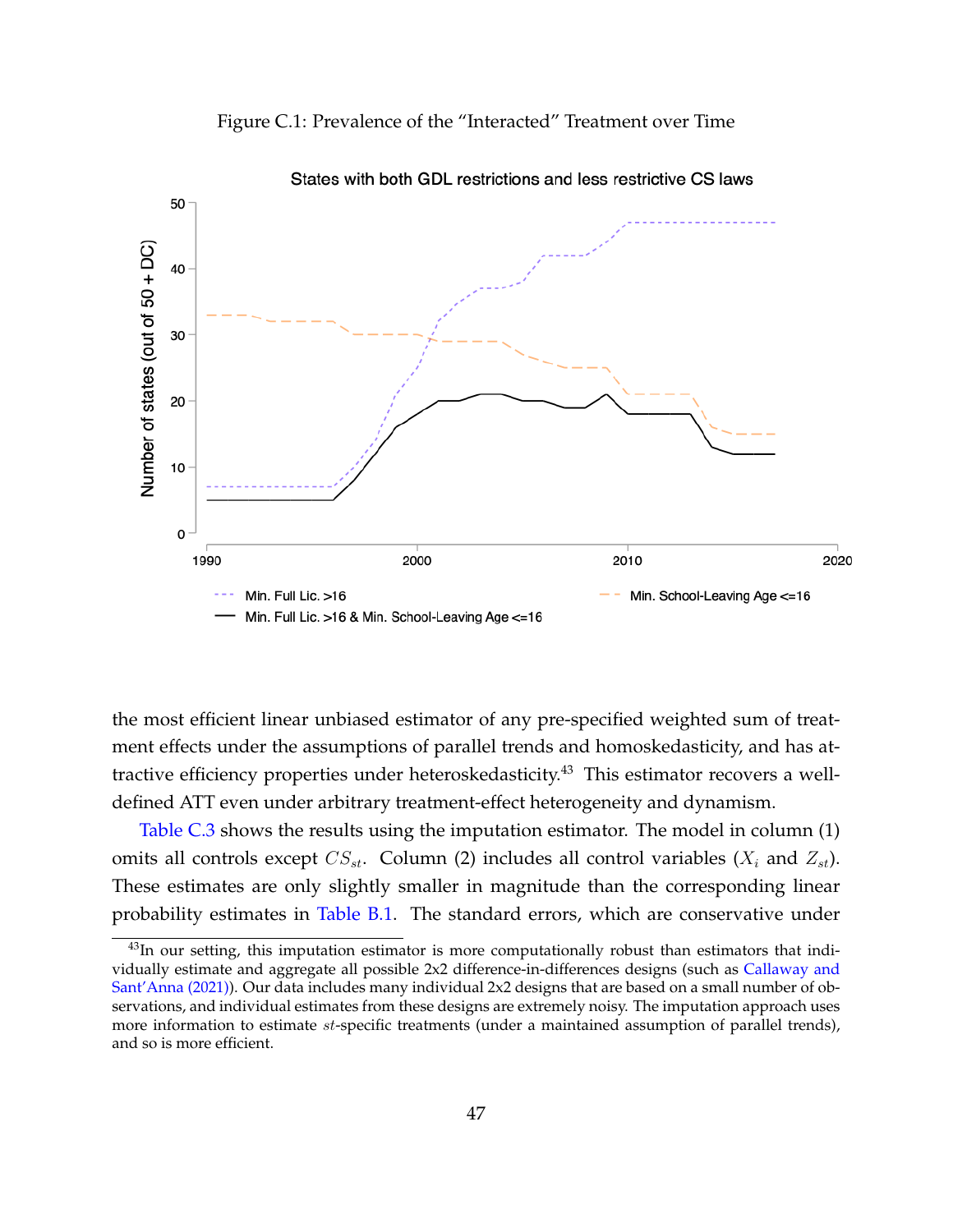Figure C.1: Prevalence of the "Interacted" Treatment over Time

the most efficient linear unbiased estimator of any pre-specified weighted sum of treatment effects under the assumptions of parallel trends and homoskedasticity, and has attractive efficiency properties under heteroskedasticity.[43] This estimator recovers a well-defined ATT even under arbitrary treatment-effect heterogeneity and dynamism.

Table C.3 shows the results using the imputation estimator. The model in column (1) omits all controls except $CS_{st}$. Column (2) includes all control variables ($X_i$ and $Z_{st}$). These estimates are only slightly smaller in magnitude than the corresponding linear probability estimates in Table B.1. The standard errors, which are conservative under

[43] In our setting, this imputation estimator is more computationally robust than estimators that individually estimate and aggregate all possible 2x2 difference-in-differences designs (such as Callaway and Sant'Anna (2021)). Our data includes many individual 2x2 designs that are based on a small number of observations, and individual estimates from these designs are extremely noisy. The imputation approach uses more information to estimate $st$-specific treatments (under a maintained assumption of parallel trends), and so is more efficient.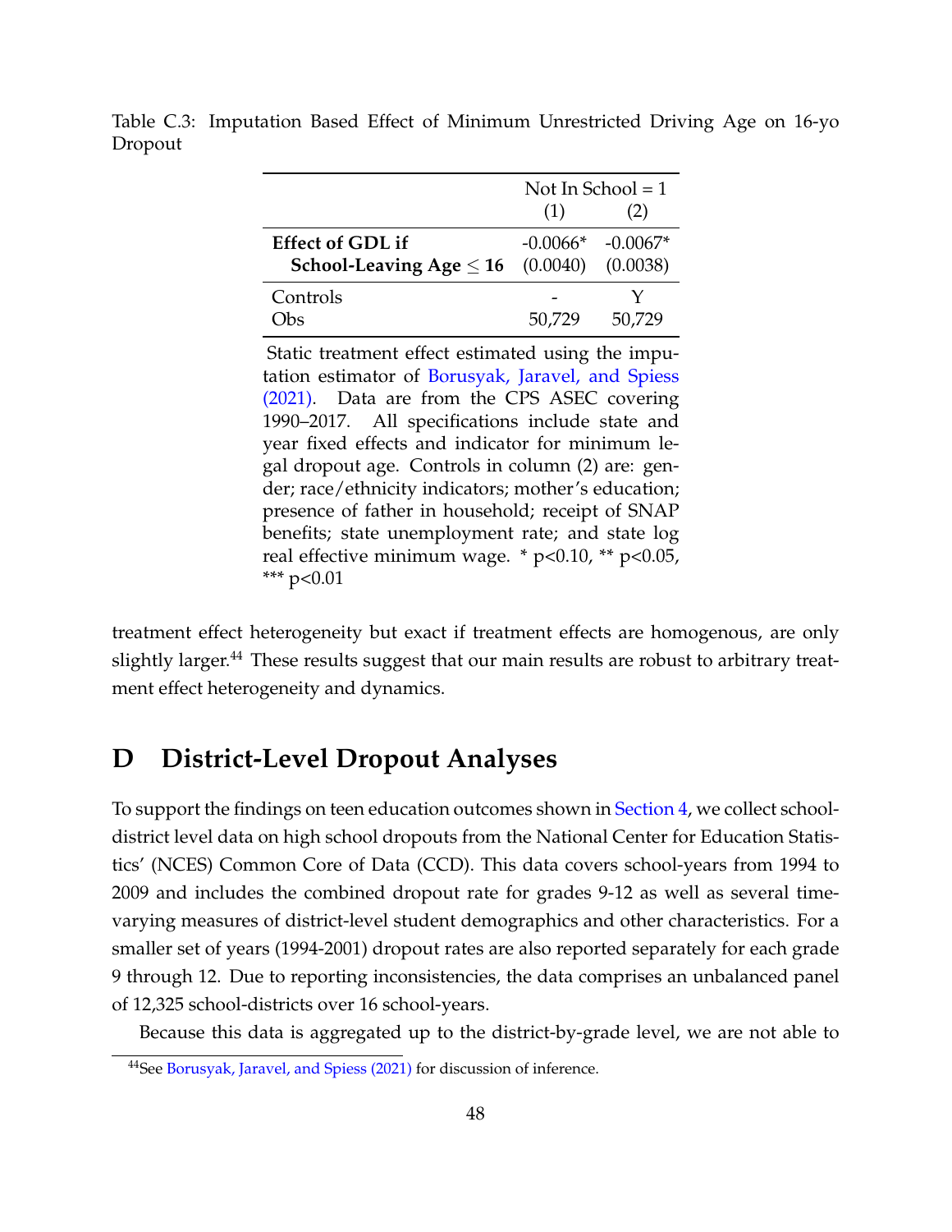Table C.3: Imputation Based Effect of Minimum Unrestricted Driving Age on 16-yo Dropout

| | Not In School = 1 | |
|---|---|---|
| | (1) | (2) |
| **Effect of GDL if School-Leaving Age $\leq$ 16** | -0.0066* | -0.0067* |
| | (0.0040) | (0.0038) |
| Controls | - | Y |
| Obs | 50,729 | 50,729 |

Static treatment effect estimated using the imputation estimator of Borusyak, Jaravel, and Spiess (2021). Data are from the CPS ASEC covering 1990–2017. All specifications include state and year fixed effects and indicator for minimum legal dropout age. Controls in column (2) are: gender; race/ethnicity indicators; mother's education; presence of father in household; receipt of SNAP benefits; state unemployment rate; and state log real effective minimum wage. * p<0.10, ** p<0.05, *** p<0.01

treatment effect heterogeneity but exact if treatment effects are homogenous, are only slightly larger.[44] These results suggest that our main results are robust to arbitrary treatment effect heterogeneity and dynamics.

# D District-Level Dropout Analyses

To support the findings on teen education outcomes shown in Section 4, we collect school-district level data on high school dropouts from the National Center for Education Statistics' (NCES) Common Core of Data (CCD). This data covers school-years from 1994 to 2009 and includes the combined dropout rate for grades 9-12 as well as several time-varying measures of district-level student demographics and other characteristics. For a smaller set of years (1994-2001) dropout rates are also reported separately for each grade 9 through 12. Due to reporting inconsistencies, the data comprises an unbalanced panel of 12,325 school-districts over 16 school-years.

Because this data is aggregated up to the district-by-grade level, we are not able to

[44] See Borusyak, Jaravel, and Spiess (2021) for discussion of inference.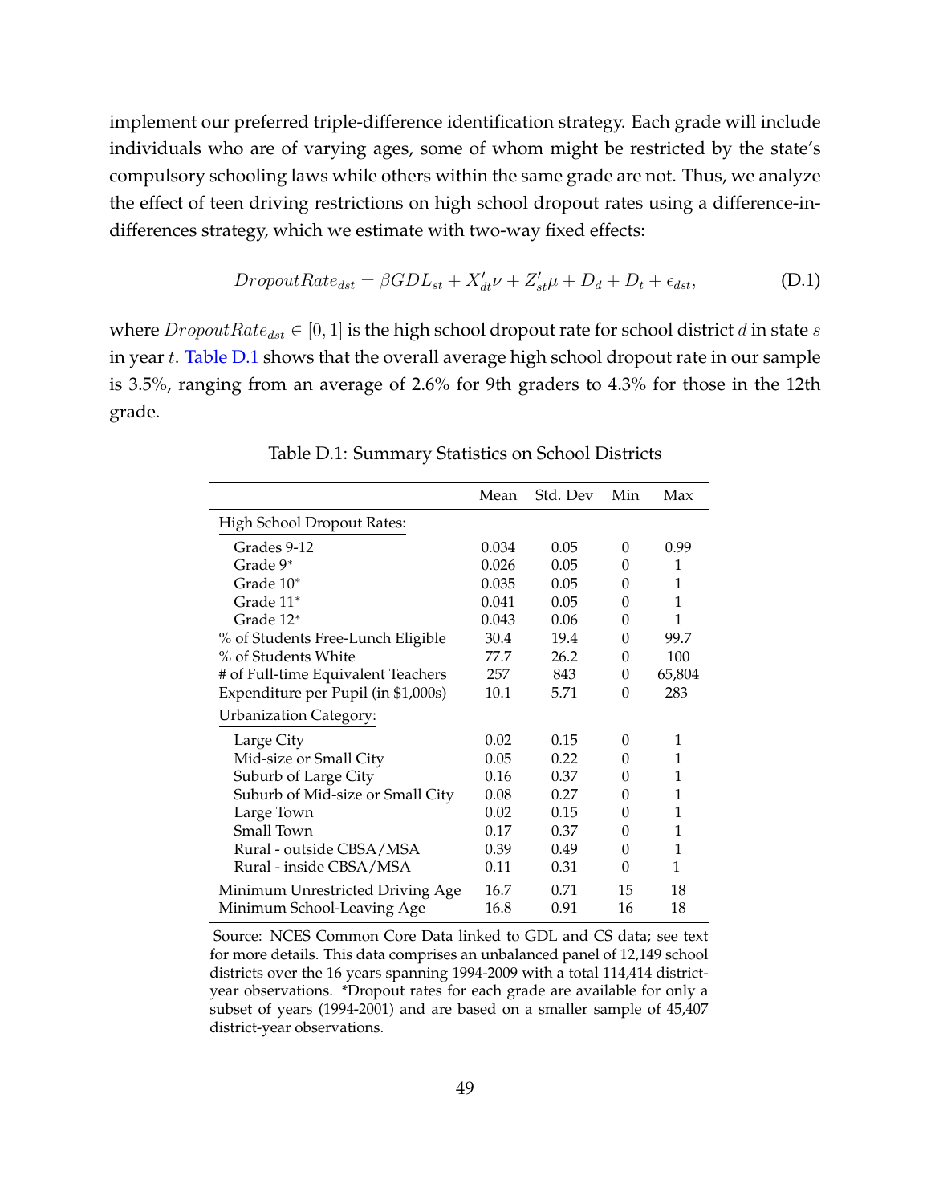implement our preferred triple-difference identification strategy. Each grade will include individuals who are of varying ages, some of whom might be restricted by the state's compulsory schooling laws while others within the same grade are not. Thus, we analyze the effect of teen driving restrictions on high school dropout rates using a difference-in-differences strategy, which we estimate with two-way fixed effects:

$$DropoutRate_{dst} = \beta GDL_{st} + X'_{dt}\nu + Z'_{st}\mu + D_d + D_t + \epsilon_{dst}, \tag{D.1}$$

where $DropoutRate_{dst} \in [0, 1]$ is the high school dropout rate for school district $d$ in state $s$ in year $t$. Table D.1 shows that the overall average high school dropout rate in our sample is 3.5%, ranging from an average of 2.6% for 9th graders to 4.3% for those in the 12th grade.

Table D.1: Summary Statistics on School Districts

| | Mean | Std. Dev | Min | Max |
|---|---|---|---|---|
| High School Dropout Rates: | | | | |
| Grades 9-12 | 0.034 | 0.05 | 0 | 0.99 |
| Grade 9* | 0.026 | 0.05 | 0 | 1 |
| Grade 10* | 0.035 | 0.05 | 0 | 1 |
| Grade 11* | 0.041 | 0.05 | 0 | 1 |
| Grade 12* | 0.043 | 0.06 | 0 | 1 |
| % of Students Free-Lunch Eligible | 30.4 | 19.4 | 0 | 99.7 |
| % of Students White | 77.7 | 26.2 | 0 | 100 |
| # of Full-time Equivalent Teachers | 257 | 843 | 0 | 65,804 |
| Expenditure per Pupil (in $1,000s) | 10.1 | 5.71 | 0 | 283 |
| Urbanization Category: | | | | |
| Large City | 0.02 | 0.15 | 0 | 1 |
| Mid-size or Small City | 0.05 | 0.22 | 0 | 1 |
| Suburb of Large City | 0.16 | 0.37 | 0 | 1 |
| Suburb of Mid-size or Small City | 0.08 | 0.27 | 0 | 1 |
| Large Town | 0.02 | 0.15 | 0 | 1 |
| Small Town | 0.17 | 0.37 | 0 | 1 |
| Rural - outside CBSA/MSA | 0.39 | 0.49 | 0 | 1 |
| Rural - inside CBSA/MSA | 0.11 | 0.31 | 0 | 1 |
| Minimum Unrestricted Driving Age | 16.7 | 0.71 | 15 | 18 |
| Minimum School-Leaving Age | 16.8 | 0.91 | 16 | 18 |

Source: NCES Common Core Data linked to GDL and CS data; see text for more details. This data comprises an unbalanced panel of 12,149 school districts over the 16 years spanning 1994-2009 with a total 114,414 district-year observations. *Dropout rates for each grade are available for only a subset of years (1994-2001) and are based on a smaller sample of 45,407 district-year observations.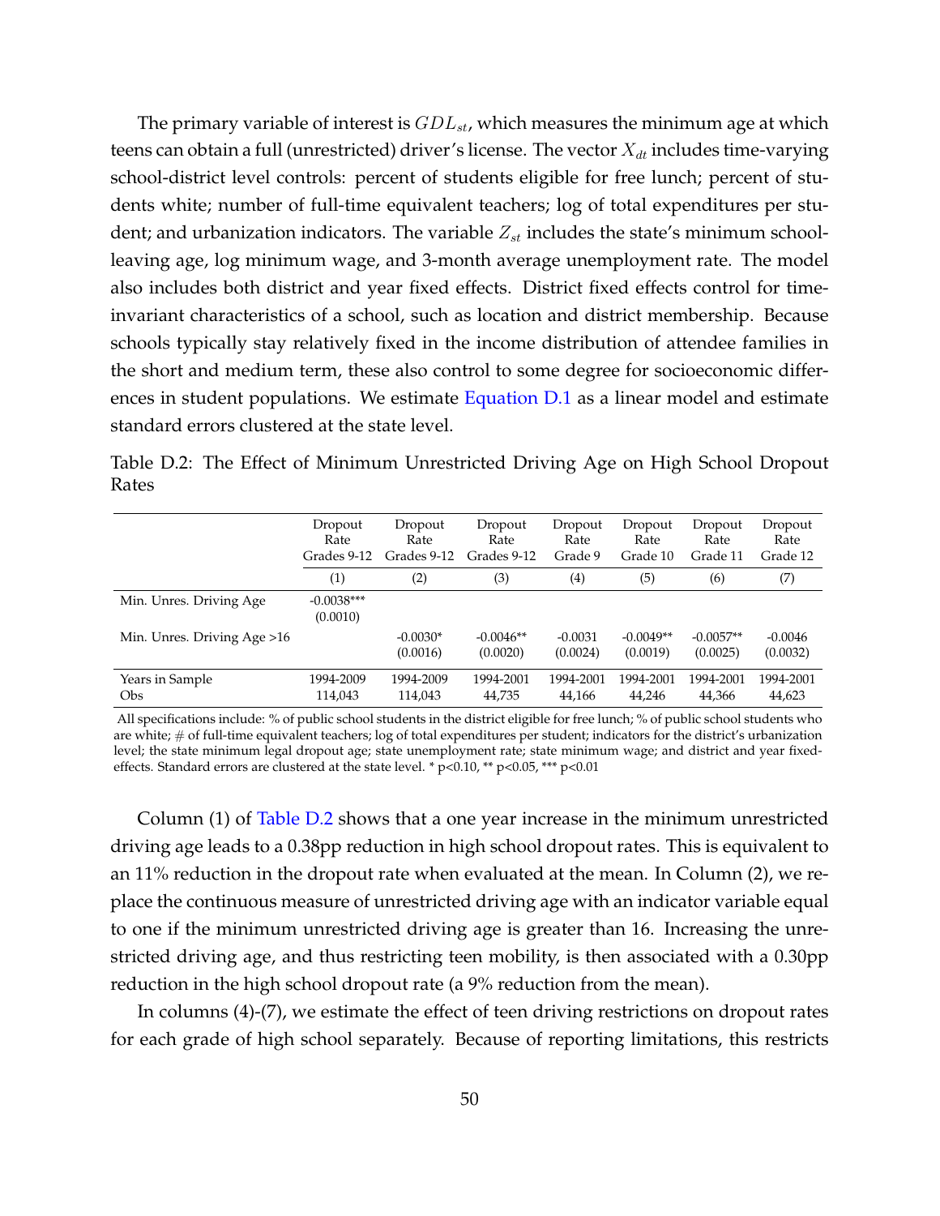The primary variable of interest is $GDL_{st}$, which measures the minimum age at which teens can obtain a full (unrestricted) driver's license. The vector $X_{dt}$ includes time-varying school-district level controls: percent of students eligible for free lunch; percent of students white; number of full-time equivalent teachers; log of total expenditures per student; and urbanization indicators. The variable $Z_{st}$ includes the state's minimum school-leaving age, log minimum wage, and 3-month average unemployment rate. The model also includes both district and year fixed effects. District fixed effects control for time-invariant characteristics of a school, such as location and district membership. Because schools typically stay relatively fixed in the income distribution of attendee families in the short and medium term, these also control to some degree for socioeconomic differences in student populations. We estimate Equation D.1 as a linear model and estimate standard errors clustered at the state level.

Table D.2: The Effect of Minimum Unrestricted Driving Age on High School Dropout Rates

| | Dropout Rate Grades 9-12 | Dropout Rate Grades 9-12 | Dropout Rate Grades 9-12 | Dropout Rate Grade 9 | Dropout Rate Grade 10 | Dropout Rate Grade 11 | Dropout Rate Grade 12 |
|---|---|---|---|---|---|---|---|
| | (1) | (2) | (3) | (4) | (5) | (6) | (7) |
| Min. Unres. Driving Age | -0.0038*** | | | | | | |
| | (0.0010) | | | | | | |
| Min. Unres. Driving Age >16 | | -0.0030* | -0.0046** | -0.0031 | -0.0049** | -0.0057** | -0.0046 |
| | | (0.0016) | (0.0020) | (0.0024) | (0.0019) | (0.0025) | (0.0032) |
| Years in Sample | 1994-2009 | 1994-2009 | 1994-2001 | 1994-2001 | 1994-2001 | 1994-2001 | 1994-2001 |
| Obs | 114,043 | 114,043 | 44,735 | 44,166 | 44,246 | 44,366 | 44,623 |

All specifications include: % of public school students in the district eligible for free lunch; % of public school students who are white; # of full-time equivalent teachers; log of total expenditures per student; indicators for the district's urbanization level; the state minimum legal dropout age; state unemployment rate; state minimum wage; and district and year fixed-effects. Standard errors are clustered at the state level. * p<0.10, ** p<0.05, *** p<0.01

Column (1) of Table D.2 shows that a one year increase in the minimum unrestricted driving age leads to a 0.38pp reduction in high school dropout rates. This is equivalent to an 11% reduction in the dropout rate when evaluated at the mean. In Column (2), we replace the continuous measure of unrestricted driving age with an indicator variable equal to one if the minimum unrestricted driving age is greater than 16. Increasing the unrestricted driving age, and thus restricting teen mobility, is then associated with a 0.30pp reduction in the high school dropout rate (a 9% reduction from the mean).

In columns (4)-(7), we estimate the effect of teen driving restrictions on dropout rates for each grade of high school separately. Because of reporting limitations, this restricts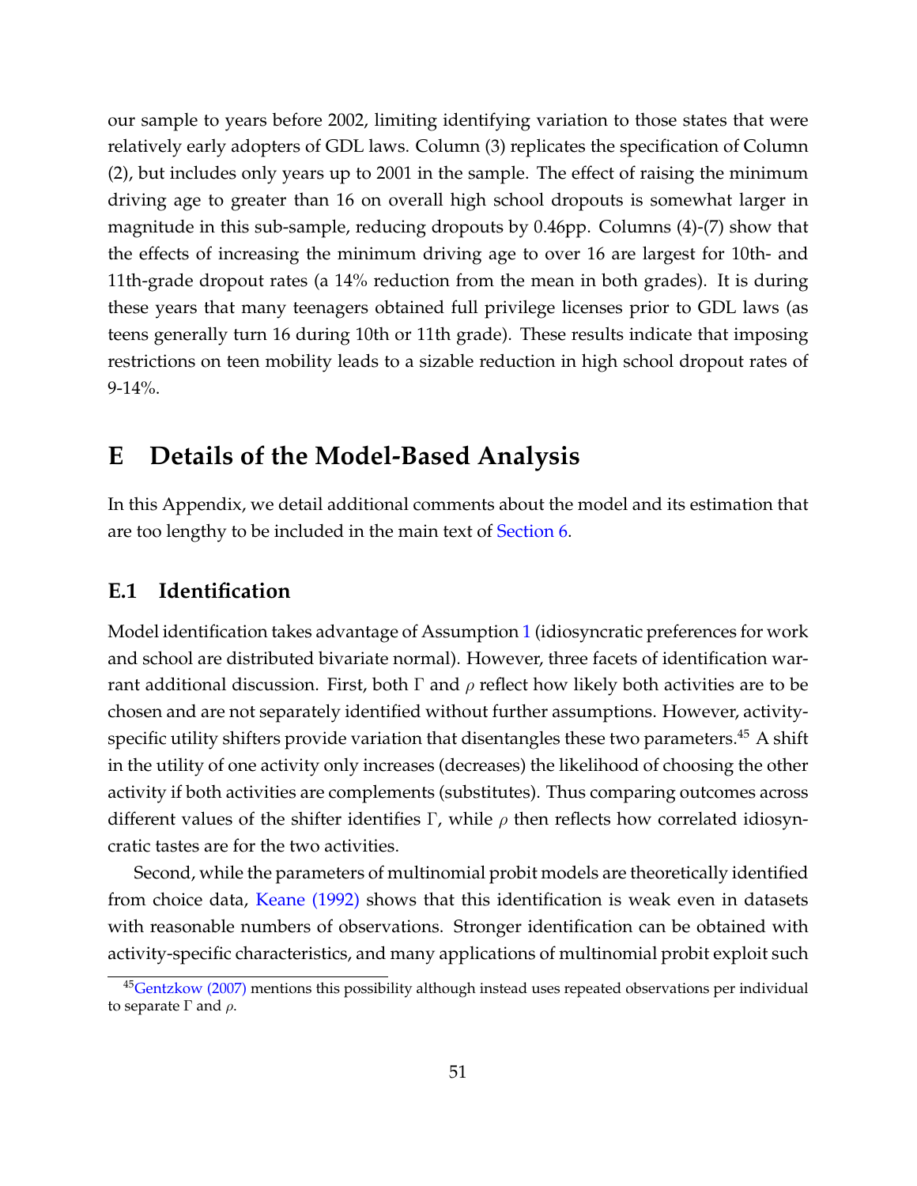our sample to years before 2002, limiting identifying variation to those states that were relatively early adopters of GDL laws. Column (3) replicates the specification of Column (2), but includes only years up to 2001 in the sample. The effect of raising the minimum driving age to greater than 16 on overall high school dropouts is somewhat larger in magnitude in this sub-sample, reducing dropouts by 0.46pp. Columns (4)-(7) show that the effects of increasing the minimum driving age to over 16 are largest for 10th- and 11th-grade dropout rates (a 14% reduction from the mean in both grades). It is during these years that many teenagers obtained full privilege licenses prior to GDL laws (as teens generally turn 16 during 10th or 11th grade). These results indicate that imposing restrictions on teen mobility leads to a sizable reduction in high school dropout rates of 9-14%.

# E Details of the Model-Based Analysis

In this Appendix, we detail additional comments about the model and its estimation that are too lengthy to be included in the main text of Section 6.

## E.1 Identification

Model identification takes advantage of Assumption 1 (idiosyncratic preferences for work and school are distributed bivariate normal). However, three facets of identification warrant additional discussion. First, both $\Gamma$ and $\rho$ reflect how likely both activities are to be chosen and are not separately identified without further assumptions. However, activity-specific utility shifters provide variation that disentangles these two parameters.[45] A shift in the utility of one activity only increases (decreases) the likelihood of choosing the other activity if both activities are complements (substitutes). Thus comparing outcomes across different values of the shifter identifies $\Gamma$, while $\rho$ then reflects how correlated idiosyncratic tastes are for the two activities.

Second, while the parameters of multinomial probit models are theoretically identified from choice data, Keane (1992) shows that this identification is weak even in datasets with reasonable numbers of observations. Stronger identification can be obtained with activity-specific characteristics, and many applications of multinomial probit exploit such

[45] Gentzkow (2007) mentions this possibility although instead uses repeated observations per individual to separate $\Gamma$ and $\rho$.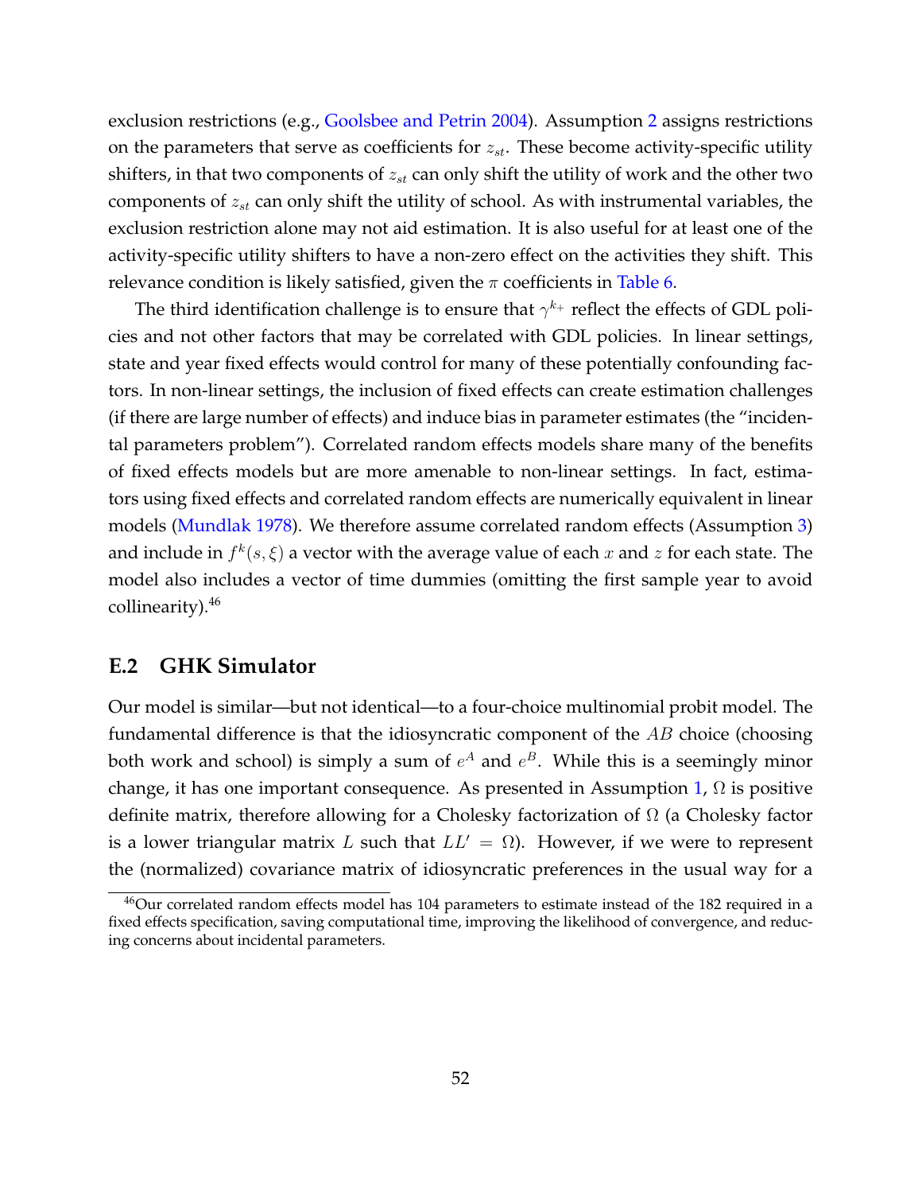exclusion restrictions (e.g., Goolsbee and Petrin 2004). Assumption 2 assigns restrictions on the parameters that serve as coefficients for $z_{st}$. These become activity-specific utility shifters, in that two components of $z_{st}$ can only shift the utility of work and the other two components of $z_{st}$ can only shift the utility of school. As with instrumental variables, the exclusion restriction alone may not aid estimation. It is also useful for at least one of the activity-specific utility shifters to have a non-zero effect on the activities they shift. This relevance condition is likely satisfied, given the $\pi$ coefficients in Table 6.

The third identification challenge is to ensure that $\gamma^{k_+}$ reflect the effects of GDL policies and not other factors that may be correlated with GDL policies. In linear settings, state and year fixed effects would control for many of these potentially confounding factors. In non-linear settings, the inclusion of fixed effects can create estimation challenges (if there are large number of effects) and induce bias in parameter estimates (the "incidental parameters problem"). Correlated random effects models share many of the benefits of fixed effects models but are more amenable to non-linear settings. In fact, estimators using fixed effects and correlated random effects are numerically equivalent in linear models (Mundlak 1978). We therefore assume correlated random effects (Assumption 3) and include in $f^k(s, \xi)$ a vector with the average value of each $x$ and $z$ for each state. The model also includes a vector of time dummies (omitting the first sample year to avoid collinearity).[46]

## E.2 GHK Simulator

Our model is similar—but not identical—to a four-choice multinomial probit model. The fundamental difference is that the idiosyncratic component of the $AB$ choice (choosing both work and school) is simply a sum of $e^A$ and $e^B$. While this is a seemingly minor change, it has one important consequence. As presented in Assumption 1, $\Omega$ is positive definite matrix, therefore allowing for a Cholesky factorization of $\Omega$ (a Cholesky factor is a lower triangular matrix $L$ such that $LL' = \Omega$). However, if we were to represent the (normalized) covariance matrix of idiosyncratic preferences in the usual way for a

[46]Our correlated random effects model has 104 parameters to estimate instead of the 182 required in a fixed effects specification, saving computational time, improving the likelihood of convergence, and reducing concerns about incidental parameters.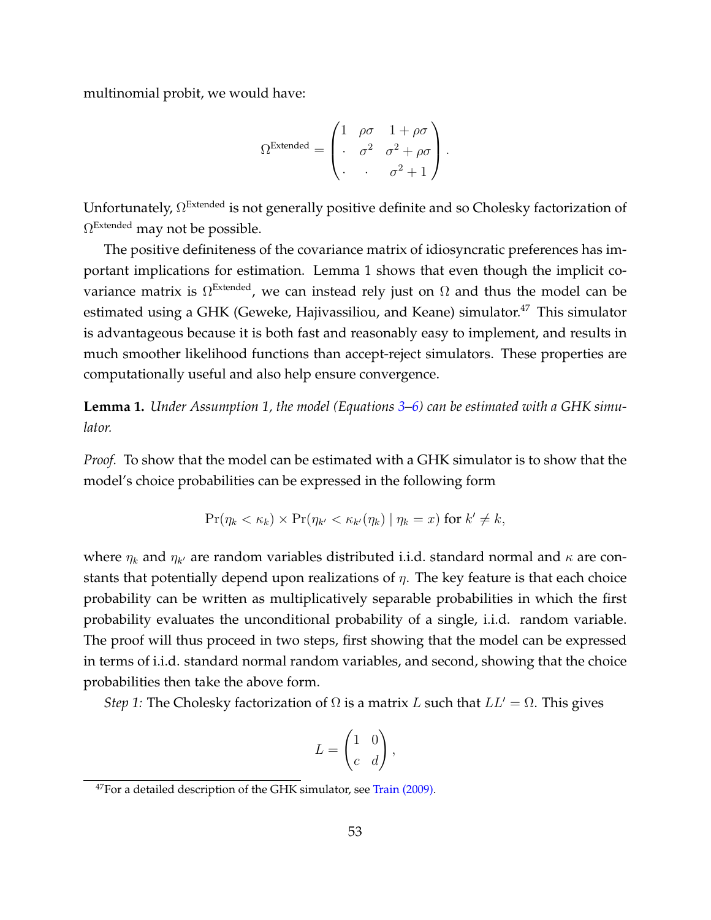multinomial probit, we would have:

$$\Omega^{\text{Extended}} = \begin{pmatrix} 1 & \rho\sigma & 1+\rho\sigma \\ \cdot & \sigma^2 & \sigma^2+\rho\sigma \\ \cdot & \cdot & \sigma^2+1 \end{pmatrix}.$$

Unfortunately, $\Omega^{\text{Extended}}$ is not generally positive definite and so Cholesky factorization of $\Omega^{\text{Extended}}$ may not be possible.

The positive definiteness of the covariance matrix of idiosyncratic preferences has important implications for estimation. Lemma 1 shows that even though the implicit covariance matrix is $\Omega^{\text{Extended}}$, we can instead rely just on $\Omega$ and thus the model can be estimated using a GHK (Geweke, Hajivassiliou, and Keane) simulator.[47] This simulator is advantageous because it is both fast and reasonably easy to implement, and results in much smoother likelihood functions than accept-reject simulators. These properties are computationally useful and also help ensure convergence.

**Lemma 1.** *Under Assumption 1, the model (Equations 3–6) can be estimated with a GHK simulator.*

*Proof.* To show that the model can be estimated with a GHK simulator is to show that the model's choice probabilities can be expressed in the following form

$$\Pr(\eta_k < \kappa_k) \times \Pr(\eta_{k'} < \kappa_{k'}(\eta_k) \mid \eta_k = x) \text{ for } k' \neq k,$$

where $\eta_k$ and $\eta_{k'}$ are random variables distributed i.i.d. standard normal and $\kappa$ are constants that potentially depend upon realizations of $\eta$. The key feature is that each choice probability can be written as multiplicatively separable probabilities in which the first probability evaluates the unconditional probability of a single, i.i.d. random variable. The proof will thus proceed in two steps, first showing that the model can be expressed in terms of i.i.d. standard normal random variables, and second, showing that the choice probabilities then take the above form.

*Step 1:* The Cholesky factorization of $\Omega$ is a matrix $L$ such that $LL' = \Omega$. This gives

$$L = \begin{pmatrix} 1 & 0 \\ c & d \end{pmatrix},$$

[47] For a detailed description of the GHK simulator, see Train (2009).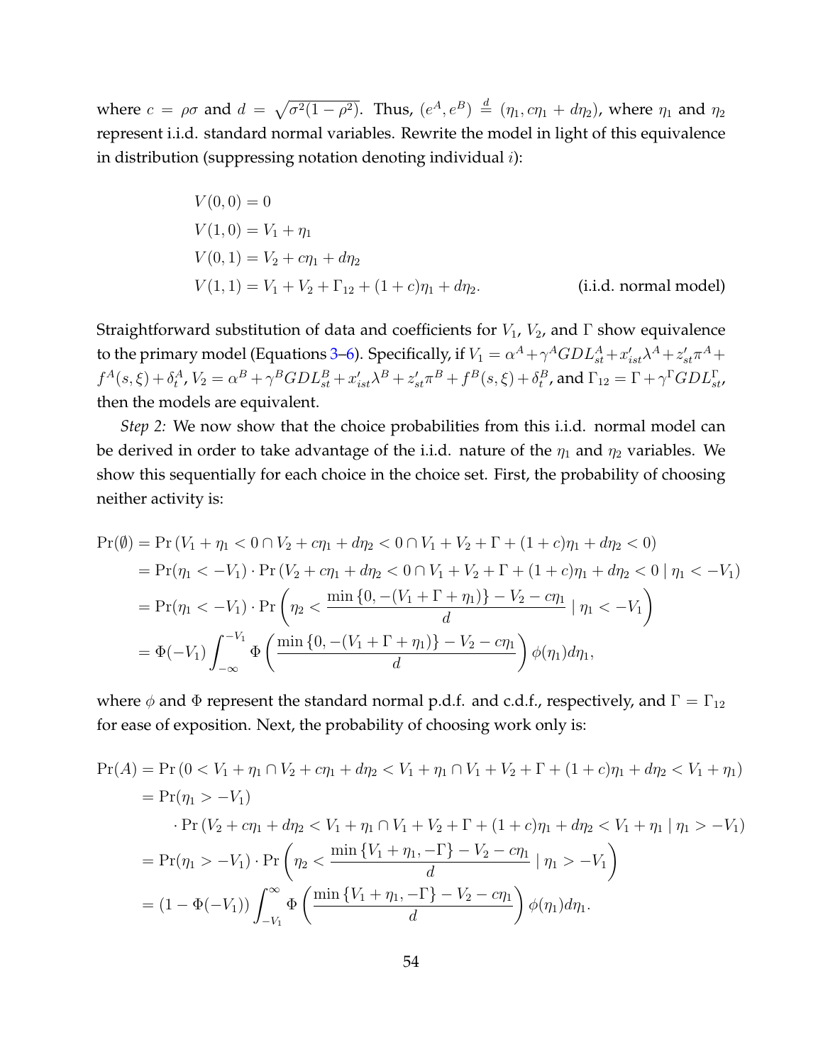where $c = \rho\sigma$ and $d = \sqrt{\sigma^2(1-\rho^2)}$. Thus, $(e^A, e^B) \overset{d}{=} (\eta_1, c\eta_1 + d\eta_2)$, where $\eta_1$ and $\eta_2$ represent i.i.d. standard normal variables. Rewrite the model in light of this equivalence in distribution (suppressing notation denoting individual $i$):

$$
\begin{aligned}
V(0,0) &= 0 \\
V(1,0) &= V_1 + \eta_1 \\
V(0,1) &= V_2 + c\eta_1 + d\eta_2 \\
V(1,1) &= V_1 + V_2 + \Gamma_{12} + (1+c)\eta_1 + d\eta_2. \qquad \text{(i.i.d. normal model)}
\end{aligned}
$$

Straightforward substitution of data and coefficients for $V_1$, $V_2$, and $\Gamma$ show equivalence to the primary model (Equations 3–6). Specifically, if $V_1 = \alpha^A + \gamma^A GDL^A_{st} + x'_{ist}\lambda^A + z'_{st}\pi^A + f^A(s,\xi) + \delta^A_t$, $V_2 = \alpha^B + \gamma^B GDL^B_{st} + x'_{ist}\lambda^B + z'_{st}\pi^B + f^B(s,\xi) + \delta^B_t$, and $\Gamma_{12} = \Gamma + \gamma^\Gamma GDL^\Gamma_{st}$, then the models are equivalent.

*Step 2:* We now show that the choice probabilities from this i.i.d. normal model can be derived in order to take advantage of the i.i.d. nature of the $\eta_1$ and $\eta_2$ variables. We show this sequentially for each choice in the choice set. First, the probability of choosing neither activity is:

$$
\begin{aligned}
\Pr(\emptyset) &= \Pr\left(V_1 + \eta_1 < 0 \cap V_2 + c\eta_1 + d\eta_2 < 0 \cap V_1 + V_2 + \Gamma + (1+c)\eta_1 + d\eta_2 < 0\right) \\
&= \Pr(\eta_1 < -V_1) \cdot \Pr\left(V_2 + c\eta_1 + d\eta_2 < 0 \cap V_1 + V_2 + \Gamma + (1+c)\eta_1 + d\eta_2 < 0 \mid \eta_1 < -V_1\right) \\
&= \Pr(\eta_1 < -V_1) \cdot \Pr\left(\eta_2 < \frac{\min\{0, -(V_1 + \Gamma + \eta_1)\} - V_2 - c\eta_1}{d} \mid \eta_1 < -V_1\right) \\
&= \Phi(-V_1) \int_{-\infty}^{-V_1} \Phi\left(\frac{\min\{0, -(V_1 + \Gamma + \eta_1)\} - V_2 - c\eta_1}{d}\right) \phi(\eta_1) d\eta_1,
\end{aligned}
$$

where $\phi$ and $\Phi$ represent the standard normal p.d.f. and c.d.f., respectively, and $\Gamma = \Gamma_{12}$ for ease of exposition. Next, the probability of choosing work only is:

$$
\begin{aligned}
\Pr(A) &= \Pr\left(0 < V_1 + \eta_1 \cap V_2 + c\eta_1 + d\eta_2 < V_1 + \eta_1 \cap V_1 + V_2 + \Gamma + (1+c)\eta_1 + d\eta_2 < V_1 + \eta_1\right) \\
&= \Pr(\eta_1 > -V_1) \\
&\qquad \cdot \Pr\left(V_2 + c\eta_1 + d\eta_2 < V_1 + \eta_1 \cap V_1 + V_2 + \Gamma + (1+c)\eta_1 + d\eta_2 < V_1 + \eta_1 \mid \eta_1 > -V_1\right) \\
&= \Pr(\eta_1 > -V_1) \cdot \Pr\left(\eta_2 < \frac{\min\{V_1 + \eta_1, -\Gamma\} - V_2 - c\eta_1}{d} \mid \eta_1 > -V_1\right) \\
&= (1 - \Phi(-V_1)) \int_{-V_1}^{\infty} \Phi\left(\frac{\min\{V_1 + \eta_1, -\Gamma\} - V_2 - c\eta_1}{d}\right) \phi(\eta_1) d\eta_1.
\end{aligned}
$$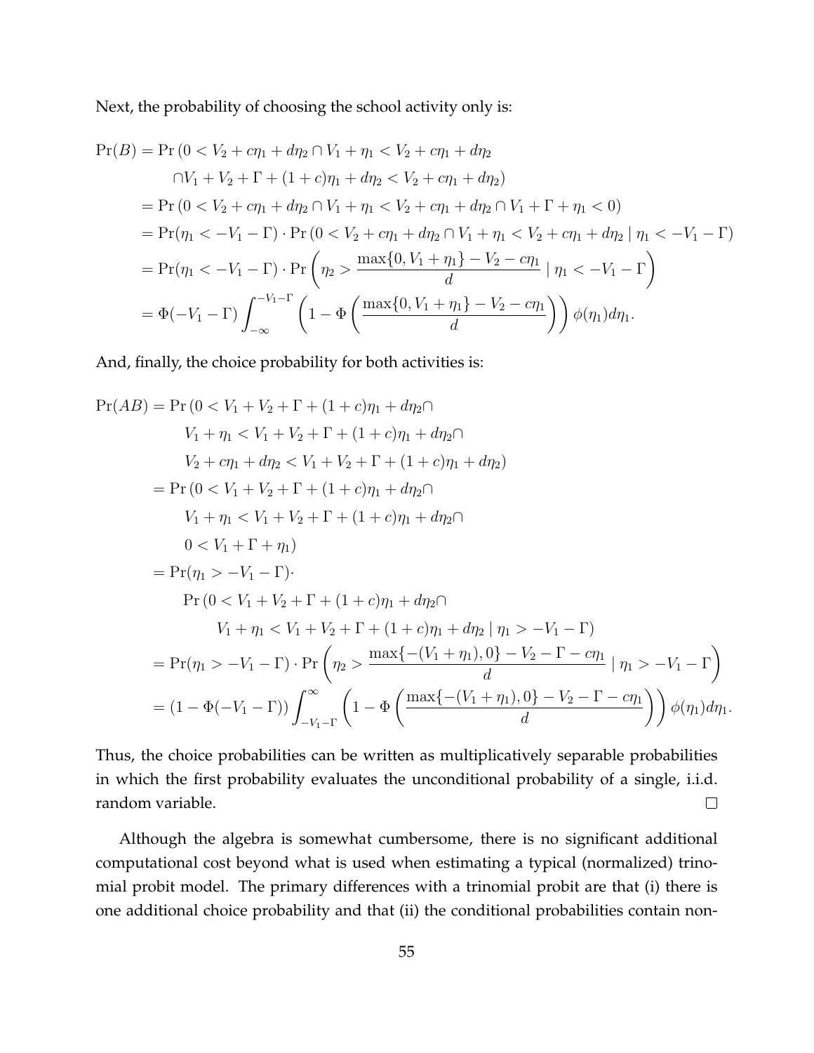Next, the probability of choosing the school activity only is:

$$
\begin{aligned}
\Pr(B) &= \Pr\left(0 < V_2 + c\eta_1 + d\eta_2 \cap V_1 + \eta_1 < V_2 + c\eta_1 + d\eta_2 \right.\\
&\qquad \left. \cap V_1 + V_2 + \Gamma + (1+c)\eta_1 + d\eta_2 < V_2 + c\eta_1 + d\eta_2\right) \\
&= \Pr\left(0 < V_2 + c\eta_1 + d\eta_2 \cap V_1 + \eta_1 < V_2 + c\eta_1 + d\eta_2 \cap V_1 + \Gamma + \eta_1 < 0\right) \\
&= \Pr(\eta_1 < -V_1 - \Gamma) \cdot \Pr\left(0 < V_2 + c\eta_1 + d\eta_2 \cap V_1 + \eta_1 < V_2 + c\eta_1 + d\eta_2 \mid \eta_1 < -V_1 - \Gamma\right) \\
&= \Pr(\eta_1 < -V_1 - \Gamma) \cdot \Pr\left(\eta_2 > \frac{\max\{0, V_1 + \eta_1\} - V_2 - c\eta_1}{d} \mid \eta_1 < -V_1 - \Gamma\right) \\
&= \Phi(-V_1 - \Gamma) \int_{-\infty}^{-V_1 - \Gamma} \left(1 - \Phi\left(\frac{\max\{0, V_1 + \eta_1\} - V_2 - c\eta_1}{d}\right)\right) \phi(\eta_1) d\eta_1.
\end{aligned}
$$

And, finally, the choice probability for both activities is:

$$
\begin{aligned}
\Pr(AB) &= \Pr\left(0 < V_1 + V_2 + \Gamma + (1+c)\eta_1 + d\eta_2 \cap \right.\\
&\qquad V_1 + \eta_1 < V_1 + V_2 + \Gamma + (1+c)\eta_1 + d\eta_2 \cap \\
&\qquad \left. V_2 + c\eta_1 + d\eta_2 < V_1 + V_2 + \Gamma + (1+c)\eta_1 + d\eta_2\right) \\
&= \Pr\left(0 < V_1 + V_2 + \Gamma + (1+c)\eta_1 + d\eta_2 \cap \right.\\
&\qquad V_1 + \eta_1 < V_1 + V_2 + \Gamma + (1+c)\eta_1 + d\eta_2 \cap \\
&\qquad \left. 0 < V_1 + \Gamma + \eta_1\right) \\
&= \Pr(\eta_1 > -V_1 - \Gamma) \cdot \\
&\qquad \Pr\left(0 < V_1 + V_2 + \Gamma + (1+c)\eta_1 + d\eta_2 \cap \right.\\
&\qquad\qquad \left. V_1 + \eta_1 < V_1 + V_2 + \Gamma + (1+c)\eta_1 + d\eta_2 \mid \eta_1 > -V_1 - \Gamma\right) \\
&= \Pr(\eta_1 > -V_1 - \Gamma) \cdot \Pr\left(\eta_2 > \frac{\max\{-(V_1 + \eta_1), 0\} - V_2 - \Gamma - c\eta_1}{d} \mid \eta_1 > -V_1 - \Gamma\right) \\
&= (1 - \Phi(-V_1 - \Gamma)) \int_{-V_1 - \Gamma}^{\infty} \left(1 - \Phi\left(\frac{\max\{-(V_1 + \eta_1), 0\} - V_2 - \Gamma - c\eta_1}{d}\right)\right) \phi(\eta_1) d\eta_1.
\end{aligned}
$$

Thus, the choice probabilities can be written as multiplicatively separable probabilities in which the first probability evaluates the unconditional probability of a single, i.i.d. random variable. □

Although the algebra is somewhat cumbersome, there is no significant additional computational cost beyond what is used when estimating a typical (normalized) trinomial probit model. The primary differences with a trinomial probit are that (i) there is one additional choice probability and that (ii) the conditional probabilities contain non-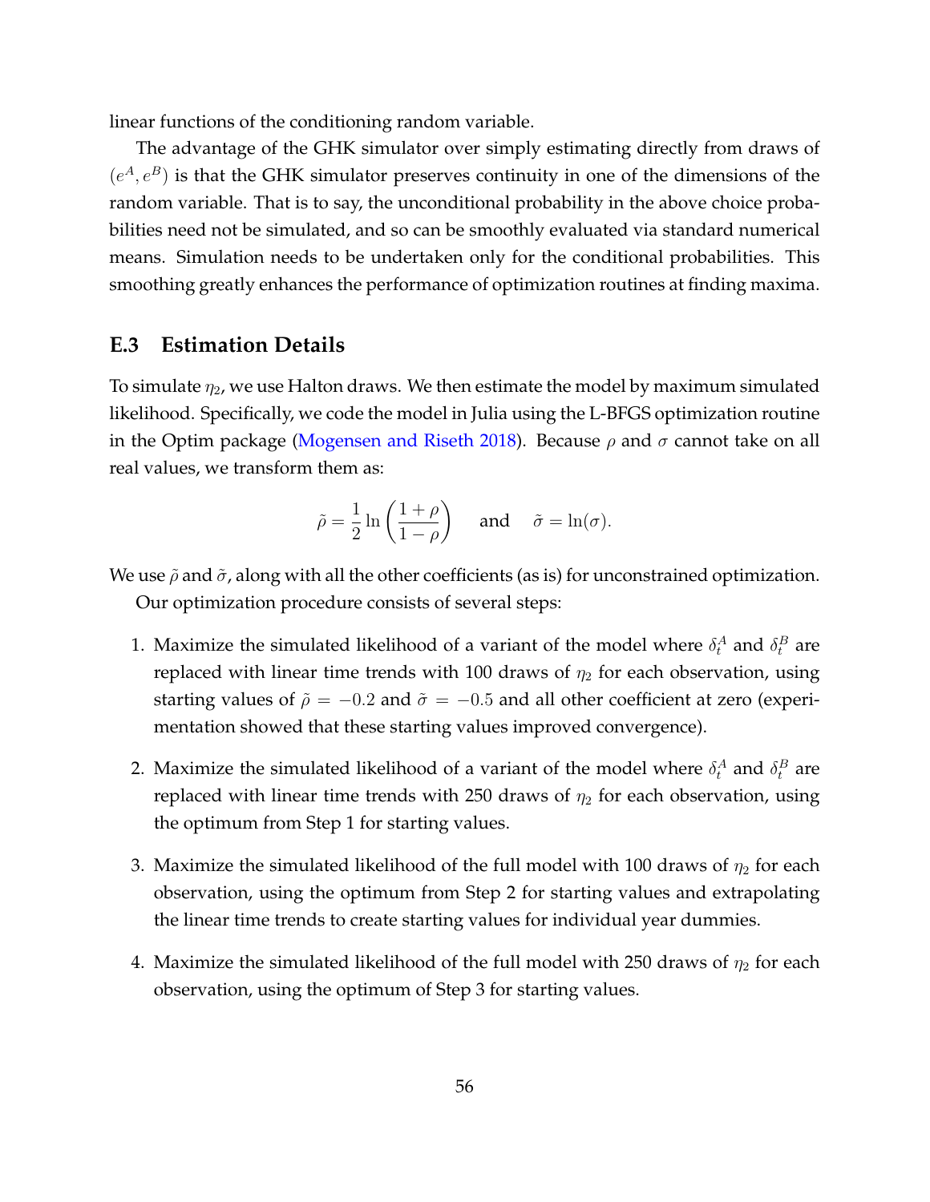linear functions of the conditioning random variable.

The advantage of the GHK simulator over simply estimating directly from draws of $(e^A, e^B)$ is that the GHK simulator preserves continuity in one of the dimensions of the random variable. That is to say, the unconditional probability in the above choice probabilities need not be simulated, and so can be smoothly evaluated via standard numerical means. Simulation needs to be undertaken only for the conditional probabilities. This smoothing greatly enhances the performance of optimization routines at finding maxima.

### E.3 Estimation Details

To simulate $\eta_2$, we use Halton draws. We then estimate the model by maximum simulated likelihood. Specifically, we code the model in Julia using the L-BFGS optimization routine in the Optim package (Mogensen and Riseth 2018). Because $\rho$ and $\sigma$ cannot take on all real values, we transform them as:

$$\tilde{\rho} = \frac{1}{2} \ln \left( \frac{1 + \rho}{1 - \rho} \right) \quad \text{and} \quad \tilde{\sigma} = \ln(\sigma).$$

We use $\tilde{\rho}$ and $\tilde{\sigma}$, along with all the other coefficients (as is) for unconstrained optimization.

Our optimization procedure consists of several steps:

1. Maximize the simulated likelihood of a variant of the model where $\delta_t^A$ and $\delta_t^B$ are replaced with linear time trends with 100 draws of $\eta_2$ for each observation, using starting values of $\tilde{\rho} = -0.2$ and $\tilde{\sigma} = -0.5$ and all other coefficient at zero (experimentation showed that these starting values improved convergence).
2. Maximize the simulated likelihood of a variant of the model where $\delta_t^A$ and $\delta_t^B$ are replaced with linear time trends with 250 draws of $\eta_2$ for each observation, using the optimum from Step 1 for starting values.
3. Maximize the simulated likelihood of the full model with 100 draws of $\eta_2$ for each observation, using the optimum from Step 2 for starting values and extrapolating the linear time trends to create starting values for individual year dummies.
4. Maximize the simulated likelihood of the full model with 250 draws of $\eta_2$ for each observation, using the optimum of Step 3 for starting values.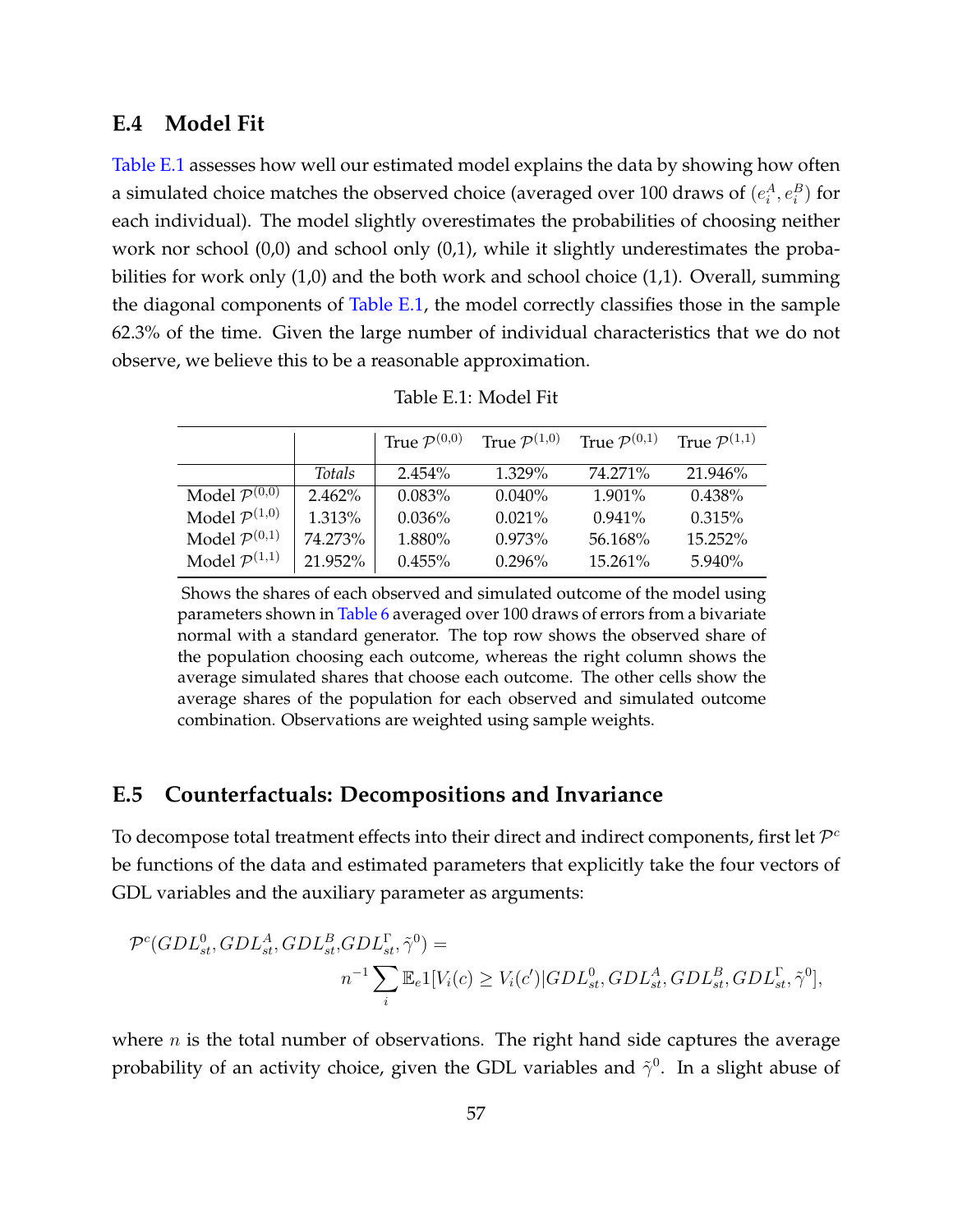## E.4 Model Fit

Table E.1 assesses how well our estimated model explains the data by showing how often a simulated choice matches the observed choice (averaged over 100 draws of $(e_i^A, e_i^B)$ for each individual). The model slightly overestimates the probabilities of choosing neither work nor school (0,0) and school only (0,1), while it slightly underestimates the probabilities for work only (1,0) and the both work and school choice (1,1). Overall, summing the diagonal components of Table E.1, the model correctly classifies those in the sample 62.3% of the time. Given the large number of individual characteristics that we do not observe, we believe this to be a reasonable approximation.

Table E.1: Model Fit

| | | True $\mathcal{P}^{(0,0)}$ | True $\mathcal{P}^{(1,0)}$ | True $\mathcal{P}^{(0,1)}$ | True $\mathcal{P}^{(1,1)}$ |
|---|---|---|---|---|---|
| | *Totals* | 2.454% | 1.329% | 74.271% | 21.946% |
| Model $\mathcal{P}^{(0,0)}$ | 2.462% | 0.083% | 0.040% | 1.901% | 0.438% |
| Model $\mathcal{P}^{(1,0)}$ | 1.313% | 0.036% | 0.021% | 0.941% | 0.315% |
| Model $\mathcal{P}^{(0,1)}$ | 74.273% | 1.880% | 0.973% | 56.168% | 15.252% |
| Model $\mathcal{P}^{(1,1)}$ | 21.952% | 0.455% | 0.296% | 15.261% | 5.940% |

Shows the shares of each observed and simulated outcome of the model using parameters shown in Table 6 averaged over 100 draws of errors from a bivariate normal with a standard generator. The top row shows the observed share of the population choosing each outcome, whereas the right column shows the average simulated shares that choose each outcome. The other cells show the average shares of the population for each observed and simulated outcome combination. Observations are weighted using sample weights.

## E.5 Counterfactuals: Decompositions and Invariance

To decompose total treatment effects into their direct and indirect components, first let $\mathcal{P}^c$ be functions of the data and estimated parameters that explicitly take the four vectors of GDL variables and the auxiliary parameter as arguments:

$$\mathcal{P}^c(GDL_{st}^0, GDL_{st}^A, GDL_{st}^B, GDL_{st}^\Gamma, \tilde{\gamma}^0) = n^{-1}\sum_i \mathbb{E}_e 1[V_i(c) \geq V_i(c')|GDL_{st}^0, GDL_{st}^A, GDL_{st}^B, GDL_{st}^\Gamma, \tilde{\gamma}^0],$$

where $n$ is the total number of observations. The right hand side captures the average probability of an activity choice, given the GDL variables and $\tilde{\gamma}^0$. In a slight abuse of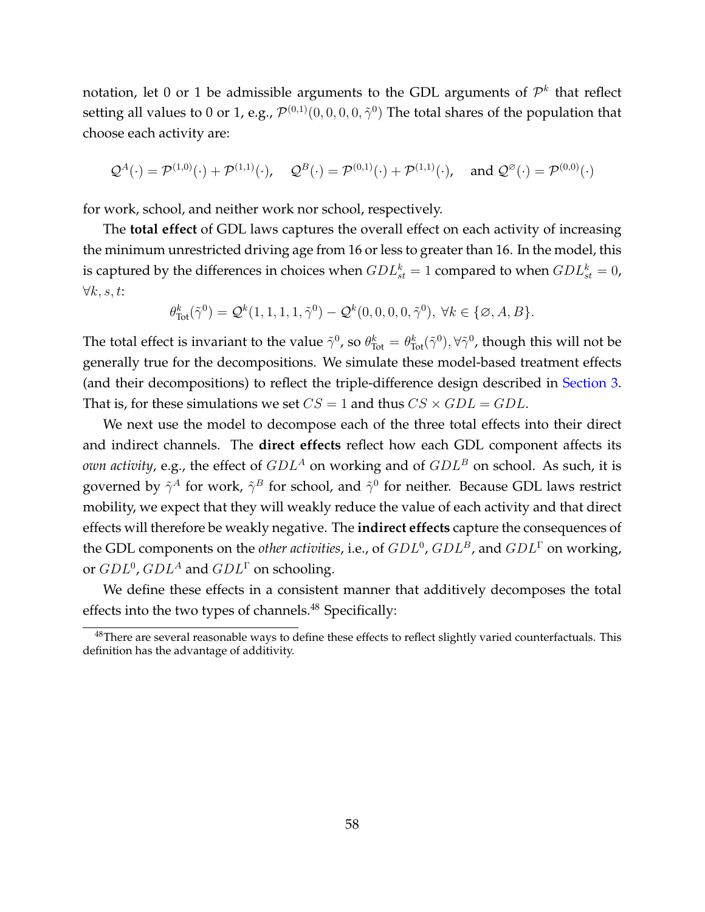notation, let 0 or 1 be admissible arguments to the GDL arguments of $\mathcal{P}^k$ that reflect setting all values to 0 or 1, e.g., $\mathcal{P}^{(0,1)}(0,0,0,0,\tilde{\gamma}^0)$ The total shares of the population that choose each activity are:

$$\mathcal{Q}^A(\cdot) = \mathcal{P}^{(1,0)}(\cdot) + \mathcal{P}^{(1,1)}(\cdot), \quad \mathcal{Q}^B(\cdot) = \mathcal{P}^{(0,1)}(\cdot) + \mathcal{P}^{(1,1)}(\cdot), \quad \text{and } \mathcal{Q}^{\varnothing}(\cdot) = \mathcal{P}^{(0,0)}(\cdot)$$

for work, school, and neither work nor school, respectively.

The **total effect** of GDL laws captures the overall effect on each activity of increasing the minimum unrestricted driving age from 16 or less to greater than 16. In the model, this is captured by the differences in choices when $GDL^k_{st} = 1$ compared to when $GDL^k_{st} = 0$, $\forall k, s, t$:

$$\theta^k_{\text{Tot}}(\tilde{\gamma}^0) = \mathcal{Q}^k(1,1,1,1,\tilde{\gamma}^0) - \mathcal{Q}^k(0,0,0,0,\tilde{\gamma}^0), \; \forall k \in \{\varnothing, A, B\}.$$

The total effect is invariant to the value $\tilde{\gamma}^0$, so $\theta^k_{\text{Tot}} = \theta^k_{\text{Tot}}(\tilde{\gamma}^0), \forall \tilde{\gamma}^0$, though this will not be generally true for the decompositions. We simulate these model-based treatment effects (and their decompositions) to reflect the triple-difference design described in Section 3. That is, for these simulations we set $CS = 1$ and thus $CS \times GDL = GDL$.

We next use the model to decompose each of the three total effects into their direct and indirect channels. The **direct effects** reflect how each GDL component affects its *own activity*, e.g., the effect of $GDL^A$ on working and of $GDL^B$ on school. As such, it is governed by $\tilde{\gamma}^A$ for work, $\tilde{\gamma}^B$ for school, and $\tilde{\gamma}^0$ for neither. Because GDL laws restrict mobility, we expect that they will weakly reduce the value of each activity and that direct effects will therefore be weakly negative. The **indirect effects** capture the consequences of the GDL components on the *other activities*, i.e., of $GDL^0$, $GDL^B$, and $GDL^\Gamma$ on working, or $GDL^0$, $GDL^A$ and $GDL^\Gamma$ on schooling.

We define these effects in a consistent manner that additively decomposes the total effects into the two types of channels.[48] Specifically:

[48]There are several reasonable ways to define these effects to reflect slightly varied counterfactuals. This definition has the advantage of additivity.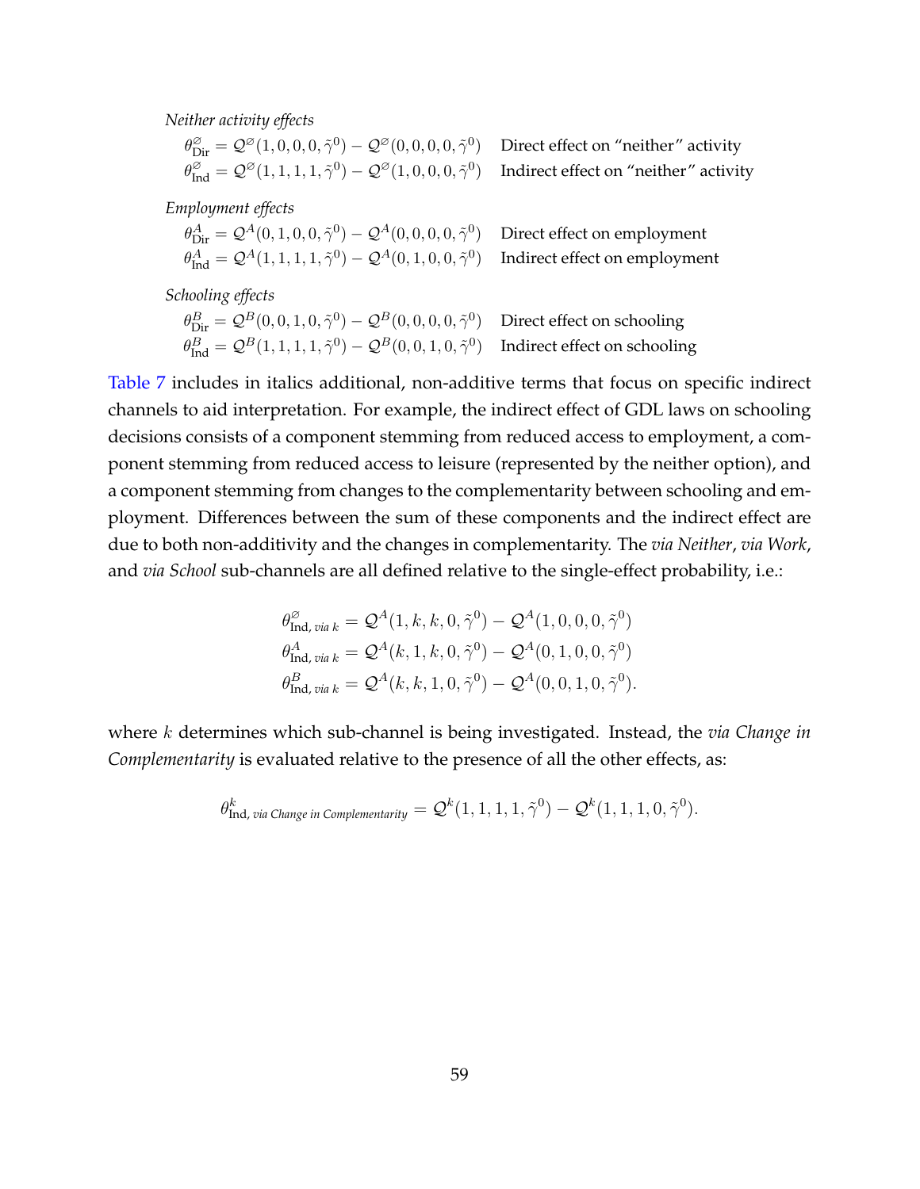*Neither activity effects*

$\theta^{\varnothing}_{\text{Dir}} = \mathcal{Q}^{\varnothing}(1,0,0,0,\tilde{\gamma}^0) - \mathcal{Q}^{\varnothing}(0,0,0,0,\tilde{\gamma}^0)$ Direct effect on "neither" activity

$\theta^{\varnothing}_{\text{Ind}} = \mathcal{Q}^{\varnothing}(1,1,1,1,\tilde{\gamma}^0) - \mathcal{Q}^{\varnothing}(1,0,0,0,\tilde{\gamma}^0)$ Indirect effect on "neither" activity

*Employment effects*

$\theta^{A}_{\text{Dir}} = \mathcal{Q}^{A}(0,1,0,0,\tilde{\gamma}^0) - \mathcal{Q}^{A}(0,0,0,0,\tilde{\gamma}^0)$ Direct effect on employment

$\theta^{A}_{\text{Ind}} = \mathcal{Q}^{A}(1,1,1,1,\tilde{\gamma}^0) - \mathcal{Q}^{A}(0,1,0,0,\tilde{\gamma}^0)$ Indirect effect on employment

*Schooling effects*

$\theta^{B}_{\text{Dir}} = \mathcal{Q}^{B}(0,0,1,0,\tilde{\gamma}^0) - \mathcal{Q}^{B}(0,0,0,0,\tilde{\gamma}^0)$ Direct effect on schooling

$\theta^{B}_{\text{Ind}} = \mathcal{Q}^{B}(1,1,1,1,\tilde{\gamma}^0) - \mathcal{Q}^{B}(0,0,1,0,\tilde{\gamma}^0)$ Indirect effect on schooling

Table 7 includes in italics additional, non-additive terms that focus on specific indirect channels to aid interpretation. For example, the indirect effect of GDL laws on schooling decisions consists of a component stemming from reduced access to employment, a component stemming from reduced access to leisure (represented by the neither option), and a component stemming from changes to the complementarity between schooling and employment. Differences between the sum of these components and the indirect effect are due to both non-additivity and the changes in complementarity. The *via Neither*, *via Work*, and *via School* sub-channels are all defined relative to the single-effect probability, i.e.:

$$\theta^{\varnothing}_{\text{Ind, } \textit{via } k} = \mathcal{Q}^{A}(1,k,k,0,\tilde{\gamma}^0) - \mathcal{Q}^{A}(1,0,0,0,\tilde{\gamma}^0)$$
$$\theta^{A}_{\text{Ind, } \textit{via } k} = \mathcal{Q}^{A}(k,1,k,0,\tilde{\gamma}^0) - \mathcal{Q}^{A}(0,1,0,0,\tilde{\gamma}^0)$$
$$\theta^{B}_{\text{Ind, } \textit{via } k} = \mathcal{Q}^{A}(k,k,1,0,\tilde{\gamma}^0) - \mathcal{Q}^{A}(0,0,1,0,\tilde{\gamma}^0).$$

where $k$ determines which sub-channel is being investigated. Instead, the *via Change in Complementarity* is evaluated relative to the presence of all the other effects, as:

$$\theta^{k}_{\text{Ind, } \textit{via Change in Complementarity}} = \mathcal{Q}^{k}(1,1,1,1,\tilde{\gamma}^0) - \mathcal{Q}^{k}(1,1,1,0,\tilde{\gamma}^0).$$